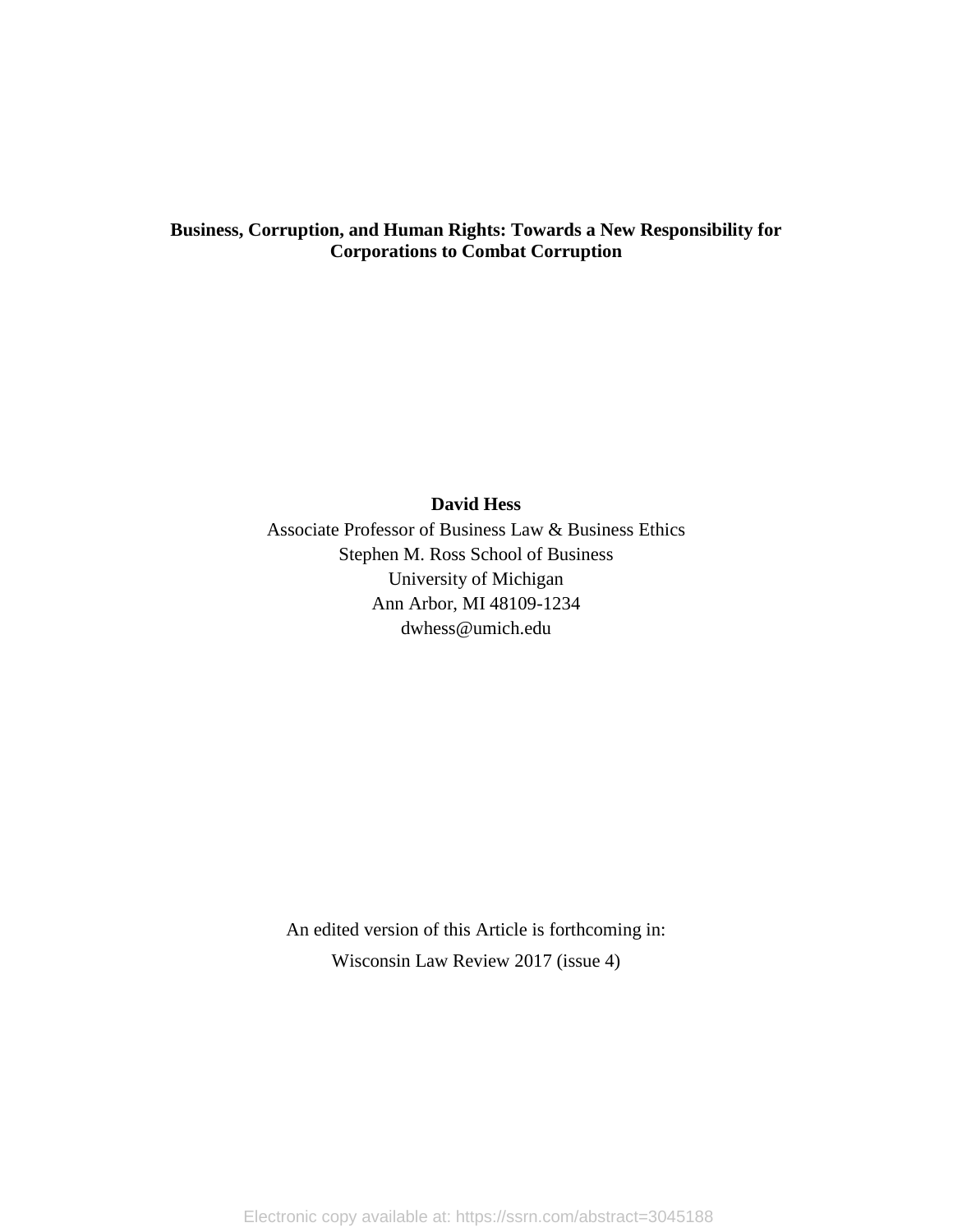# Business, Corruption, and Human Rights: Towards a New Responsibility for Corporations to Combat Corruption

**David Hess**

Associate Professor of Business Law & Business Ethics
Stephen M. Ross School of Business
University of Michigan
Ann Arbor, MI 48109-1234
dwhess@umich.edu

An edited version of this Article is forthcoming in:
Wisconsin Law Review 2017 (issue 4)

Electronic copy available at: https://ssrn.com/abstract=3045188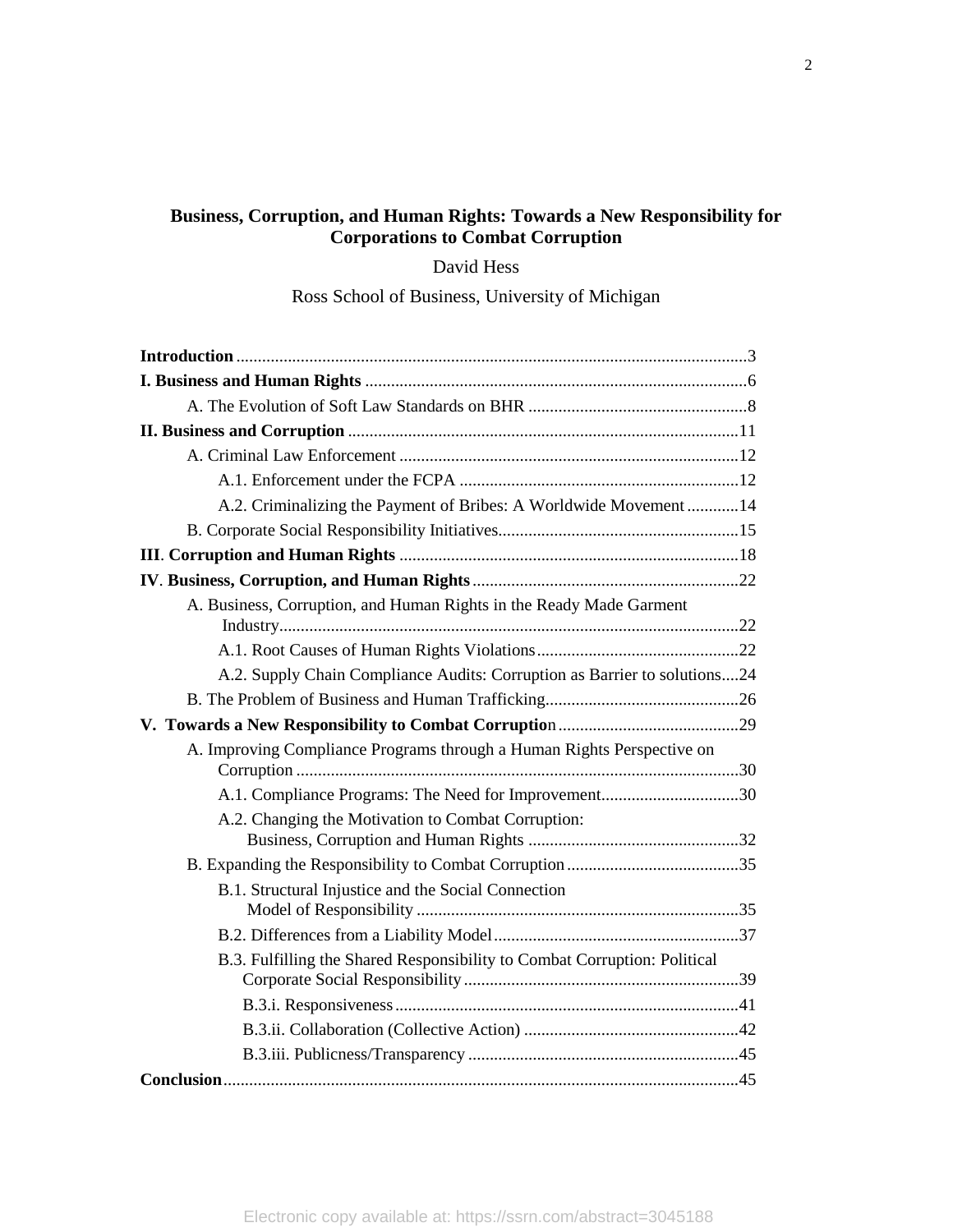# Business, Corruption, and Human Rights: Towards a New Responsibility for Corporations to Combat Corruption

David Hess

Ross School of Business, University of Michigan

**Introduction** ....................................................................................................3

**I. Business and Human Rights** ........................................................................6

A. The Evolution of Soft Law Standards on BHR ..................................................8

**II. Business and Corruption** ..........................................................................11

A. Criminal Law Enforcement ..............................................................................12

A.1. Enforcement under the FCPA ................................................................12

A.2. Criminalizing the Payment of Bribes: A Worldwide Movement ............14

B. Corporate Social Responsibility Initiatives........................................................15

**III. Corruption and Human Rights** ..............................................................18

**IV. Business, Corruption, and Human Rights** .............................................22

A. Business, Corruption, and Human Rights in the Ready Made Garment Industry..........................................................................................................22

A.1. Root Causes of Human Rights Violations...............................................22

A.2. Supply Chain Compliance Audits: Corruption as Barrier to solutions....24

B. The Problem of Business and Human Trafficking.............................................26

**V. Towards a New Responsibility to Combat Corruption** ..........................29

A. Improving Compliance Programs through a Human Rights Perspective on Corruption ......................................................................................................30

A.1. Compliance Programs: The Need for Improvement................................30

A.2. Changing the Motivation to Combat Corruption: Business, Corruption and Human Rights .................................................32

B. Expanding the Responsibility to Combat Corruption ........................................35

B.1. Structural Injustice and the Social Connection Model of Responsibility ..........................................................................35

B.2. Differences from a Liability Model .........................................................37

B.3. Fulfilling the Shared Responsibility to Combat Corruption: Political Corporate Social Responsibility ................................................................39

B.3.i. Responsiveness ................................................................................41

B.3.ii. Collaboration (Collective Action) .................................................42

B.3.iii. Publicness/Transparency ...............................................................45

**Conclusion**.......................................................................................................45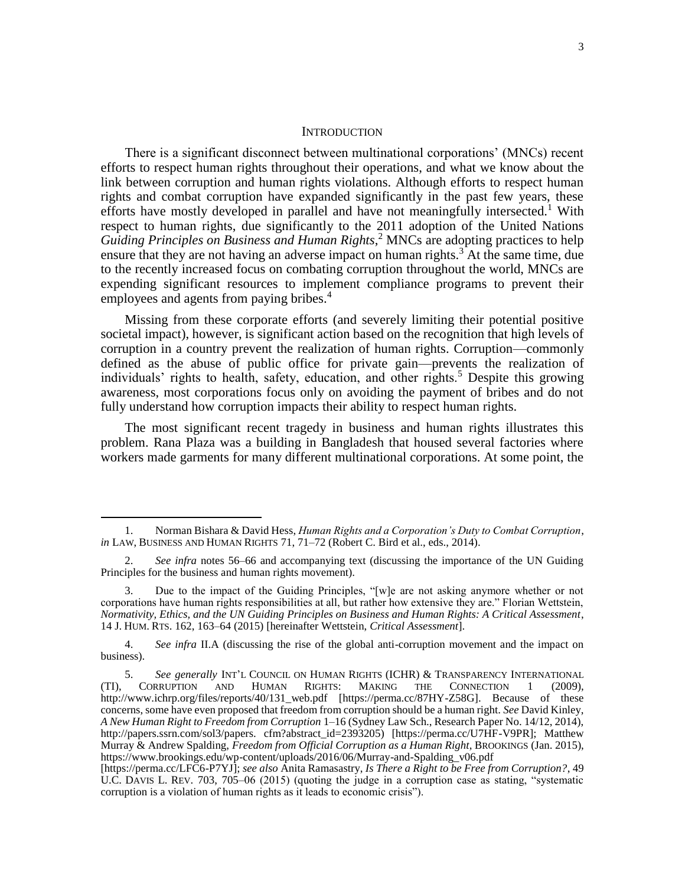## INTRODUCTION

There is a significant disconnect between multinational corporations' (MNCs) recent efforts to respect human rights throughout their operations, and what we know about the link between corruption and human rights violations. Although efforts to respect human rights and combat corruption have expanded significantly in the past few years, these efforts have mostly developed in parallel and have not meaningfully intersected.[1] With respect to human rights, due significantly to the 2011 adoption of the United Nations *Guiding Principles on Business and Human Rights*,[2] MNCs are adopting practices to help ensure that they are not having an adverse impact on human rights.[3] At the same time, due to the recently increased focus on combating corruption throughout the world, MNCs are expending significant resources to implement compliance programs to prevent their employees and agents from paying bribes.[4]

Missing from these corporate efforts (and severely limiting their potential positive societal impact), however, is significant action based on the recognition that high levels of corruption in a country prevent the realization of human rights. Corruption—commonly defined as the abuse of public office for private gain—prevents the realization of individuals' rights to health, safety, education, and other rights.[5] Despite this growing awareness, most corporations focus only on avoiding the payment of bribes and do not fully understand how corruption impacts their ability to respect human rights.

The most significant recent tragedy in business and human rights illustrates this problem. Rana Plaza was a building in Bangladesh that housed several factories where workers made garments for many different multinational corporations. At some point, the

---

1. Norman Bishara & David Hess, *Human Rights and a Corporation's Duty to Combat Corruption*, *in* LAW, BUSINESS AND HUMAN RIGHTS 71, 71–72 (Robert C. Bird et al., eds., 2014).

2. *See infra* notes 56–66 and accompanying text (discussing the importance of the UN Guiding Principles for the business and human rights movement).

3. Due to the impact of the Guiding Principles, "[w]e are not asking anymore whether or not corporations have human rights responsibilities at all, but rather how extensive they are." Florian Wettstein, *Normativity, Ethics, and the UN Guiding Principles on Business and Human Rights: A Critical Assessment*, 14 J. HUM. RTS. 162, 163–64 (2015) [hereinafter Wettstein, *Critical Assessment*].

4. *See infra* II.A (discussing the rise of the global anti-corruption movement and the impact on business).

5. *See generally* INT'L COUNCIL ON HUMAN RIGHTS (ICHR) & TRANSPARENCY INTERNATIONAL (TI), CORRUPTION AND HUMAN RIGHTS: MAKING THE CONNECTION 1 (2009), http://www.ichrp.org/files/reports/40/131_web.pdf [https://perma.cc/87HY-Z58G]. Because of these concerns, some have even proposed that freedom from corruption should be a human right. *See* David Kinley, *A New Human Right to Freedom from Corruption* 1–16 (Sydney Law Sch., Research Paper No. 14/12, 2014), http://papers.ssrn.com/sol3/papers. cfm?abstract_id=2393205) [https://perma.cc/U7HF-V9PR]; Matthew Murray & Andrew Spalding, *Freedom from Official Corruption as a Human Right*, BROOKINGS (Jan. 2015), https://www.brookings.edu/wp-content/uploads/2016/06/Murray-and-Spalding_v06.pdf [https://perma.cc/LFC6-P7YJ]; *see also* Anita Ramasastry, *Is There a Right to be Free from Corruption?*, 49 U.C. DAVIS L. REV. 703, 705–06 (2015) (quoting the judge in a corruption case as stating, "systematic corruption is a violation of human rights as it leads to economic crisis").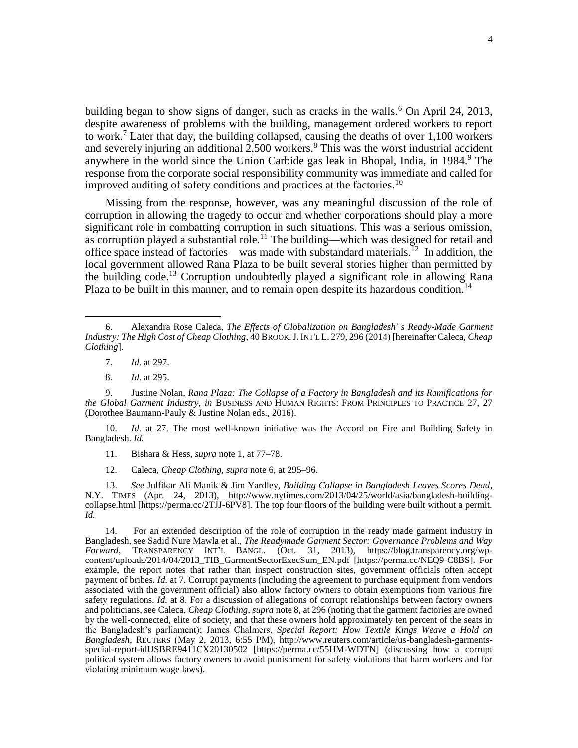building began to show signs of danger, such as cracks in the walls.[6] On April 24, 2013, despite awareness of problems with the building, management ordered workers to report to work.[7] Later that day, the building collapsed, causing the deaths of over 1,100 workers and severely injuring an additional 2,500 workers.[8] This was the worst industrial accident anywhere in the world since the Union Carbide gas leak in Bhopal, India, in 1984.[9] The response from the corporate social responsibility community was immediate and called for improved auditing of safety conditions and practices at the factories.[10]

Missing from the response, however, was any meaningful discussion of the role of corruption in allowing the tragedy to occur and whether corporations should play a more significant role in combatting corruption in such situations. This was a serious omission, as corruption played a substantial role.[11] The building—which was designed for retail and office space instead of factories—was made with substandard materials.[12] In addition, the local government allowed Rana Plaza to be built several stories higher than permitted by the building code.[13] Corruption undoubtedly played a significant role in allowing Rana Plaza to be built in this manner, and to remain open despite its hazardous condition.[14]

---

6. Alexandra Rose Caleca, *The Effects of Globalization on Bangladesh' s Ready-Made Garment Industry: The High Cost of Cheap Clothing*, 40 BROOK. J. INT'L L. 279, 296 (2014) [hereinafter Caleca, *Cheap Clothing*].

7. *Id.* at 297.

8. *Id.* at 295.

9. Justine Nolan, *Rana Plaza: The Collapse of a Factory in Bangladesh and its Ramifications for the Global Garment Industry*, *in* BUSINESS AND HUMAN RIGHTS: FROM PRINCIPLES TO PRACTICE 27, 27 (Dorothee Baumann-Pauly & Justine Nolan eds., 2016).

10. *Id.* at 27. The most well-known initiative was the Accord on Fire and Building Safety in Bangladesh. *Id.*

11. Bishara & Hess, *supra* note 1, at 77–78.

12. Caleca, *Cheap Clothing*, *supra* note 6, at 295–96.

13. *See* Julfikar Ali Manik & Jim Yardley, *Building Collapse in Bangladesh Leaves Scores Dead*, N.Y. TIMES (Apr. 24, 2013), http://www.nytimes.com/2013/04/25/world/asia/bangladesh-building-collapse.html [https://perma.cc/2TJJ-6PV8]. The top four floors of the building were built without a permit. *Id.*

14. For an extended description of the role of corruption in the ready made garment industry in Bangladesh, see Sadid Nure Mawla et al., *The Readymade Garment Sector: Governance Problems and Way Forward*, TRANSPARENCY INT'L BANGL. (Oct. 31, 2013), https://blog.transparency.org/wp-content/uploads/2014/04/2013_TIB_GarmentSectorExecSum_EN.pdf [https://perma.cc/NEQ9-C8BS]. For example, the report notes that rather than inspect construction sites, government officials often accept payment of bribes. *Id.* at 7. Corrupt payments (including the agreement to purchase equipment from vendors associated with the government official) also allow factory owners to obtain exemptions from various fire safety regulations. *Id.* at 8. For a discussion of allegations of corrupt relationships between factory owners and politicians, see Caleca, *Cheap Clothing*, *supra* note 8, at 296 (noting that the garment factories are owned by the well-connected, elite of society, and that these owners hold approximately ten percent of the seats in the Bangladesh's parliament); James Chalmers, *Special Report: How Textile Kings Weave a Hold on Bangladesh*, REUTERS (May 2, 2013, 6:55 PM), http://www.reuters.com/article/us-bangladesh-garments-special-report-idUSBRE9411CX20130502 [https://perma.cc/55HM-WDTN] (discussing how a corrupt political system allows factory owners to avoid punishment for safety violations that harm workers and for violating minimum wage laws).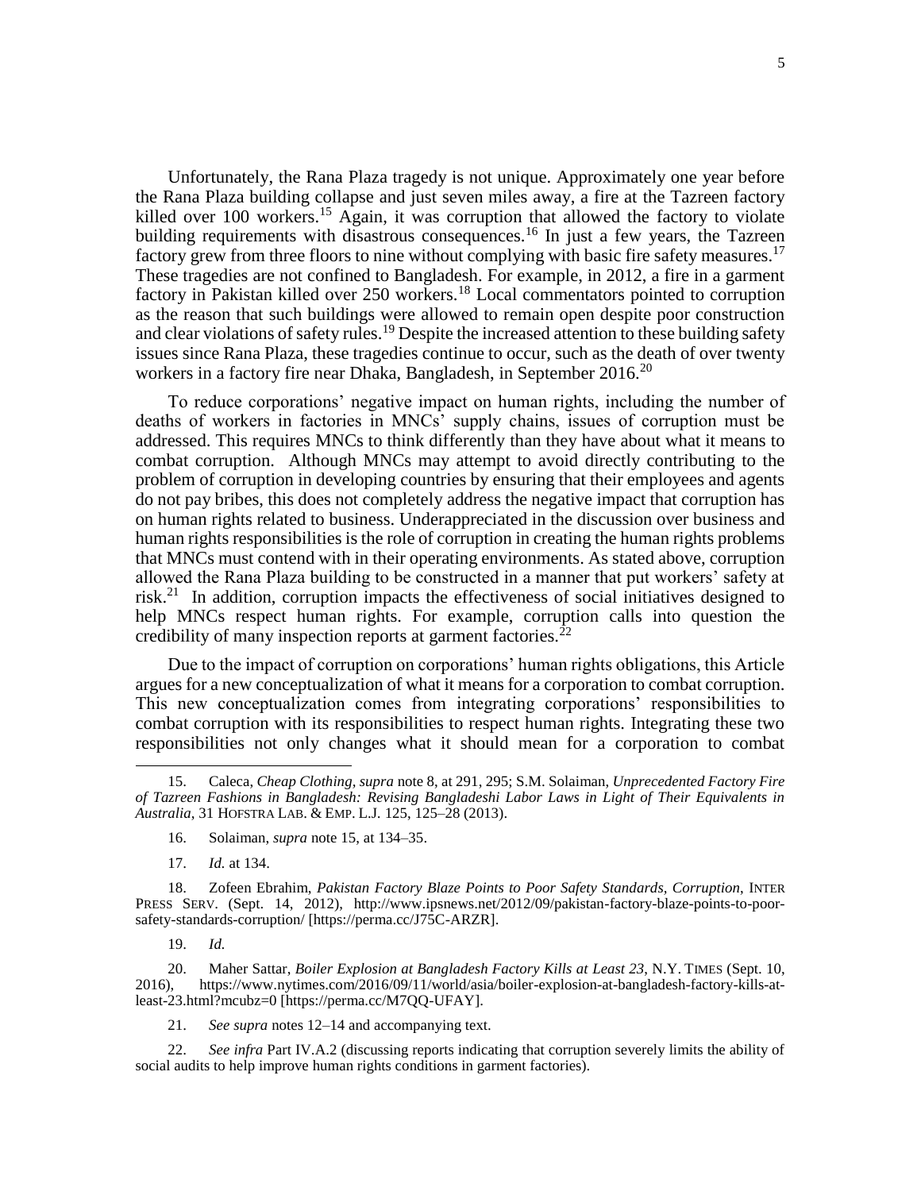Unfortunately, the Rana Plaza tragedy is not unique. Approximately one year before the Rana Plaza building collapse and just seven miles away, a fire at the Tazreen factory killed over 100 workers.[15] Again, it was corruption that allowed the factory to violate building requirements with disastrous consequences.[16] In just a few years, the Tazreen factory grew from three floors to nine without complying with basic fire safety measures.[17] These tragedies are not confined to Bangladesh. For example, in 2012, a fire in a garment factory in Pakistan killed over 250 workers.[18] Local commentators pointed to corruption as the reason that such buildings were allowed to remain open despite poor construction and clear violations of safety rules.[19] Despite the increased attention to these building safety issues since Rana Plaza, these tragedies continue to occur, such as the death of over twenty workers in a factory fire near Dhaka, Bangladesh, in September 2016.[20]

To reduce corporations' negative impact on human rights, including the number of deaths of workers in factories in MNCs' supply chains, issues of corruption must be addressed. This requires MNCs to think differently than they have about what it means to combat corruption. Although MNCs may attempt to avoid directly contributing to the problem of corruption in developing countries by ensuring that their employees and agents do not pay bribes, this does not completely address the negative impact that corruption has on human rights related to business. Underappreciated in the discussion over business and human rights responsibilities is the role of corruption in creating the human rights problems that MNCs must contend with in their operating environments. As stated above, corruption allowed the Rana Plaza building to be constructed in a manner that put workers' safety at risk.[21] In addition, corruption impacts the effectiveness of social initiatives designed to help MNCs respect human rights. For example, corruption calls into question the credibility of many inspection reports at garment factories.[22]

Due to the impact of corruption on corporations' human rights obligations, this Article argues for a new conceptualization of what it means for a corporation to combat corruption. This new conceptualization comes from integrating corporations' responsibilities to combat corruption with its responsibilities to respect human rights. Integrating these two responsibilities not only changes what it should mean for a corporation to combat

---

15. Caleca, *Cheap Clothing*, *supra* note 8, at 291, 295; S.M. Solaiman, *Unprecedented Factory Fire of Tazreen Fashions in Bangladesh: Revising Bangladeshi Labor Laws in Light of Their Equivalents in Australia*, 31 HOFSTRA LAB. & EMP. L.J. 125, 125–28 (2013).

16. Solaiman, *supra* note 15, at 134–35.

17. *Id.* at 134.

18. Zofeen Ebrahim, *Pakistan Factory Blaze Points to Poor Safety Standards, Corruption*, INTER PRESS SERV. (Sept. 14, 2012), http://www.ipsnews.net/2012/09/pakistan-factory-blaze-points-to-poor-safety-standards-corruption/ [https://perma.cc/J75C-ARZR].

19. *Id.*

20. Maher Sattar, *Boiler Explosion at Bangladesh Factory Kills at Least 23*, N.Y. TIMES (Sept. 10, 2016), https://www.nytimes.com/2016/09/11/world/asia/boiler-explosion-at-bangladesh-factory-kills-at-least-23.html?mcubz=0 [https://perma.cc/M7QQ-UFAY].

21. *See supra* notes 12–14 and accompanying text.

22. *See infra* Part IV.A.2 (discussing reports indicating that corruption severely limits the ability of social audits to help improve human rights conditions in garment factories).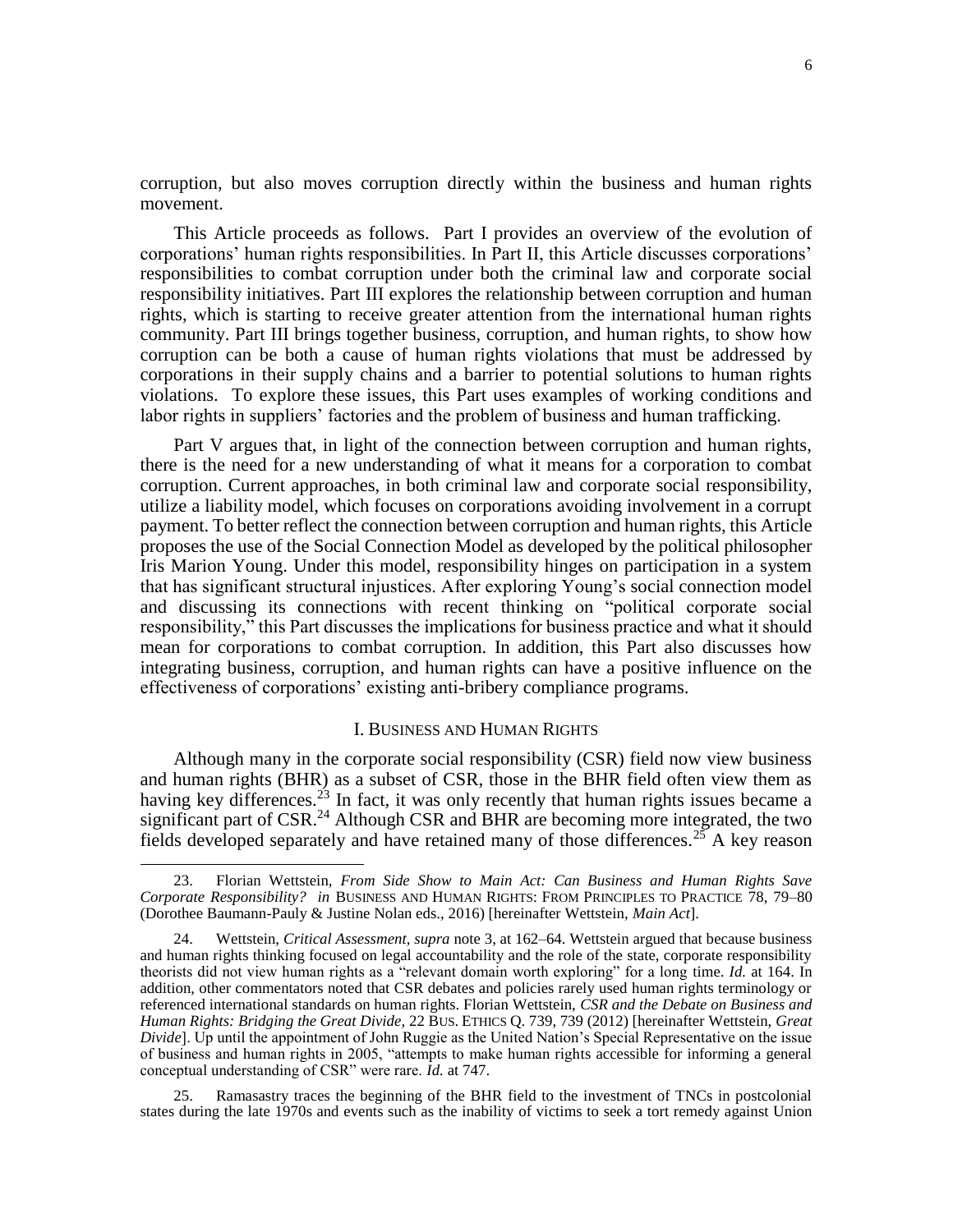corruption, but also moves corruption directly within the business and human rights movement.

This Article proceeds as follows. Part I provides an overview of the evolution of corporations' human rights responsibilities. In Part II, this Article discusses corporations' responsibilities to combat corruption under both the criminal law and corporate social responsibility initiatives. Part III explores the relationship between corruption and human rights, which is starting to receive greater attention from the international human rights community. Part III brings together business, corruption, and human rights, to show how corruption can be both a cause of human rights violations that must be addressed by corporations in their supply chains and a barrier to potential solutions to human rights violations. To explore these issues, this Part uses examples of working conditions and labor rights in suppliers' factories and the problem of business and human trafficking.

Part V argues that, in light of the connection between corruption and human rights, there is the need for a new understanding of what it means for a corporation to combat corruption. Current approaches, in both criminal law and corporate social responsibility, utilize a liability model, which focuses on corporations avoiding involvement in a corrupt payment. To better reflect the connection between corruption and human rights, this Article proposes the use of the Social Connection Model as developed by the political philosopher Iris Marion Young. Under this model, responsibility hinges on participation in a system that has significant structural injustices. After exploring Young's social connection model and discussing its connections with recent thinking on "political corporate social responsibility," this Part discusses the implications for business practice and what it should mean for corporations to combat corruption. In addition, this Part also discusses how integrating business, corruption, and human rights can have a positive influence on the effectiveness of corporations' existing anti-bribery compliance programs.

## I. Business and Human Rights

Although many in the corporate social responsibility (CSR) field now view business and human rights (BHR) as a subset of CSR, those in the BHR field often view them as having key differences.[23] In fact, it was only recently that human rights issues became a significant part of CSR.[24] Although CSR and BHR are becoming more integrated, the two fields developed separately and have retained many of those differences.[25] A key reason

---

23. Florian Wettstein, *From Side Show to Main Act: Can Business and Human Rights Save Corporate Responsibility? in* BUSINESS AND HUMAN RIGHTS: FROM PRINCIPLES TO PRACTICE 78, 79–80 (Dorothee Baumann-Pauly & Justine Nolan eds., 2016) [hereinafter Wettstein, *Main Act*].

24. Wettstein, *Critical Assessment*, *supra* note 3, at 162–64. Wettstein argued that because business and human rights thinking focused on legal accountability and the role of the state, corporate responsibility theorists did not view human rights as a "relevant domain worth exploring" for a long time. *Id.* at 164. In addition, other commentators noted that CSR debates and policies rarely used human rights terminology or referenced international standards on human rights. Florian Wettstein, *CSR and the Debate on Business and Human Rights: Bridging the Great Divide*, 22 BUS. ETHICS Q. 739, 739 (2012) [hereinafter Wettstein, *Great Divide*]. Up until the appointment of John Ruggie as the United Nation's Special Representative on the issue of business and human rights in 2005, "attempts to make human rights accessible for informing a general conceptual understanding of CSR" were rare. *Id.* at 747.

25. Ramasastry traces the beginning of the BHR field to the investment of TNCs in postcolonial states during the late 1970s and events such as the inability of victims to seek a tort remedy against Union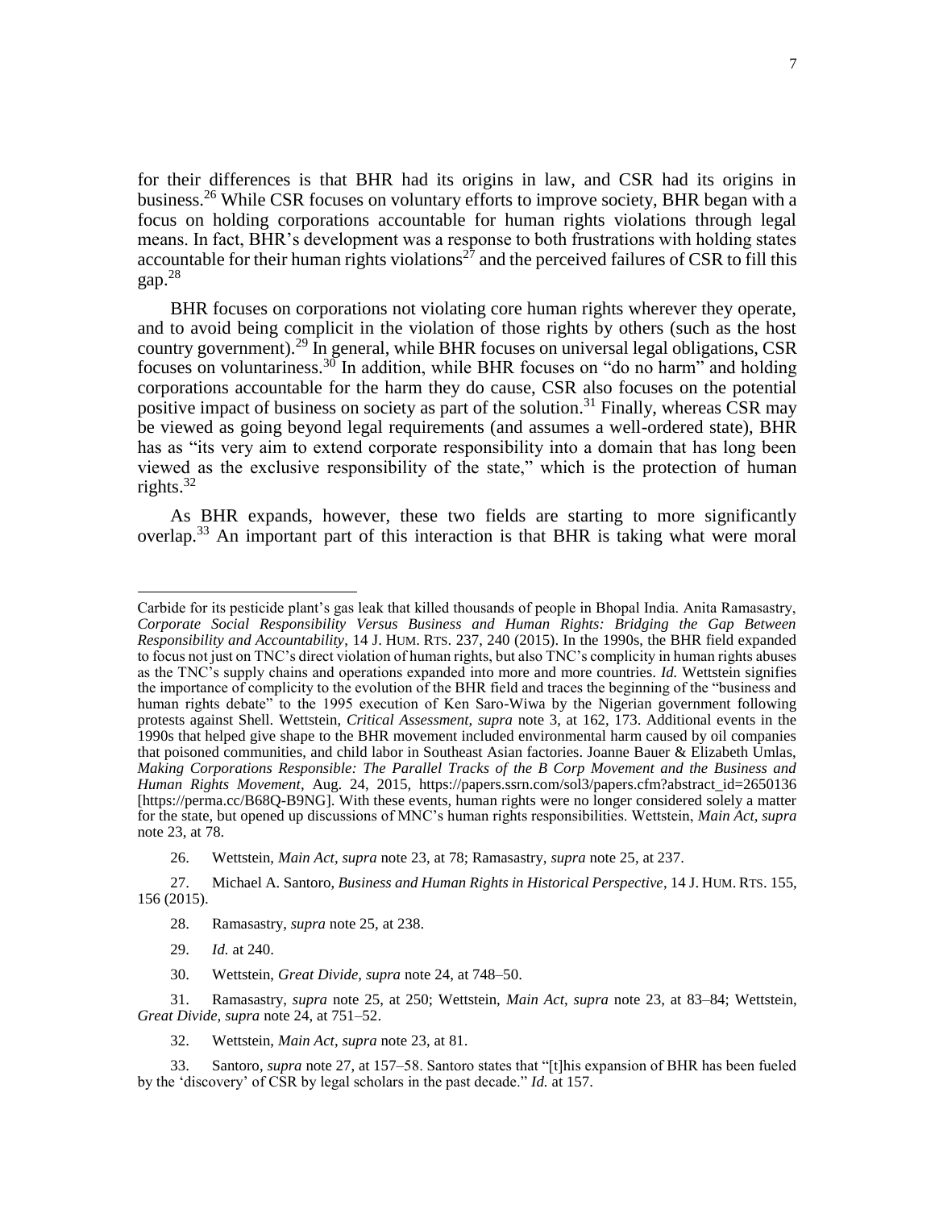for their differences is that BHR had its origins in law, and CSR had its origins in business.[26] While CSR focuses on voluntary efforts to improve society, BHR began with a focus on holding corporations accountable for human rights violations through legal means. In fact, BHR's development was a response to both frustrations with holding states accountable for their human rights violations[27] and the perceived failures of CSR to fill this gap.[28]

BHR focuses on corporations not violating core human rights wherever they operate, and to avoid being complicit in the violation of those rights by others (such as the host country government).[29] In general, while BHR focuses on universal legal obligations, CSR focuses on voluntariness.[30] In addition, while BHR focuses on "do no harm" and holding corporations accountable for the harm they do cause, CSR also focuses on the potential positive impact of business on society as part of the solution.[31] Finally, whereas CSR may be viewed as going beyond legal requirements (and assumes a well-ordered state), BHR has as "its very aim to extend corporate responsibility into a domain that has long been viewed as the exclusive responsibility of the state," which is the protection of human rights.[32]

As BHR expands, however, these two fields are starting to more significantly overlap.[33] An important part of this interaction is that BHR is taking what were moral

---

Carbide for its pesticide plant's gas leak that killed thousands of people in Bhopal India. Anita Ramasastry, *Corporate Social Responsibility Versus Business and Human Rights: Bridging the Gap Between Responsibility and Accountability*, 14 J. HUM. RTS. 237, 240 (2015). In the 1990s, the BHR field expanded to focus not just on TNC's direct violation of human rights, but also TNC's complicity in human rights abuses as the TNC's supply chains and operations expanded into more and more countries. *Id.* Wettstein signifies the importance of complicity to the evolution of the BHR field and traces the beginning of the "business and human rights debate" to the 1995 execution of Ken Saro-Wiwa by the Nigerian government following protests against Shell. Wettstein, *Critical Assessment*, *supra* note 3, at 162, 173. Additional events in the 1990s that helped give shape to the BHR movement included environmental harm caused by oil companies that poisoned communities, and child labor in Southeast Asian factories. Joanne Bauer & Elizabeth Umlas, *Making Corporations Responsible: The Parallel Tracks of the B Corp Movement and the Business and Human Rights Movement*, Aug. 24, 2015, https://papers.ssrn.com/sol3/papers.cfm?abstract_id=2650136 [https://perma.cc/B68Q-B9NG]. With these events, human rights were no longer considered solely a matter for the state, but opened up discussions of MNC's human rights responsibilities. Wettstein, *Main Act*, *supra* note 23, at 78.

26. Wettstein, *Main Act*, *supra* note 23, at 78; Ramasastry, *supra* note 25, at 237.

27. Michael A. Santoro, *Business and Human Rights in Historical Perspective*, 14 J. HUM. RTS. 155, 156 (2015).

28. Ramasastry, *supra* note 25, at 238.

29. *Id.* at 240.

30. Wettstein, *Great Divide*, *supra* note 24, at 748–50.

31. Ramasastry, *supra* note 25, at 250; Wettstein, *Main Act*, *supra* note 23, at 83–84; Wettstein, *Great Divide*, *supra* note 24, at 751–52.

32. Wettstein, *Main Act*, *supra* note 23, at 81.

33. Santoro, *supra* note 27, at 157–58. Santoro states that "[t]his expansion of BHR has been fueled by the 'discovery' of CSR by legal scholars in the past decade." *Id.* at 157.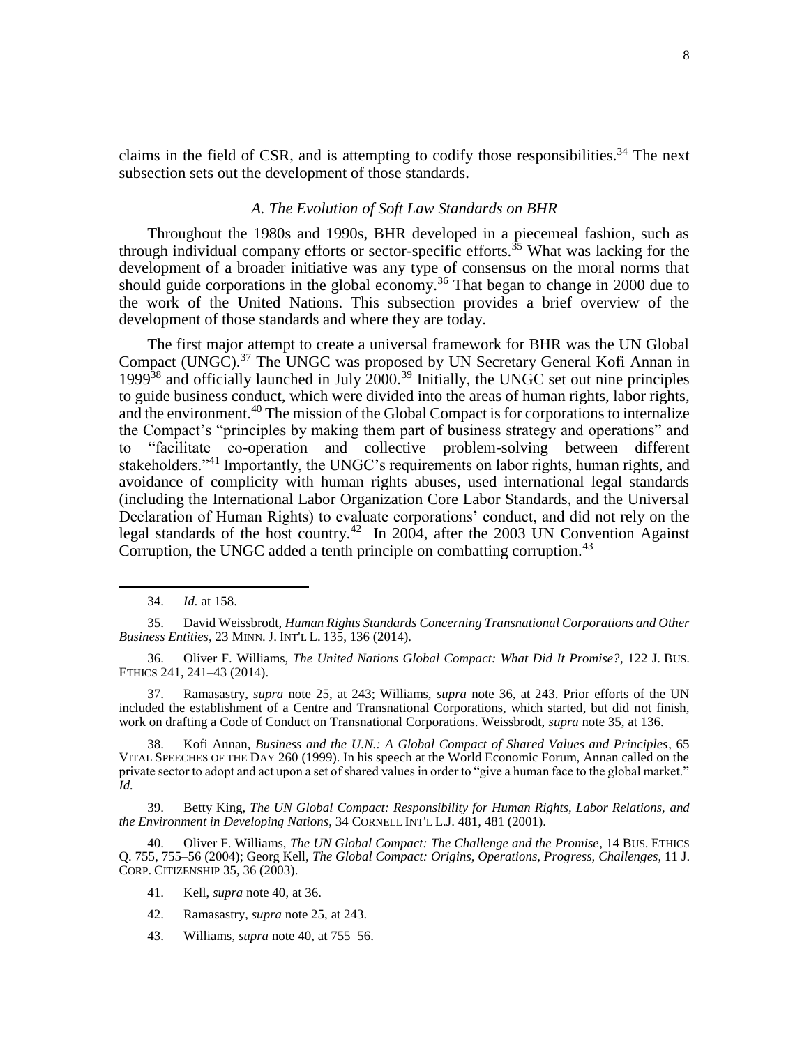claims in the field of CSR, and is attempting to codify those responsibilities.[34] The next subsection sets out the development of those standards.

### *A. The Evolution of Soft Law Standards on BHR*

Throughout the 1980s and 1990s, BHR developed in a piecemeal fashion, such as through individual company efforts or sector-specific efforts.[35] What was lacking for the development of a broader initiative was any type of consensus on the moral norms that should guide corporations in the global economy.[36] That began to change in 2000 due to the work of the United Nations. This subsection provides a brief overview of the development of those standards and where they are today.

The first major attempt to create a universal framework for BHR was the UN Global Compact (UNGC).[37] The UNGC was proposed by UN Secretary General Kofi Annan in 1999[38] and officially launched in July 2000.[39] Initially, the UNGC set out nine principles to guide business conduct, which were divided into the areas of human rights, labor rights, and the environment.[40] The mission of the Global Compact is for corporations to internalize the Compact's "principles by making them part of business strategy and operations" and to "facilitate co-operation and collective problem-solving between different stakeholders."[41] Importantly, the UNGC's requirements on labor rights, human rights, and avoidance of complicity with human rights abuses, used international legal standards (including the International Labor Organization Core Labor Standards, and the Universal Declaration of Human Rights) to evaluate corporations' conduct, and did not rely on the legal standards of the host country.[42] In 2004, after the 2003 UN Convention Against Corruption, the UNGC added a tenth principle on combatting corruption.[43]

---

34. *Id.* at 158.

35. David Weissbrodt, *Human Rights Standards Concerning Transnational Corporations and Other Business Entities*, 23 MINN. J. INT'L L. 135, 136 (2014).

36. Oliver F. Williams, *The United Nations Global Compact: What Did It Promise?*, 122 J. BUS. ETHICS 241, 241–43 (2014).

37. Ramasastry, *supra* note 25, at 243; Williams, *supra* note 36, at 243. Prior efforts of the UN included the establishment of a Centre and Transnational Corporations, which started, but did not finish, work on drafting a Code of Conduct on Transnational Corporations. Weissbrodt, *supra* note 35, at 136.

38. Kofi Annan, *Business and the U.N.: A Global Compact of Shared Values and Principles*, 65 VITAL SPEECHES OF THE DAY 260 (1999). In his speech at the World Economic Forum, Annan called on the private sector to adopt and act upon a set of shared values in order to "give a human face to the global market." *Id.*

39. Betty King, *The UN Global Compact: Responsibility for Human Rights, Labor Relations, and the Environment in Developing Nations*, 34 CORNELL INT'L L.J. 481, 481 (2001).

40. Oliver F. Williams, *The UN Global Compact: The Challenge and the Promise*, 14 BUS. ETHICS Q. 755, 755–56 (2004); Georg Kell, *The Global Compact: Origins, Operations, Progress, Challenges*, 11 J. CORP. CITIZENSHIP 35, 36 (2003).

41. Kell, *supra* note 40, at 36.

42. Ramasastry, *supra* note 25, at 243.

43. Williams, *supra* note 40, at 755–56.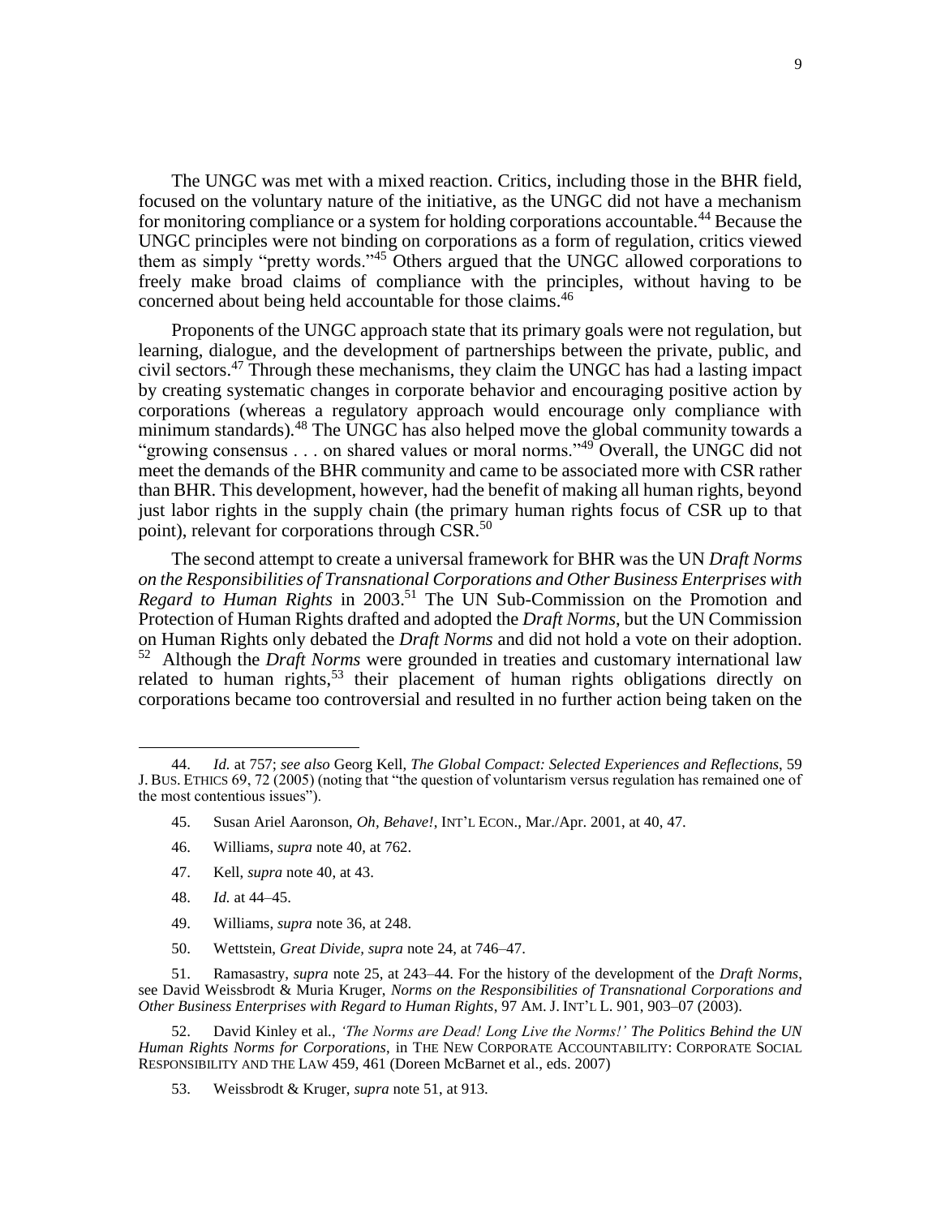The UNGC was met with a mixed reaction. Critics, including those in the BHR field, focused on the voluntary nature of the initiative, as the UNGC did not have a mechanism for monitoring compliance or a system for holding corporations accountable.[44] Because the UNGC principles were not binding on corporations as a form of regulation, critics viewed them as simply "pretty words."[45] Others argued that the UNGC allowed corporations to freely make broad claims of compliance with the principles, without having to be concerned about being held accountable for those claims.[46]

Proponents of the UNGC approach state that its primary goals were not regulation, but learning, dialogue, and the development of partnerships between the private, public, and civil sectors.[47] Through these mechanisms, they claim the UNGC has had a lasting impact by creating systematic changes in corporate behavior and encouraging positive action by corporations (whereas a regulatory approach would encourage only compliance with minimum standards).[48] The UNGC has also helped move the global community towards a "growing consensus . . . on shared values or moral norms."[49] Overall, the UNGC did not meet the demands of the BHR community and came to be associated more with CSR rather than BHR. This development, however, had the benefit of making all human rights, beyond just labor rights in the supply chain (the primary human rights focus of CSR up to that point), relevant for corporations through CSR.[50]

The second attempt to create a universal framework for BHR was the UN *Draft Norms on the Responsibilities of Transnational Corporations and Other Business Enterprises with Regard to Human Rights* in 2003.[51] The UN Sub-Commission on the Promotion and Protection of Human Rights drafted and adopted the *Draft Norms*, but the UN Commission on Human Rights only debated the *Draft Norms* and did not hold a vote on their adoption.[52] Although the *Draft Norms* were grounded in treaties and customary international law related to human rights,[53] their placement of human rights obligations directly on corporations became too controversial and resulted in no further action being taken on the

---

44. *Id.* at 757; *see also* Georg Kell, *The Global Compact: Selected Experiences and Reflections*, 59 J. BUS. ETHICS 69, 72 (2005) (noting that "the question of voluntarism versus regulation has remained one of the most contentious issues").

45. Susan Ariel Aaronson, *Oh, Behave!*, INT'L ECON., Mar./Apr. 2001, at 40, 47.

46. Williams, *supra* note 40, at 762.

47. Kell, *supra* note 40, at 43.

48. *Id.* at 44–45.

49. Williams, *supra* note 36, at 248.

50. Wettstein, *Great Divide*, *supra* note 24, at 746–47.

51. Ramasastry, *supra* note 25, at 243–44. For the history of the development of the *Draft Norms*, see David Weissbrodt & Muria Kruger, *Norms on the Responsibilities of Transnational Corporations and Other Business Enterprises with Regard to Human Rights*, 97 AM. J. INT'L L. 901, 903–07 (2003).

52. David Kinley et al., *'The Norms are Dead! Long Live the Norms!' The Politics Behind the UN Human Rights Norms for Corporations*, in THE NEW CORPORATE ACCOUNTABILITY: CORPORATE SOCIAL RESPONSIBILITY AND THE LAW 459, 461 (Doreen McBarnet et al., eds. 2007)

53. Weissbrodt & Kruger, *supra* note 51, at 913.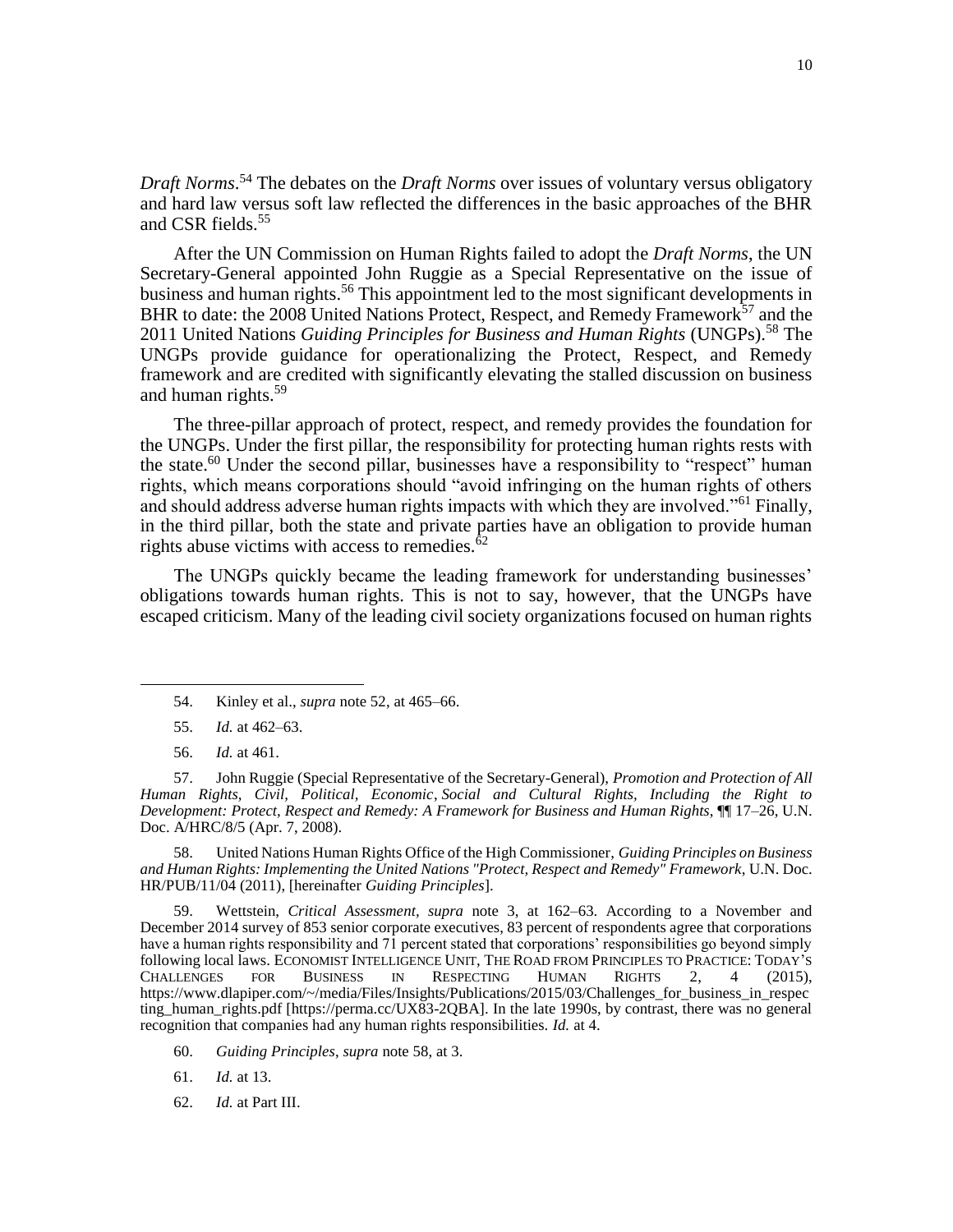*Draft Norms*.[54] The debates on the *Draft Norms* over issues of voluntary versus obligatory and hard law versus soft law reflected the differences in the basic approaches of the BHR and CSR fields.[55]

After the UN Commission on Human Rights failed to adopt the *Draft Norms*, the UN Secretary-General appointed John Ruggie as a Special Representative on the issue of business and human rights.[56] This appointment led to the most significant developments in BHR to date: the 2008 United Nations Protect, Respect, and Remedy Framework[57] and the 2011 United Nations *Guiding Principles for Business and Human Rights* (UNGPs).[58] The UNGPs provide guidance for operationalizing the Protect, Respect, and Remedy framework and are credited with significantly elevating the stalled discussion on business and human rights.[59]

The three-pillar approach of protect, respect, and remedy provides the foundation for the UNGPs. Under the first pillar, the responsibility for protecting human rights rests with the state.[60] Under the second pillar, businesses have a responsibility to "respect" human rights, which means corporations should "avoid infringing on the human rights of others and should address adverse human rights impacts with which they are involved."[61] Finally, in the third pillar, both the state and private parties have an obligation to provide human rights abuse victims with access to remedies.[62]

The UNGPs quickly became the leading framework for understanding businesses' obligations towards human rights. This is not to say, however, that the UNGPs have escaped criticism. Many of the leading civil society organizations focused on human rights

---

54. Kinley et al., *supra* note 52, at 465–66.

55. *Id.* at 462–63.

56. *Id.* at 461.

57. John Ruggie (Special Representative of the Secretary-General), *Promotion and Protection of All Human Rights, Civil, Political, Economic, Social and Cultural Rights, Including the Right to Development: Protect, Respect and Remedy: A Framework for Business and Human Rights*, ¶¶ 17–26, U.N. Doc. A/HRC/8/5 (Apr. 7, 2008).

58. United Nations Human Rights Office of the High Commissioner, *Guiding Principles on Business and Human Rights: Implementing the United Nations "Protect, Respect and Remedy" Framework*, U.N. Doc. HR/PUB/11/04 (2011), [hereinafter *Guiding Principles*].

59. Wettstein, *Critical Assessment*, *supra* note 3, at 162–63. According to a November and December 2014 survey of 853 senior corporate executives, 83 percent of respondents agree that corporations have a human rights responsibility and 71 percent stated that corporations' responsibilities go beyond simply following local laws. ECONOMIST INTELLIGENCE UNIT, THE ROAD FROM PRINCIPLES TO PRACTICE: TODAY'S CHALLENGES FOR BUSINESS IN RESPECTING HUMAN RIGHTS 2, 4 (2015), https://www.dlapiper.com/~/media/Files/Insights/Publications/2015/03/Challenges_for_business_in_respecting_human_rights.pdf [https://perma.cc/UX83-2QBA]. In the late 1990s, by contrast, there was no general recognition that companies had any human rights responsibilities. *Id.* at 4.

60. *Guiding Principles*, *supra* note 58, at 3.

61. *Id.* at 13.

62. *Id.* at Part III.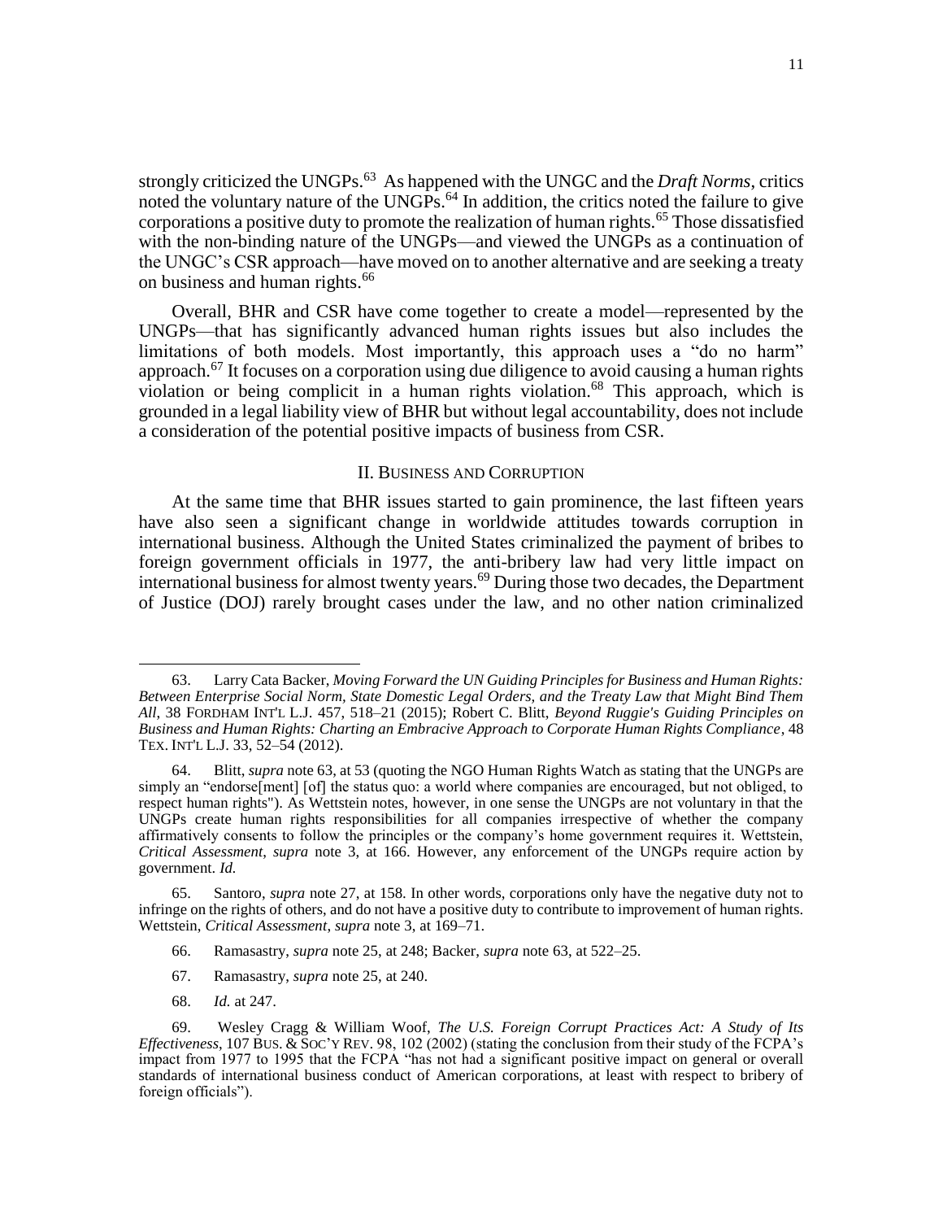strongly criticized the UNGPs.[63] As happened with the UNGC and the *Draft Norms*, critics noted the voluntary nature of the UNGPs.[64] In addition, the critics noted the failure to give corporations a positive duty to promote the realization of human rights.[65] Those dissatisfied with the non-binding nature of the UNGPs—and viewed the UNGPs as a continuation of the UNGC's CSR approach—have moved on to another alternative and are seeking a treaty on business and human rights.[66]

Overall, BHR and CSR have come together to create a model—represented by the UNGPs—that has significantly advanced human rights issues but also includes the limitations of both models. Most importantly, this approach uses a "do no harm" approach.[67] It focuses on a corporation using due diligence to avoid causing a human rights violation or being complicit in a human rights violation.[68] This approach, which is grounded in a legal liability view of BHR but without legal accountability, does not include a consideration of the potential positive impacts of business from CSR.

## II. BUSINESS AND CORRUPTION

At the same time that BHR issues started to gain prominence, the last fifteen years have also seen a significant change in worldwide attitudes towards corruption in international business. Although the United States criminalized the payment of bribes to foreign government officials in 1977, the anti-bribery law had very little impact on international business for almost twenty years.[69] During those two decades, the Department of Justice (DOJ) rarely brought cases under the law, and no other nation criminalized

---

63. Larry Cata Backer, *Moving Forward the UN Guiding Principles for Business and Human Rights: Between Enterprise Social Norm, State Domestic Legal Orders, and the Treaty Law that Might Bind Them All*, 38 FORDHAM INT'L L.J. 457, 518–21 (2015); Robert C. Blitt, *Beyond Ruggie's Guiding Principles on Business and Human Rights: Charting an Embracive Approach to Corporate Human Rights Compliance*, 48 TEX. INT'L L.J. 33, 52–54 (2012).

64. Blitt, *supra* note 63, at 53 (quoting the NGO Human Rights Watch as stating that the UNGPs are simply an "endorse[ment] [of] the status quo: a world where companies are encouraged, but not obliged, to respect human rights"). As Wettstein notes, however, in one sense the UNGPs are not voluntary in that the UNGPs create human rights responsibilities for all companies irrespective of whether the company affirmatively consents to follow the principles or the company's home government requires it. Wettstein, *Critical Assessment*, *supra* note 3, at 166. However, any enforcement of the UNGPs require action by government. *Id.*

65. Santoro, *supra* note 27, at 158. In other words, corporations only have the negative duty not to infringe on the rights of others, and do not have a positive duty to contribute to improvement of human rights. Wettstein, *Critical Assessment*, *supra* note 3, at 169–71.

66. Ramasastry, *supra* note 25, at 248; Backer, *supra* note 63, at 522–25.

67. Ramasastry, *supra* note 25, at 240.

68. *Id.* at 247.

69. Wesley Cragg & William Woof, *The U.S. Foreign Corrupt Practices Act: A Study of Its Effectiveness*, 107 BUS. & SOC'Y REV. 98, 102 (2002) (stating the conclusion from their study of the FCPA's impact from 1977 to 1995 that the FCPA "has not had a significant positive impact on general or overall standards of international business conduct of American corporations, at least with respect to bribery of foreign officials").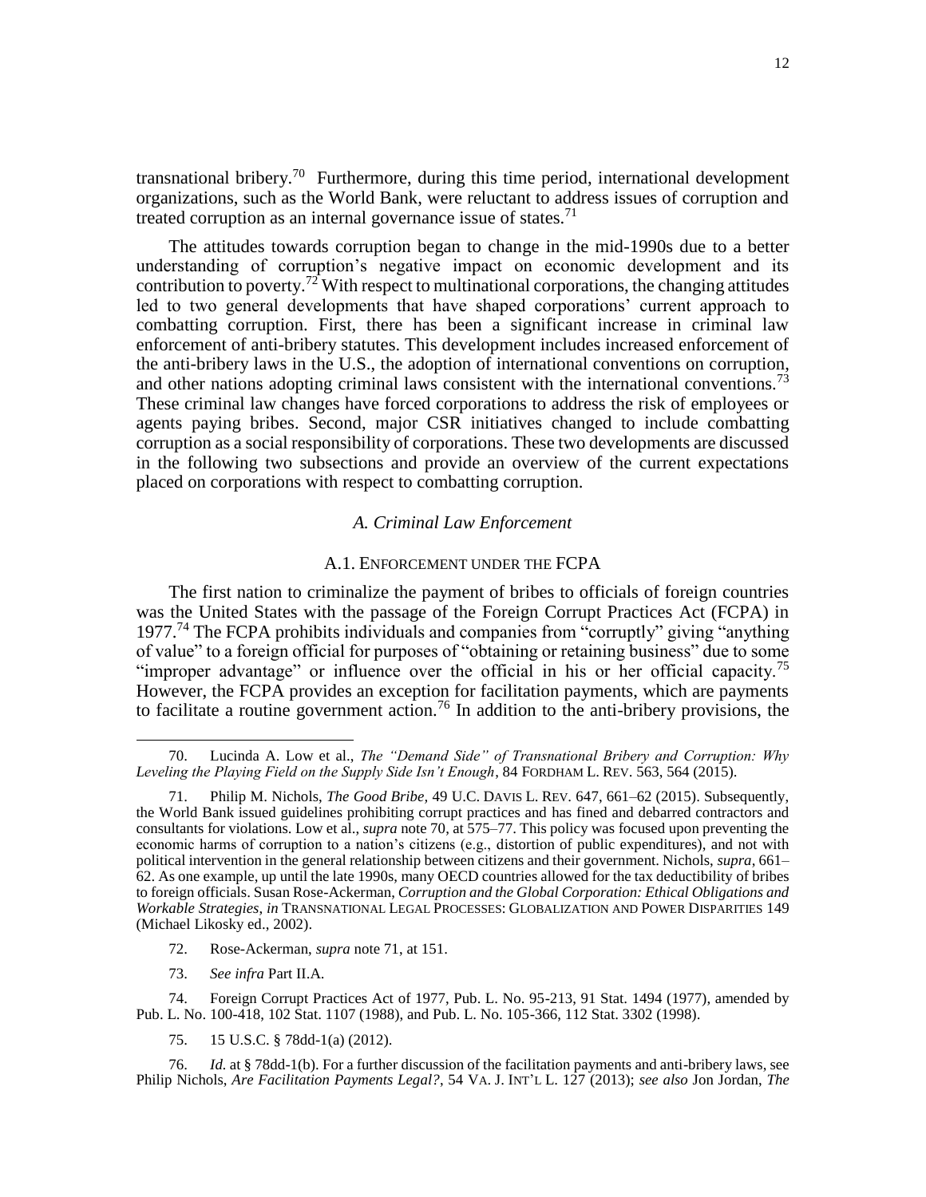transnational bribery.[70] Furthermore, during this time period, international development organizations, such as the World Bank, were reluctant to address issues of corruption and treated corruption as an internal governance issue of states.[71]

The attitudes towards corruption began to change in the mid-1990s due to a better understanding of corruption's negative impact on economic development and its contribution to poverty.[72] With respect to multinational corporations, the changing attitudes led to two general developments that have shaped corporations' current approach to combatting corruption. First, there has been a significant increase in criminal law enforcement of anti-bribery statutes. This development includes increased enforcement of the anti-bribery laws in the U.S., the adoption of international conventions on corruption, and other nations adopting criminal laws consistent with the international conventions.[73] These criminal law changes have forced corporations to address the risk of employees or agents paying bribes. Second, major CSR initiatives changed to include combatting corruption as a social responsibility of corporations. These two developments are discussed in the following two subsections and provide an overview of the current expectations placed on corporations with respect to combatting corruption.

### *A. Criminal Law Enforcement*

#### A.1. Enforcement under the FCPA

The first nation to criminalize the payment of bribes to officials of foreign countries was the United States with the passage of the Foreign Corrupt Practices Act (FCPA) in 1977.[74] The FCPA prohibits individuals and companies from "corruptly" giving "anything of value" to a foreign official for purposes of "obtaining or retaining business" due to some "improper advantage" or influence over the official in his or her official capacity.[75] However, the FCPA provides an exception for facilitation payments, which are payments to facilitate a routine government action.[76] In addition to the anti-bribery provisions, the

---

70. Lucinda A. Low et al., *The "Demand Side" of Transnational Bribery and Corruption: Why Leveling the Playing Field on the Supply Side Isn't Enough*, 84 Fordham L. Rev. 563, 564 (2015).

71. Philip M. Nichols, *The Good Bribe*, 49 U.C. Davis L. Rev. 647, 661–62 (2015). Subsequently, the World Bank issued guidelines prohibiting corrupt practices and has fined and debarred contractors and consultants for violations. Low et al., *supra* note 70, at 575–77. This policy was focused upon preventing the economic harms of corruption to a nation's citizens (e.g., distortion of public expenditures), and not with political intervention in the general relationship between citizens and their government. Nichols, *supra*, 661–62. As one example, up until the late 1990s, many OECD countries allowed for the tax deductibility of bribes to foreign officials. Susan Rose-Ackerman, *Corruption and the Global Corporation: Ethical Obligations and Workable Strategies*, *in* Transnational Legal Processes: Globalization and Power Disparities 149 (Michael Likosky ed., 2002).

72. Rose-Ackerman, *supra* note 71, at 151.

73. *See infra* Part II.A.

74. Foreign Corrupt Practices Act of 1977, Pub. L. No. 95-213, 91 Stat. 1494 (1977), amended by Pub. L. No. 100-418, 102 Stat. 1107 (1988), and Pub. L. No. 105-366, 112 Stat. 3302 (1998).

75. 15 U.S.C. § 78dd-1(a) (2012).

76. *Id.* at § 78dd-1(b). For a further discussion of the facilitation payments and anti-bribery laws, see Philip Nichols, *Are Facilitation Payments Legal?*, 54 Va. J. Int'l L. 127 (2013); *see also* Jon Jordan, *The*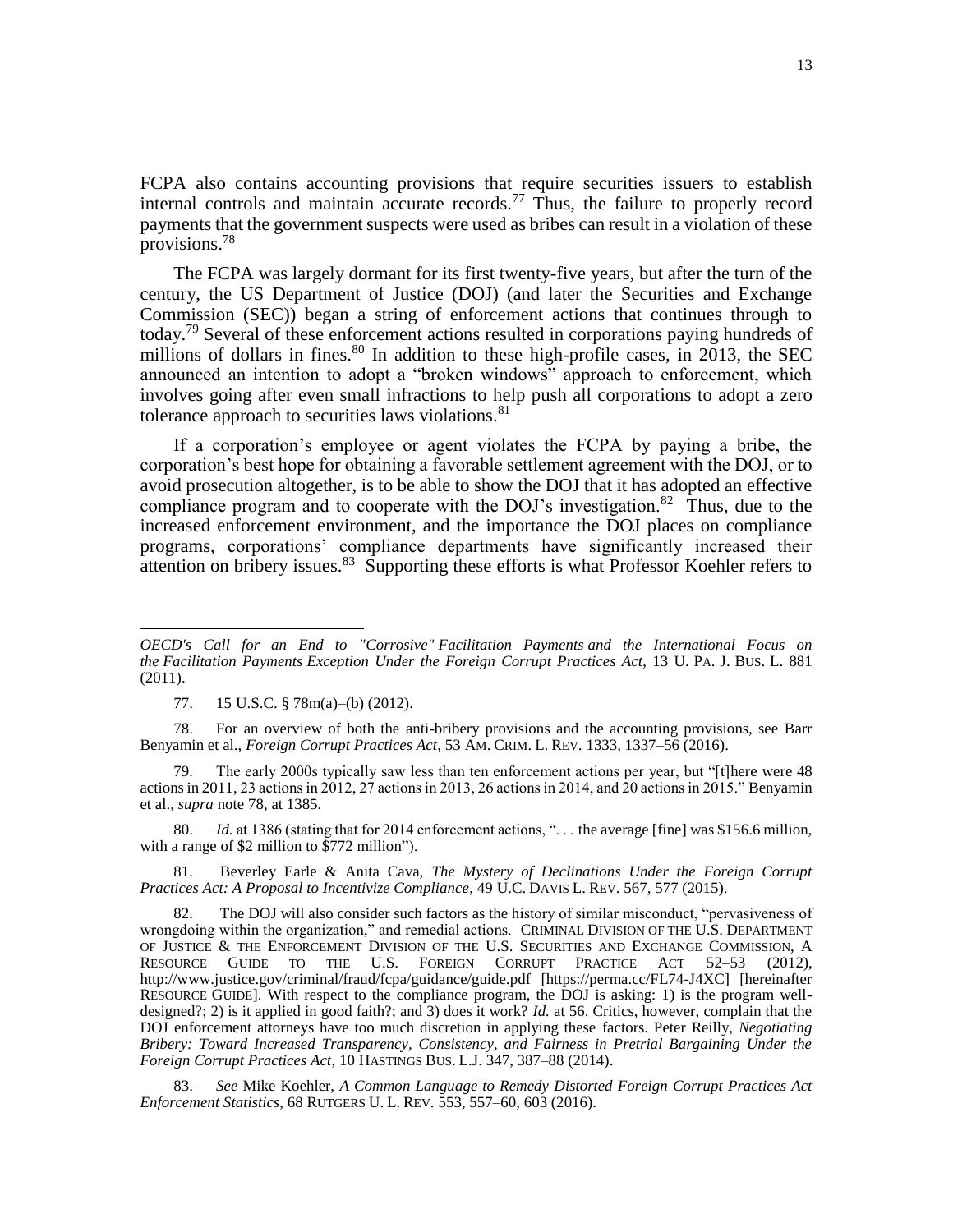FCPA also contains accounting provisions that require securities issuers to establish internal controls and maintain accurate records.[77] Thus, the failure to properly record payments that the government suspects were used as bribes can result in a violation of these provisions.[78]

The FCPA was largely dormant for its first twenty-five years, but after the turn of the century, the US Department of Justice (DOJ) (and later the Securities and Exchange Commission (SEC)) began a string of enforcement actions that continues through to today.[79] Several of these enforcement actions resulted in corporations paying hundreds of millions of dollars in fines.[80] In addition to these high-profile cases, in 2013, the SEC announced an intention to adopt a "broken windows" approach to enforcement, which involves going after even small infractions to help push all corporations to adopt a zero tolerance approach to securities laws violations.[81]

If a corporation's employee or agent violates the FCPA by paying a bribe, the corporation's best hope for obtaining a favorable settlement agreement with the DOJ, or to avoid prosecution altogether, is to be able to show the DOJ that it has adopted an effective compliance program and to cooperate with the DOJ's investigation.[82] Thus, due to the increased enforcement environment, and the importance the DOJ places on compliance programs, corporations' compliance departments have significantly increased their attention on bribery issues.[83] Supporting these efforts is what Professor Koehler refers to

---

*OECD's Call for an End to "Corrosive" Facilitation Payments and the International Focus on the Facilitation Payments Exception Under the Foreign Corrupt Practices Act*, 13 U. PA. J. BUS. L. 881 (2011).

77. 15 U.S.C. § 78m(a)–(b) (2012).

78. For an overview of both the anti-bribery provisions and the accounting provisions, see Barr Benyamin et al., *Foreign Corrupt Practices Act*, 53 AM. CRIM. L. REV. 1333, 1337–56 (2016).

79. The early 2000s typically saw less than ten enforcement actions per year, but "[t]here were 48 actions in 2011, 23 actions in 2012, 27 actions in 2013, 26 actions in 2014, and 20 actions in 2015." Benyamin et al., *supra* note 78, at 1385.

80. *Id.* at 1386 (stating that for 2014 enforcement actions, ". . . the average [fine] was $156.6 million, with a range of $2 million to $772 million").

81. Beverley Earle & Anita Cava, *The Mystery of Declinations Under the Foreign Corrupt Practices Act: A Proposal to Incentivize Compliance*, 49 U.C. DAVIS L. REV. 567, 577 (2015).

82. The DOJ will also consider such factors as the history of similar misconduct, "pervasiveness of wrongdoing within the organization," and remedial actions. CRIMINAL DIVISION OF THE U.S. DEPARTMENT OF JUSTICE & THE ENFORCEMENT DIVISION OF THE U.S. SECURITIES AND EXCHANGE COMMISSION, A RESOURCE GUIDE TO THE U.S. FOREIGN CORRUPT PRACTICE ACT 52–53 (2012), http://www.justice.gov/criminal/fraud/fcpa/guidance/guide.pdf [https://perma.cc/FL74-J4XC] [hereinafter RESOURCE GUIDE]. With respect to the compliance program, the DOJ is asking: 1) is the program well-designed?; 2) is it applied in good faith?; and 3) does it work? *Id.* at 56. Critics, however, complain that the DOJ enforcement attorneys have too much discretion in applying these factors. Peter Reilly, *Negotiating Bribery: Toward Increased Transparency, Consistency, and Fairness in Pretrial Bargaining Under the Foreign Corrupt Practices Act*, 10 HASTINGS BUS. L.J. 347, 387–88 (2014).

83. *See* Mike Koehler, *A Common Language to Remedy Distorted Foreign Corrupt Practices Act Enforcement Statistics*, 68 RUTGERS U. L. REV. 553, 557–60, 603 (2016).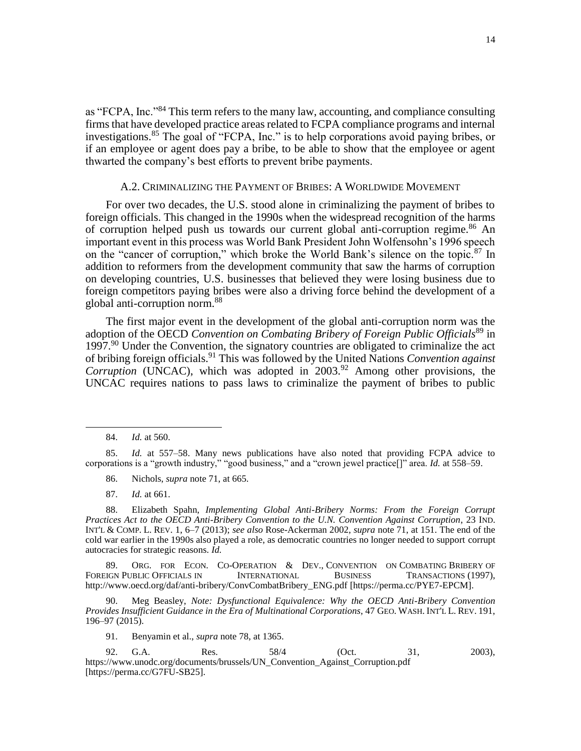as "FCPA, Inc."[84] This term refers to the many law, accounting, and compliance consulting firms that have developed practice areas related to FCPA compliance programs and internal investigations.[85] The goal of "FCPA, Inc." is to help corporations avoid paying bribes, or if an employee or agent does pay a bribe, to be able to show that the employee or agent thwarted the company's best efforts to prevent bribe payments.

### A.2. Criminalizing the Payment of Bribes: A Worldwide Movement

For over two decades, the U.S. stood alone in criminalizing the payment of bribes to foreign officials. This changed in the 1990s when the widespread recognition of the harms of corruption helped push us towards our current global anti-corruption regime.[86] An important event in this process was World Bank President John Wolfensohn's 1996 speech on the "cancer of corruption," which broke the World Bank's silence on the topic.[87] In addition to reformers from the development community that saw the harms of corruption on developing countries, U.S. businesses that believed they were losing business due to foreign competitors paying bribes were also a driving force behind the development of a global anti-corruption norm.[88]

The first major event in the development of the global anti-corruption norm was the adoption of the OECD *Convention on Combating Bribery of Foreign Public Officials*[89] in 1997.[90] Under the Convention, the signatory countries are obligated to criminalize the act of bribing foreign officials.[91] This was followed by the United Nations *Convention against Corruption* (UNCAC), which was adopted in 2003.[92] Among other provisions, the UNCAC requires nations to pass laws to criminalize the payment of bribes to public

---

84. *Id.* at 560.

85. *Id.* at 557–58. Many news publications have also noted that providing FCPA advice to corporations is a "growth industry," "good business," and a "crown jewel practice[]" area. *Id.* at 558–59.

86. Nichols, *supra* note 71, at 665.

87. *Id.* at 661.

88. Elizabeth Spahn, *Implementing Global Anti-Bribery Norms: From the Foreign Corrupt Practices Act to the OECD Anti-Bribery Convention to the U.N. Convention Against Corruption*, 23 IND. INT'L & COMP. L. REV. 1, 6–7 (2013); *see also* Rose-Ackerman 2002, *supra* note 71, at 151. The end of the cold war earlier in the 1990s also played a role, as democratic countries no longer needed to support corrupt autocracies for strategic reasons. *Id.*

89. ORG. FOR ECON. CO-OPERATION & DEV., CONVENTION ON COMBATING BRIBERY OF FOREIGN PUBLIC OFFICIALS IN INTERNATIONAL BUSINESS TRANSACTIONS (1997), http://www.oecd.org/daf/anti-bribery/ConvCombatBribery_ENG.pdf [https://perma.cc/PYE7-EPCM].

90. Meg Beasley, *Note: Dysfunctional Equivalence: Why the OECD Anti-Bribery Convention Provides Insufficient Guidance in the Era of Multinational Corporations*, 47 GEO. WASH. INT'L L. REV. 191, 196–97 (2015).

91. Benyamin et al., *supra* note 78, at 1365.

92. G.A. Res. 58/4 (Oct. 31, 2003), https://www.unodc.org/documents/brussels/UN_Convention_Against_Corruption.pdf [https://perma.cc/G7FU-SB25].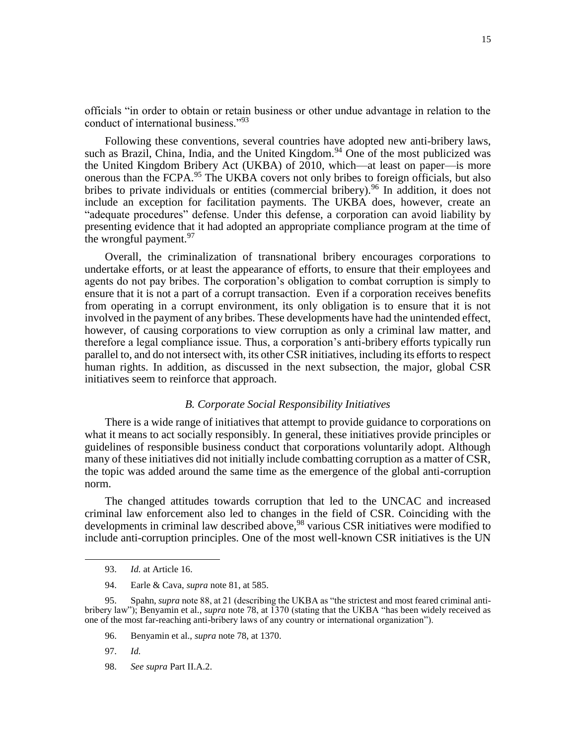officials "in order to obtain or retain business or other undue advantage in relation to the conduct of international business."[93]

Following these conventions, several countries have adopted new anti-bribery laws, such as Brazil, China, India, and the United Kingdom.[94] One of the most publicized was the United Kingdom Bribery Act (UKBA) of 2010, which—at least on paper—is more onerous than the FCPA.[95] The UKBA covers not only bribes to foreign officials, but also bribes to private individuals or entities (commercial bribery).[96] In addition, it does not include an exception for facilitation payments. The UKBA does, however, create an "adequate procedures" defense. Under this defense, a corporation can avoid liability by presenting evidence that it had adopted an appropriate compliance program at the time of the wrongful payment.[97]

Overall, the criminalization of transnational bribery encourages corporations to undertake efforts, or at least the appearance of efforts, to ensure that their employees and agents do not pay bribes. The corporation's obligation to combat corruption is simply to ensure that it is not a part of a corrupt transaction. Even if a corporation receives benefits from operating in a corrupt environment, its only obligation is to ensure that it is not involved in the payment of any bribes. These developments have had the unintended effect, however, of causing corporations to view corruption as only a criminal law matter, and therefore a legal compliance issue. Thus, a corporation's anti-bribery efforts typically run parallel to, and do not intersect with, its other CSR initiatives, including its efforts to respect human rights. In addition, as discussed in the next subsection, the major, global CSR initiatives seem to reinforce that approach.

### *B. Corporate Social Responsibility Initiatives*

There is a wide range of initiatives that attempt to provide guidance to corporations on what it means to act socially responsibly. In general, these initiatives provide principles or guidelines of responsible business conduct that corporations voluntarily adopt. Although many of these initiatives did not initially include combatting corruption as a matter of CSR, the topic was added around the same time as the emergence of the global anti-corruption norm.

The changed attitudes towards corruption that led to the UNCAC and increased criminal law enforcement also led to changes in the field of CSR. Coinciding with the developments in criminal law described above,[98] various CSR initiatives were modified to include anti-corruption principles. One of the most well-known CSR initiatives is the UN

---

93. *Id.* at Article 16.

94. Earle & Cava, *supra* note 81, at 585.

95. Spahn, *supra* note 88, at 21 (describing the UKBA as "the strictest and most feared criminal anti-bribery law"); Benyamin et al., *supra* note 78, at 1370 (stating that the UKBA "has been widely received as one of the most far-reaching anti-bribery laws of any country or international organization").

96. Benyamin et al., *supra* note 78, at 1370.

97. *Id.*

98. *See supra* Part II.A.2.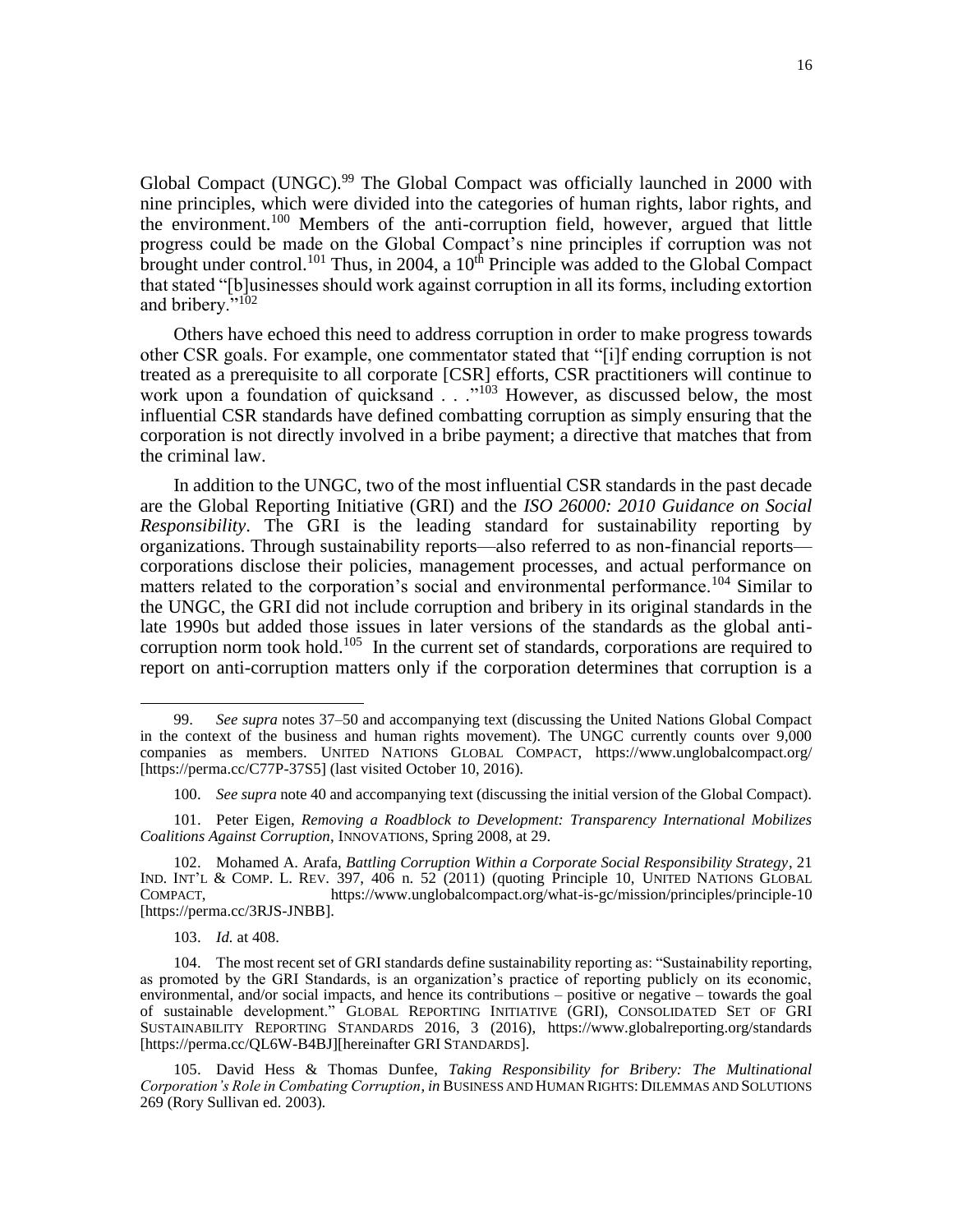Global Compact (UNGC).[99] The Global Compact was officially launched in 2000 with nine principles, which were divided into the categories of human rights, labor rights, and the environment.[100] Members of the anti-corruption field, however, argued that little progress could be made on the Global Compact's nine principles if corruption was not brought under control.[101] Thus, in 2004, a 10th Principle was added to the Global Compact that stated "[b]usinesses should work against corruption in all its forms, including extortion and bribery."[102]

Others have echoed this need to address corruption in order to make progress towards other CSR goals. For example, one commentator stated that "[i]f ending corruption is not treated as a prerequisite to all corporate [CSR] efforts, CSR practitioners will continue to work upon a foundation of quicksand . . ."[103] However, as discussed below, the most influential CSR standards have defined combatting corruption as simply ensuring that the corporation is not directly involved in a bribe payment; a directive that matches that from the criminal law.

In addition to the UNGC, two of the most influential CSR standards in the past decade are the Global Reporting Initiative (GRI) and the *ISO 26000: 2010 Guidance on Social Responsibility*. The GRI is the leading standard for sustainability reporting by organizations. Through sustainability reports—also referred to as non-financial reports—corporations disclose their policies, management processes, and actual performance on matters related to the corporation's social and environmental performance.[104] Similar to the UNGC, the GRI did not include corruption and bribery in its original standards in the late 1990s but added those issues in later versions of the standards as the global anti-corruption norm took hold.[105] In the current set of standards, corporations are required to report on anti-corruption matters only if the corporation determines that corruption is a

---

99. *See supra* notes 37–50 and accompanying text (discussing the United Nations Global Compact in the context of the business and human rights movement). The UNGC currently counts over 9,000 companies as members. UNITED NATIONS GLOBAL COMPACT, https://www.unglobalcompact.org/ [https://perma.cc/C77P-37S5] (last visited October 10, 2016).

100. *See supra* note 40 and accompanying text (discussing the initial version of the Global Compact).

101. Peter Eigen, *Removing a Roadblock to Development: Transparency International Mobilizes Coalitions Against Corruption*, INNOVATIONS, Spring 2008, at 29.

102. Mohamed A. Arafa, *Battling Corruption Within a Corporate Social Responsibility Strategy*, 21 IND. INT'L & COMP. L. REV. 397, 406 n. 52 (2011) (quoting Principle 10, UNITED NATIONS GLOBAL COMPACT, https://www.unglobalcompact.org/what-is-gc/mission/principles/principle-10 [https://perma.cc/3RJS-JNBB].

103. *Id.* at 408.

104. The most recent set of GRI standards define sustainability reporting as: "Sustainability reporting, as promoted by the GRI Standards, is an organization's practice of reporting publicly on its economic, environmental, and/or social impacts, and hence its contributions – positive or negative – towards the goal of sustainable development." GLOBAL REPORTING INITIATIVE (GRI), CONSOLIDATED SET OF GRI SUSTAINABILITY REPORTING STANDARDS 2016, 3 (2016), https://www.globalreporting.org/standards [https://perma.cc/QL6W-B4BJ][hereinafter GRI STANDARDS].

105. David Hess & Thomas Dunfee, *Taking Responsibility for Bribery: The Multinational Corporation's Role in Combating Corruption*, *in* BUSINESS AND HUMAN RIGHTS: DILEMMAS AND SOLUTIONS 269 (Rory Sullivan ed. 2003).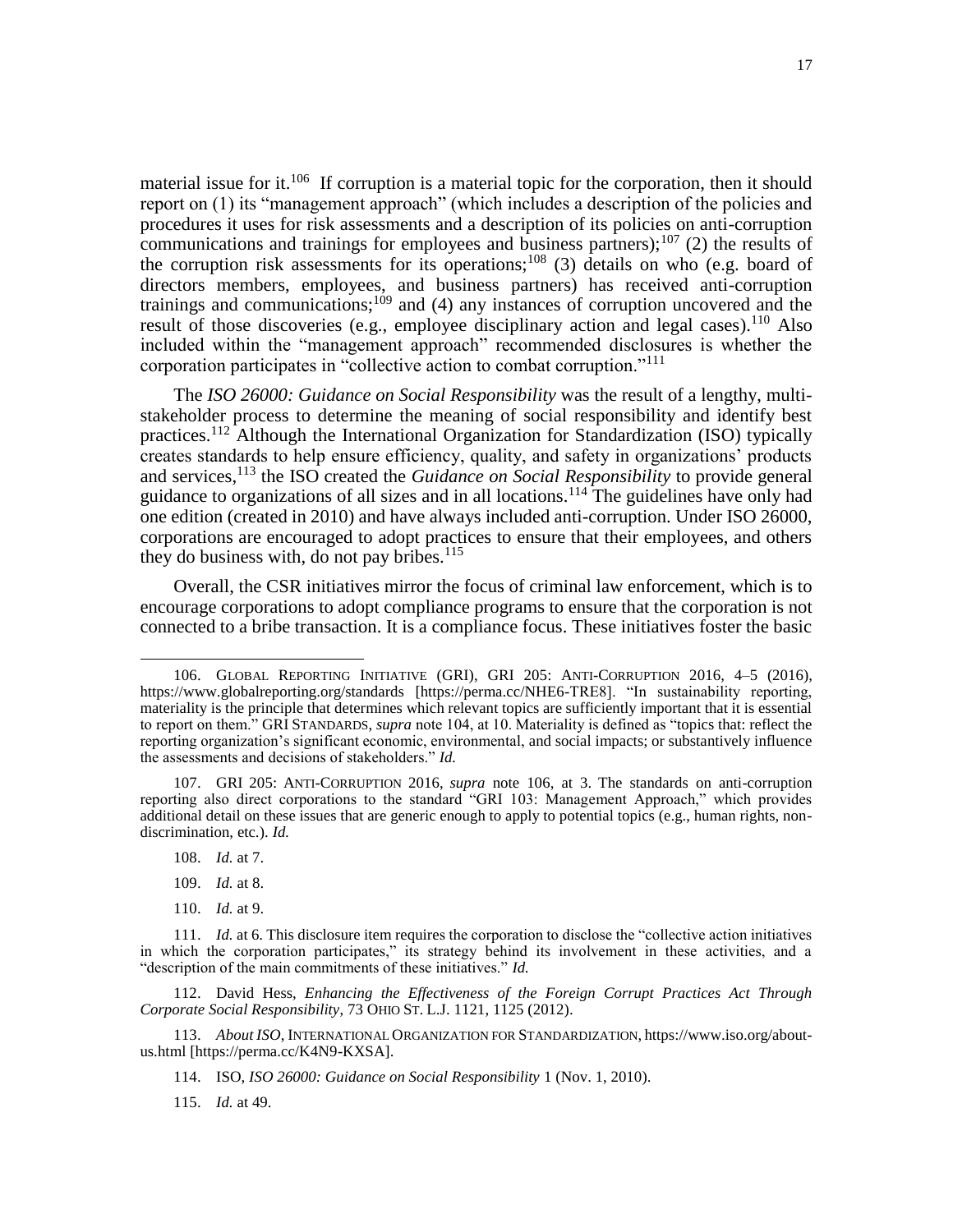material issue for it.[106] If corruption is a material topic for the corporation, then it should report on (1) its "management approach" (which includes a description of the policies and procedures it uses for risk assessments and a description of its policies on anti-corruption communications and trainings for employees and business partners);[107] (2) the results of the corruption risk assessments for its operations;[108] (3) details on who (e.g. board of directors members, employees, and business partners) has received anti-corruption trainings and communications;[109] and (4) any instances of corruption uncovered and the result of those discoveries (e.g., employee disciplinary action and legal cases).[110] Also included within the "management approach" recommended disclosures is whether the corporation participates in "collective action to combat corruption."[111]

The *ISO 26000: Guidance on Social Responsibility* was the result of a lengthy, multi-stakeholder process to determine the meaning of social responsibility and identify best practices.[112] Although the International Organization for Standardization (ISO) typically creates standards to help ensure efficiency, quality, and safety in organizations' products and services,[113] the ISO created the *Guidance on Social Responsibility* to provide general guidance to organizations of all sizes and in all locations.[114] The guidelines have only had one edition (created in 2010) and have always included anti-corruption. Under ISO 26000, corporations are encouraged to adopt practices to ensure that their employees, and others they do business with, do not pay bribes.[115]

Overall, the CSR initiatives mirror the focus of criminal law enforcement, which is to encourage corporations to adopt compliance programs to ensure that the corporation is not connected to a bribe transaction. It is a compliance focus. These initiatives foster the basic

---

106. GLOBAL REPORTING INITIATIVE (GRI), GRI 205: ANTI-CORRUPTION 2016, 4–5 (2016), https://www.globalreporting.org/standards [https://perma.cc/NHE6-TRE8]. "In sustainability reporting, materiality is the principle that determines which relevant topics are sufficiently important that it is essential to report on them." GRI STANDARDS, *supra* note 104, at 10. Materiality is defined as "topics that: reflect the reporting organization's significant economic, environmental, and social impacts; or substantively influence the assessments and decisions of stakeholders." *Id.*

107. GRI 205: ANTI-CORRUPTION 2016, *supra* note 106, at 3. The standards on anti-corruption reporting also direct corporations to the standard "GRI 103: Management Approach," which provides additional detail on these issues that are generic enough to apply to potential topics (e.g., human rights, non-discrimination, etc.). *Id.*

108. *Id.* at 7.

109. *Id.* at 8.

110. *Id.* at 9.

111. *Id.* at 6. This disclosure item requires the corporation to disclose the "collective action initiatives in which the corporation participates," its strategy behind its involvement in these activities, and a "description of the main commitments of these initiatives." *Id.*

112. David Hess, *Enhancing the Effectiveness of the Foreign Corrupt Practices Act Through Corporate Social Responsibility*, 73 OHIO ST. L.J. 1121, 1125 (2012).

113. *About ISO*, INTERNATIONAL ORGANIZATION FOR STANDARDIZATION, https://www.iso.org/about-us.html [https://perma.cc/K4N9-KXSA].

114. ISO, *ISO 26000: Guidance on Social Responsibility* 1 (Nov. 1, 2010).

115. *Id.* at 49.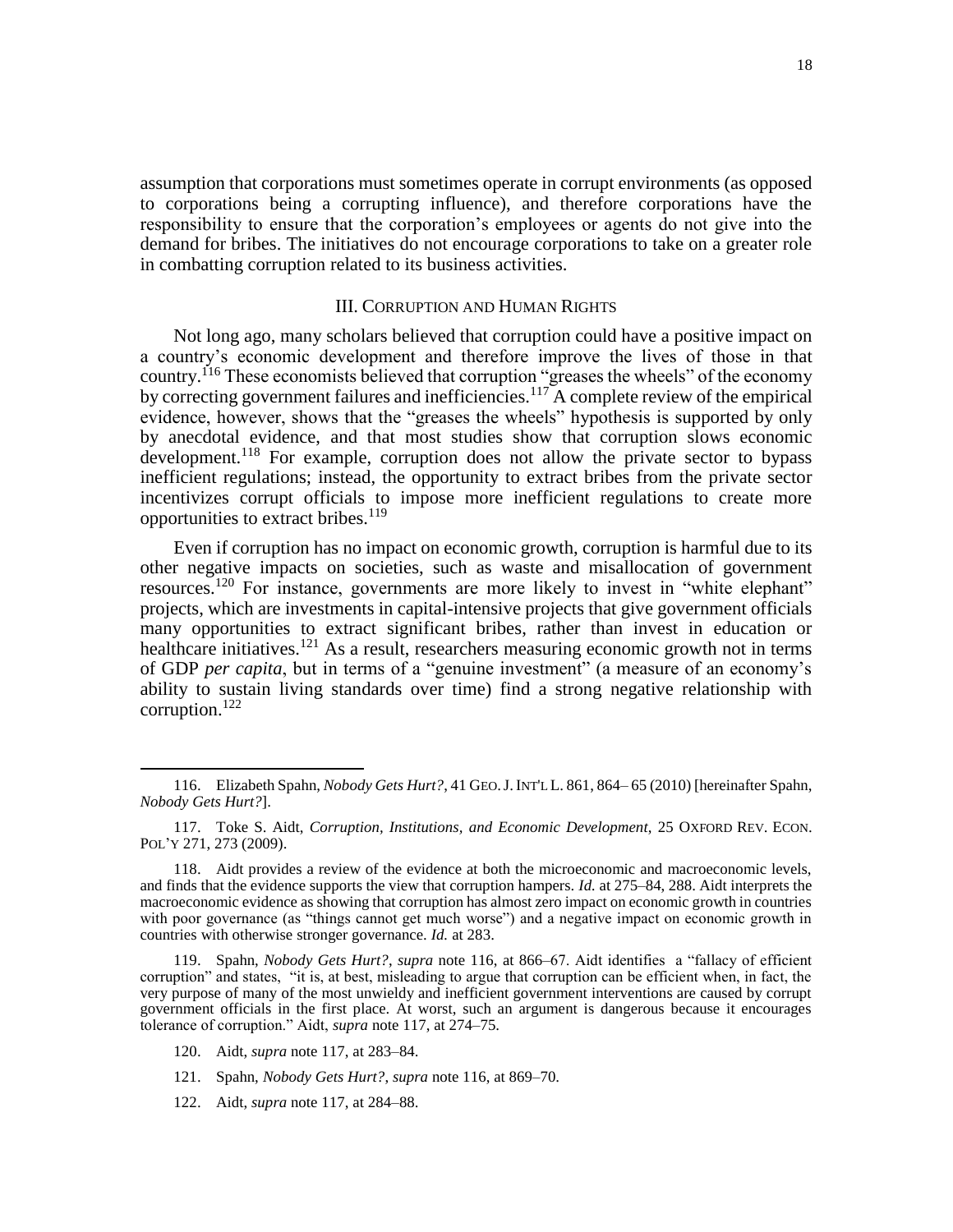assumption that corporations must sometimes operate in corrupt environments (as opposed to corporations being a corrupting influence), and therefore corporations have the responsibility to ensure that the corporation's employees or agents do not give into the demand for bribes. The initiatives do not encourage corporations to take on a greater role in combatting corruption related to its business activities.

## III. Corruption and Human Rights

Not long ago, many scholars believed that corruption could have a positive impact on a country's economic development and therefore improve the lives of those in that country.[116] These economists believed that corruption "greases the wheels" of the economy by correcting government failures and inefficiencies.[117] A complete review of the empirical evidence, however, shows that the "greases the wheels" hypothesis is supported by only by anecdotal evidence, and that most studies show that corruption slows economic development.[118] For example, corruption does not allow the private sector to bypass inefficient regulations; instead, the opportunity to extract bribes from the private sector incentivizes corrupt officials to impose more inefficient regulations to create more opportunities to extract bribes.[119]

Even if corruption has no impact on economic growth, corruption is harmful due to its other negative impacts on societies, such as waste and misallocation of government resources.[120] For instance, governments are more likely to invest in "white elephant" projects, which are investments in capital-intensive projects that give government officials many opportunities to extract significant bribes, rather than invest in education or healthcare initiatives.[121] As a result, researchers measuring economic growth not in terms of GDP *per capita*, but in terms of a "genuine investment" (a measure of an economy's ability to sustain living standards over time) find a strong negative relationship with corruption.[122]

---

116. Elizabeth Spahn, *Nobody Gets Hurt?*, 41 GEO. J. INT'L L. 861, 864– 65 (2010) [hereinafter Spahn, *Nobody Gets Hurt?*].

117. Toke S. Aidt, *Corruption, Institutions, and Economic Development*, 25 OXFORD REV. ECON. POL'Y 271, 273 (2009).

118. Aidt provides a review of the evidence at both the microeconomic and macroeconomic levels, and finds that the evidence supports the view that corruption hampers. *Id.* at 275–84, 288. Aidt interprets the macroeconomic evidence as showing that corruption has almost zero impact on economic growth in countries with poor governance (as "things cannot get much worse") and a negative impact on economic growth in countries with otherwise stronger governance. *Id.* at 283.

119. Spahn, *Nobody Gets Hurt?*, *supra* note 116, at 866–67. Aidt identifies a "fallacy of efficient corruption" and states, "it is, at best, misleading to argue that corruption can be efficient when, in fact, the very purpose of many of the most unwieldy and inefficient government interventions are caused by corrupt government officials in the first place. At worst, such an argument is dangerous because it encourages tolerance of corruption." Aidt, *supra* note 117, at 274–75.

120. Aidt, *supra* note 117, at 283–84.

121. Spahn, *Nobody Gets Hurt?*, *supra* note 116, at 869–70.

122. Aidt, *supra* note 117, at 284–88.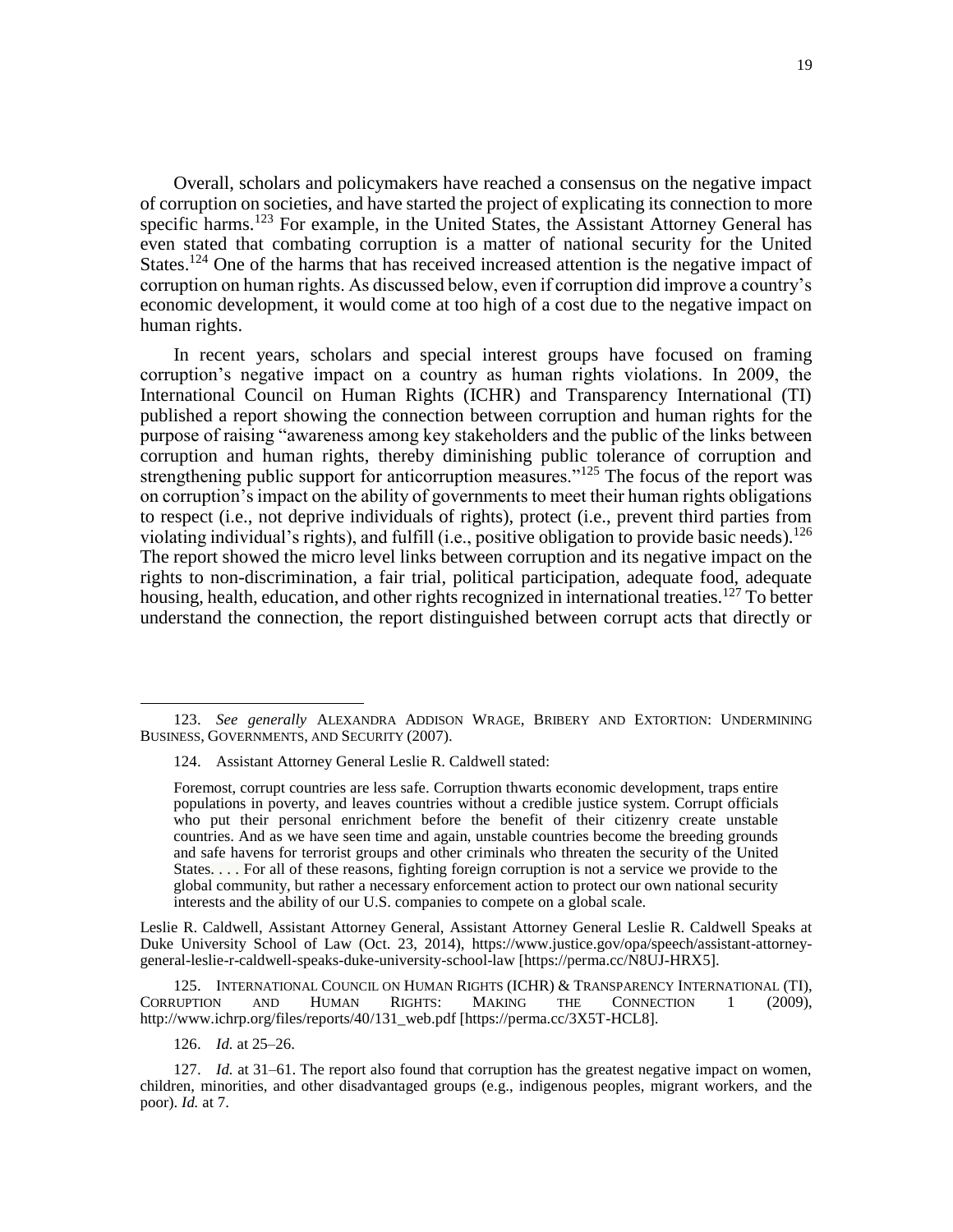Overall, scholars and policymakers have reached a consensus on the negative impact of corruption on societies, and have started the project of explicating its connection to more specific harms.[123] For example, in the United States, the Assistant Attorney General has even stated that combating corruption is a matter of national security for the United States.[124] One of the harms that has received increased attention is the negative impact of corruption on human rights. As discussed below, even if corruption did improve a country's economic development, it would come at too high of a cost due to the negative impact on human rights.

In recent years, scholars and special interest groups have focused on framing corruption's negative impact on a country as human rights violations. In 2009, the International Council on Human Rights (ICHR) and Transparency International (TI) published a report showing the connection between corruption and human rights for the purpose of raising "awareness among key stakeholders and the public of the links between corruption and human rights, thereby diminishing public tolerance of corruption and strengthening public support for anticorruption measures."[125] The focus of the report was on corruption's impact on the ability of governments to meet their human rights obligations to respect (i.e., not deprive individuals of rights), protect (i.e., prevent third parties from violating individual's rights), and fulfill (i.e., positive obligation to provide basic needs).[126] The report showed the micro level links between corruption and its negative impact on the rights to non-discrimination, a fair trial, political participation, adequate food, adequate housing, health, education, and other rights recognized in international treaties.[127] To better understand the connection, the report distinguished between corrupt acts that directly or

---

123. *See generally* ALEXANDRA ADDISON WRAGE, BRIBERY AND EXTORTION: UNDERMINING BUSINESS, GOVERNMENTS, AND SECURITY (2007).

124. Assistant Attorney General Leslie R. Caldwell stated:

> Foremost, corrupt countries are less safe. Corruption thwarts economic development, traps entire populations in poverty, and leaves countries without a credible justice system. Corrupt officials who put their personal enrichment before the benefit of their citizenry create unstable countries. And as we have seen time and again, unstable countries become the breeding grounds and safe havens for terrorist groups and other criminals who threaten the security of the United States. . . . For all of these reasons, fighting foreign corruption is not a service we provide to the global community, but rather a necessary enforcement action to protect our own national security interests and the ability of our U.S. companies to compete on a global scale.

Leslie R. Caldwell, Assistant Attorney General, Assistant Attorney General Leslie R. Caldwell Speaks at Duke University School of Law (Oct. 23, 2014), https://www.justice.gov/opa/speech/assistant-attorney-general-leslie-r-caldwell-speaks-duke-university-school-law [https://perma.cc/N8UJ-HRX5].

125. INTERNATIONAL COUNCIL ON HUMAN RIGHTS (ICHR) & TRANSPARENCY INTERNATIONAL (TI), CORRUPTION AND HUMAN RIGHTS: MAKING THE CONNECTION 1 (2009), http://www.ichrp.org/files/reports/40/131_web.pdf [https://perma.cc/3X5T-HCL8].

126. *Id.* at 25–26.

127. *Id.* at 31–61. The report also found that corruption has the greatest negative impact on women, children, minorities, and other disadvantaged groups (e.g., indigenous peoples, migrant workers, and the poor). *Id.* at 7.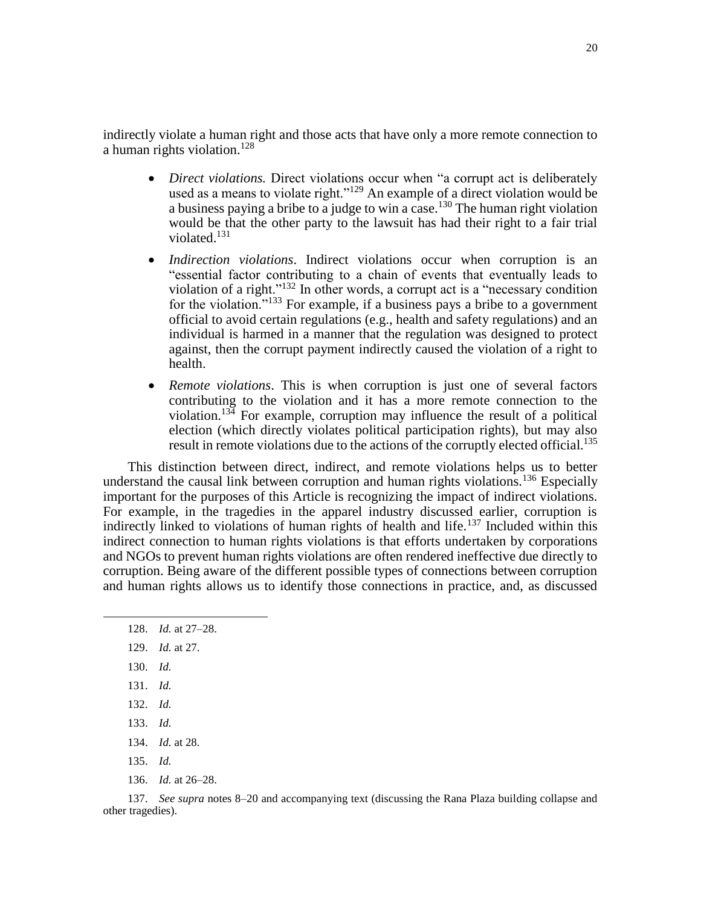indirectly violate a human right and those acts that have only a more remote connection to a human rights violation.[128]

- *Direct violations.* Direct violations occur when "a corrupt act is deliberately used as a means to violate right."[129] An example of a direct violation would be a business paying a bribe to a judge to win a case.[130] The human right violation would be that the other party to the lawsuit has had their right to a fair trial violated.[131]
- *Indirection violations*. Indirect violations occur when corruption is an "essential factor contributing to a chain of events that eventually leads to violation of a right."[132] In other words, a corrupt act is a "necessary condition for the violation."[133] For example, if a business pays a bribe to a government official to avoid certain regulations (e.g., health and safety regulations) and an individual is harmed in a manner that the regulation was designed to protect against, then the corrupt payment indirectly caused the violation of a right to health.
- *Remote violations*. This is when corruption is just one of several factors contributing to the violation and it has a more remote connection to the violation.[134] For example, corruption may influence the result of a political election (which directly violates political participation rights), but may also result in remote violations due to the actions of the corruptly elected official.[135]

This distinction between direct, indirect, and remote violations helps us to better understand the causal link between corruption and human rights violations.[136] Especially important for the purposes of this Article is recognizing the impact of indirect violations. For example, in the tragedies in the apparel industry discussed earlier, corruption is indirectly linked to violations of human rights of health and life.[137] Included within this indirect connection to human rights violations is that efforts undertaken by corporations and NGOs to prevent human rights violations are often rendered ineffective due directly to corruption. Being aware of the different possible types of connections between corruption and human rights allows us to identify those connections in practice, and, as discussed

---

128. *Id.* at 27–28.

129. *Id.* at 27.

130. *Id.*

131. *Id.*

132. *Id.*

133. *Id.*

134. *Id.* at 28.

135. *Id.*

136. *Id.* at 26–28.

137. *See supra* notes 8–20 and accompanying text (discussing the Rana Plaza building collapse and other tragedies).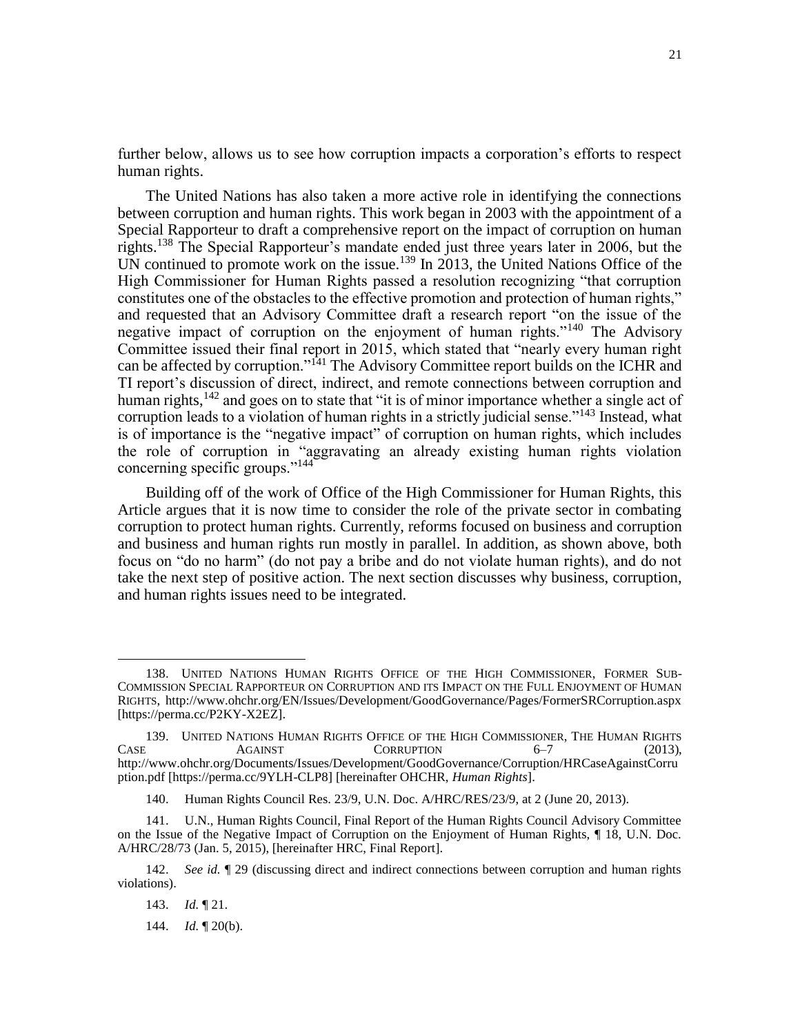further below, allows us to see how corruption impacts a corporation's efforts to respect human rights.

The United Nations has also taken a more active role in identifying the connections between corruption and human rights. This work began in 2003 with the appointment of a Special Rapporteur to draft a comprehensive report on the impact of corruption on human rights.[138] The Special Rapporteur's mandate ended just three years later in 2006, but the UN continued to promote work on the issue.[139] In 2013, the United Nations Office of the High Commissioner for Human Rights passed a resolution recognizing "that corruption constitutes one of the obstacles to the effective promotion and protection of human rights," and requested that an Advisory Committee draft a research report "on the issue of the negative impact of corruption on the enjoyment of human rights."[140] The Advisory Committee issued their final report in 2015, which stated that "nearly every human right can be affected by corruption."[141] The Advisory Committee report builds on the ICHR and TI report's discussion of direct, indirect, and remote connections between corruption and human rights,[142] and goes on to state that "it is of minor importance whether a single act of corruption leads to a violation of human rights in a strictly judicial sense."[143] Instead, what is of importance is the "negative impact" of corruption on human rights, which includes the role of corruption in "aggravating an already existing human rights violation concerning specific groups."[144]

Building off of the work of Office of the High Commissioner for Human Rights, this Article argues that it is now time to consider the role of the private sector in combating corruption to protect human rights. Currently, reforms focused on business and corruption and business and human rights run mostly in parallel. In addition, as shown above, both focus on "do no harm" (do not pay a bribe and do not violate human rights), and do not take the next step of positive action. The next section discusses why business, corruption, and human rights issues need to be integrated.

---

138. UNITED NATIONS HUMAN RIGHTS OFFICE OF THE HIGH COMMISSIONER, FORMER SUB-COMMISSION SPECIAL RAPPORTEUR ON CORRUPTION AND ITS IMPACT ON THE FULL ENJOYMENT OF HUMAN RIGHTS, http://www.ohchr.org/EN/Issues/Development/GoodGovernance/Pages/FormerSRCorruption.aspx [https://perma.cc/P2KY-X2EZ].

139. UNITED NATIONS HUMAN RIGHTS OFFICE OF THE HIGH COMMISSIONER, THE HUMAN RIGHTS CASE AGAINST CORRUPTION 6–7 (2013), http://www.ohchr.org/Documents/Issues/Development/GoodGovernance/Corruption/HRCaseAgainstCorruption.pdf [https://perma.cc/9YLH-CLP8] [hereinafter OHCHR, *Human Rights*].

140. Human Rights Council Res. 23/9, U.N. Doc. A/HRC/RES/23/9, at 2 (June 20, 2013).

141. U.N., Human Rights Council, Final Report of the Human Rights Council Advisory Committee on the Issue of the Negative Impact of Corruption on the Enjoyment of Human Rights, ¶ 18, U.N. Doc. A/HRC/28/73 (Jan. 5, 2015), [hereinafter HRC, Final Report].

142. *See id.* ¶ 29 (discussing direct and indirect connections between corruption and human rights violations).

143. *Id.* ¶ 21.

144. *Id.* ¶ 20(b).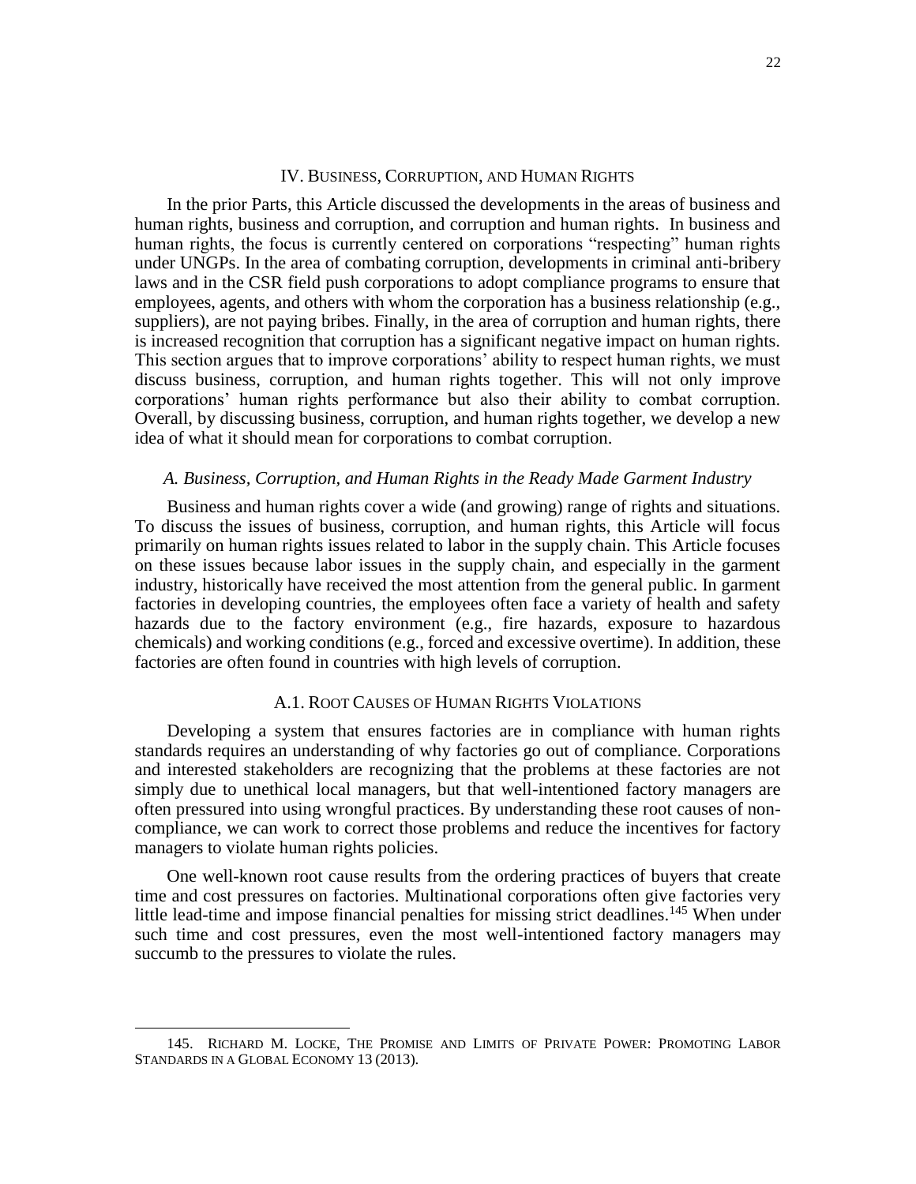## IV. Business, Corruption, and Human Rights

In the prior Parts, this Article discussed the developments in the areas of business and human rights, business and corruption, and corruption and human rights. In business and human rights, the focus is currently centered on corporations "respecting" human rights under UNGPs. In the area of combating corruption, developments in criminal anti-bribery laws and in the CSR field push corporations to adopt compliance programs to ensure that employees, agents, and others with whom the corporation has a business relationship (e.g., suppliers), are not paying bribes. Finally, in the area of corruption and human rights, there is increased recognition that corruption has a significant negative impact on human rights. This section argues that to improve corporations' ability to respect human rights, we must discuss business, corruption, and human rights together. This will not only improve corporations' human rights performance but also their ability to combat corruption. Overall, by discussing business, corruption, and human rights together, we develop a new idea of what it should mean for corporations to combat corruption.

### *A. Business, Corruption, and Human Rights in the Ready Made Garment Industry*

Business and human rights cover a wide (and growing) range of rights and situations. To discuss the issues of business, corruption, and human rights, this Article will focus primarily on human rights issues related to labor in the supply chain. This Article focuses on these issues because labor issues in the supply chain, and especially in the garment industry, historically have received the most attention from the general public. In garment factories in developing countries, the employees often face a variety of health and safety hazards due to the factory environment (e.g., fire hazards, exposure to hazardous chemicals) and working conditions (e.g., forced and excessive overtime). In addition, these factories are often found in countries with high levels of corruption.

#### A.1. Root Causes of Human Rights Violations

Developing a system that ensures factories are in compliance with human rights standards requires an understanding of why factories go out of compliance. Corporations and interested stakeholders are recognizing that the problems at these factories are not simply due to unethical local managers, but that well-intentioned factory managers are often pressured into using wrongful practices. By understanding these root causes of non-compliance, we can work to correct those problems and reduce the incentives for factory managers to violate human rights policies.

One well-known root cause results from the ordering practices of buyers that create time and cost pressures on factories. Multinational corporations often give factories very little lead-time and impose financial penalties for missing strict deadlines.[145] When under such time and cost pressures, even the most well-intentioned factory managers may succumb to the pressures to violate the rules.

---

145. Richard M. Locke, The Promise and Limits of Private Power: Promoting Labor Standards in a Global Economy 13 (2013).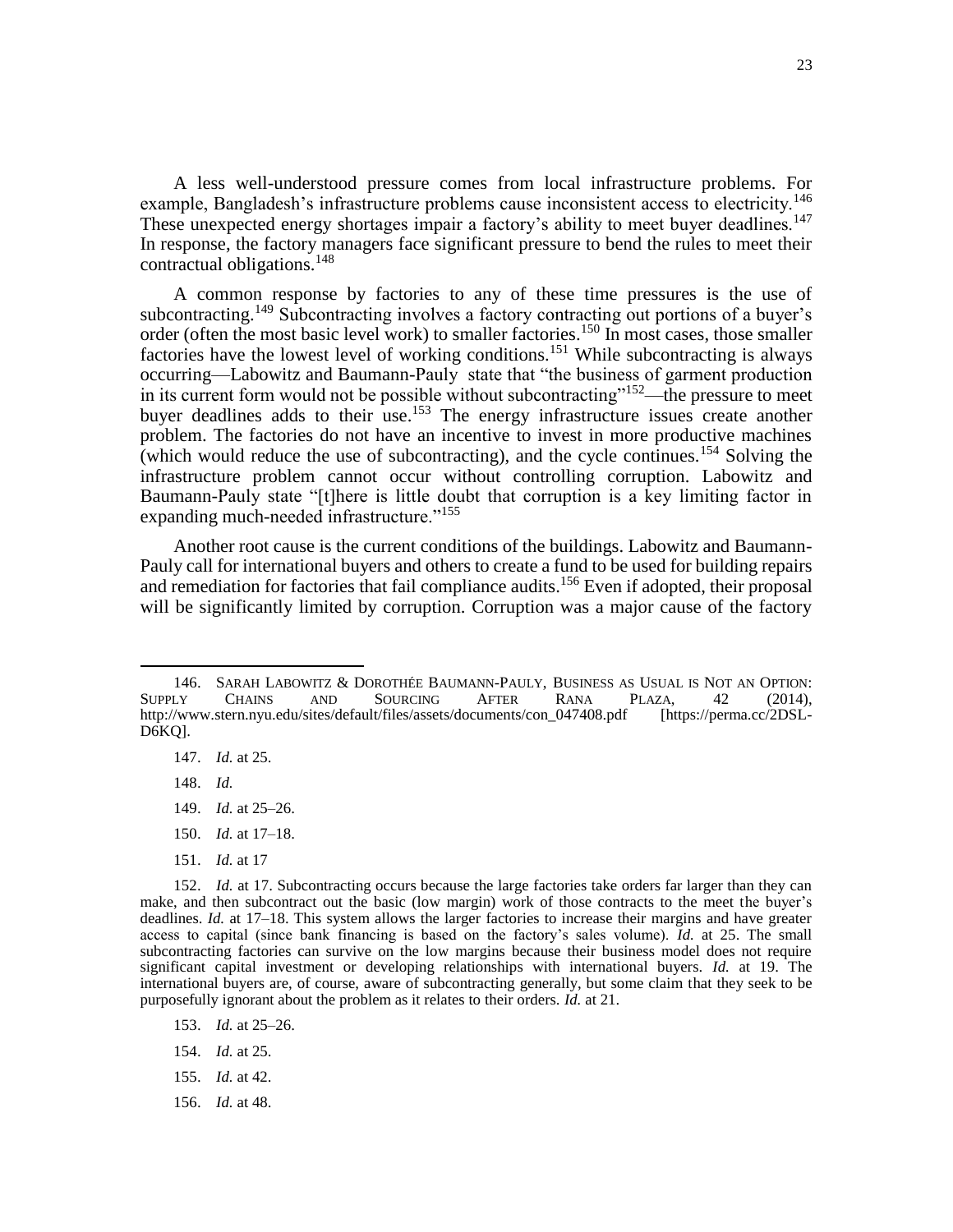A less well-understood pressure comes from local infrastructure problems. For example, Bangladesh's infrastructure problems cause inconsistent access to electricity.[146] These unexpected energy shortages impair a factory's ability to meet buyer deadlines.[147] In response, the factory managers face significant pressure to bend the rules to meet their contractual obligations.[148]

A common response by factories to any of these time pressures is the use of subcontracting.[149] Subcontracting involves a factory contracting out portions of a buyer's order (often the most basic level work) to smaller factories.[150] In most cases, those smaller factories have the lowest level of working conditions.[151] While subcontracting is always occurring—Labowitz and Baumann-Pauly state that "the business of garment production in its current form would not be possible without subcontracting"[152]—the pressure to meet buyer deadlines adds to their use.[153] The energy infrastructure issues create another problem. The factories do not have an incentive to invest in more productive machines (which would reduce the use of subcontracting), and the cycle continues.[154] Solving the infrastructure problem cannot occur without controlling corruption. Labowitz and Baumann-Pauly state "[t]here is little doubt that corruption is a key limiting factor in expanding much-needed infrastructure."[155]

Another root cause is the current conditions of the buildings. Labowitz and Baumann-Pauly call for international buyers and others to create a fund to be used for building repairs and remediation for factories that fail compliance audits.[156] Even if adopted, their proposal will be significantly limited by corruption. Corruption was a major cause of the factory

---

146. SARAH LABOWITZ & DOROTHÉE BAUMANN-PAULY, BUSINESS AS USUAL IS NOT AN OPTION: SUPPLY CHAINS AND SOURCING AFTER RANA PLAZA, 42 (2014), http://www.stern.nyu.edu/sites/default/files/assets/documents/con_047408.pdf [https://perma.cc/2DSL-D6KQ].

147. *Id.* at 25.

148. *Id.*

149. *Id.* at 25–26.

150. *Id.* at 17–18.

151. *Id.* at 17

152. *Id.* at 17. Subcontracting occurs because the large factories take orders far larger than they can make, and then subcontract out the basic (low margin) work of those contracts to the meet the buyer's deadlines. *Id.* at 17–18. This system allows the larger factories to increase their margins and have greater access to capital (since bank financing is based on the factory's sales volume). *Id.* at 25. The small subcontracting factories can survive on the low margins because their business model does not require significant capital investment or developing relationships with international buyers. *Id.* at 19. The international buyers are, of course, aware of subcontracting generally, but some claim that they seek to be purposefully ignorant about the problem as it relates to their orders. *Id.* at 21.

153. *Id.* at 25–26.

154. *Id.* at 25.

155. *Id.* at 42.

156. *Id.* at 48.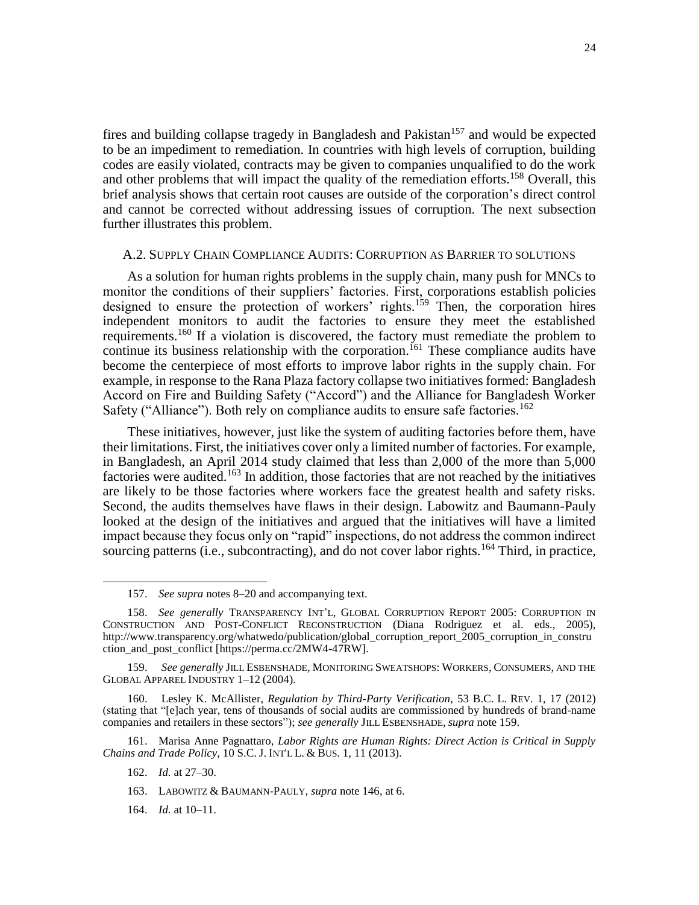fires and building collapse tragedy in Bangladesh and Pakistan[157] and would be expected to be an impediment to remediation. In countries with high levels of corruption, building codes are easily violated, contracts may be given to companies unqualified to do the work and other problems that will impact the quality of the remediation efforts.[158] Overall, this brief analysis shows that certain root causes are outside of the corporation's direct control and cannot be corrected without addressing issues of corruption. The next subsection further illustrates this problem.

### A.2. Supply Chain Compliance Audits: Corruption as Barrier to solutions

As a solution for human rights problems in the supply chain, many push for MNCs to monitor the conditions of their suppliers' factories. First, corporations establish policies designed to ensure the protection of workers' rights.[159] Then, the corporation hires independent monitors to audit the factories to ensure they meet the established requirements.[160] If a violation is discovered, the factory must remediate the problem to continue its business relationship with the corporation.[161] These compliance audits have become the centerpiece of most efforts to improve labor rights in the supply chain. For example, in response to the Rana Plaza factory collapse two initiatives formed: Bangladesh Accord on Fire and Building Safety ("Accord") and the Alliance for Bangladesh Worker Safety ("Alliance"). Both rely on compliance audits to ensure safe factories.[162]

These initiatives, however, just like the system of auditing factories before them, have their limitations. First, the initiatives cover only a limited number of factories. For example, in Bangladesh, an April 2014 study claimed that less than 2,000 of the more than 5,000 factories were audited.[163] In addition, those factories that are not reached by the initiatives are likely to be those factories where workers face the greatest health and safety risks. Second, the audits themselves have flaws in their design. Labowitz and Baumann-Pauly looked at the design of the initiatives and argued that the initiatives will have a limited impact because they focus only on "rapid" inspections, do not address the common indirect sourcing patterns (i.e., subcontracting), and do not cover labor rights.[164] Third, in practice,

---

157. *See supra* notes 8–20 and accompanying text.

158. *See generally* TRANSPARENCY INT'L, GLOBAL CORRUPTION REPORT 2005: CORRUPTION IN CONSTRUCTION AND POST-CONFLICT RECONSTRUCTION (Diana Rodriguez et al. eds., 2005), http://www.transparency.org/whatwedo/publication/global_corruption_report_2005_corruption_in_construction_and_post_conflict [https://perma.cc/2MW4-47RW].

159. *See generally* JILL ESBENSHADE, MONITORING SWEATSHOPS: WORKERS, CONSUMERS, AND THE GLOBAL APPAREL INDUSTRY 1–12 (2004).

160. Lesley K. McAllister, *Regulation by Third-Party Verification*, 53 B.C. L. REV. 1, 17 (2012) (stating that "[e]ach year, tens of thousands of social audits are commissioned by hundreds of brand-name companies and retailers in these sectors"); *see generally* JILL ESBENSHADE, *supra* note 159.

161. Marisa Anne Pagnattaro, *Labor Rights are Human Rights: Direct Action is Critical in Supply Chains and Trade Policy*, 10 S.C. J. INT'L L. & BUS. 1, 11 (2013).

162. *Id.* at 27–30.

163. LABOWITZ & BAUMANN-PAULY, *supra* note 146, at 6.

164. *Id.* at 10–11.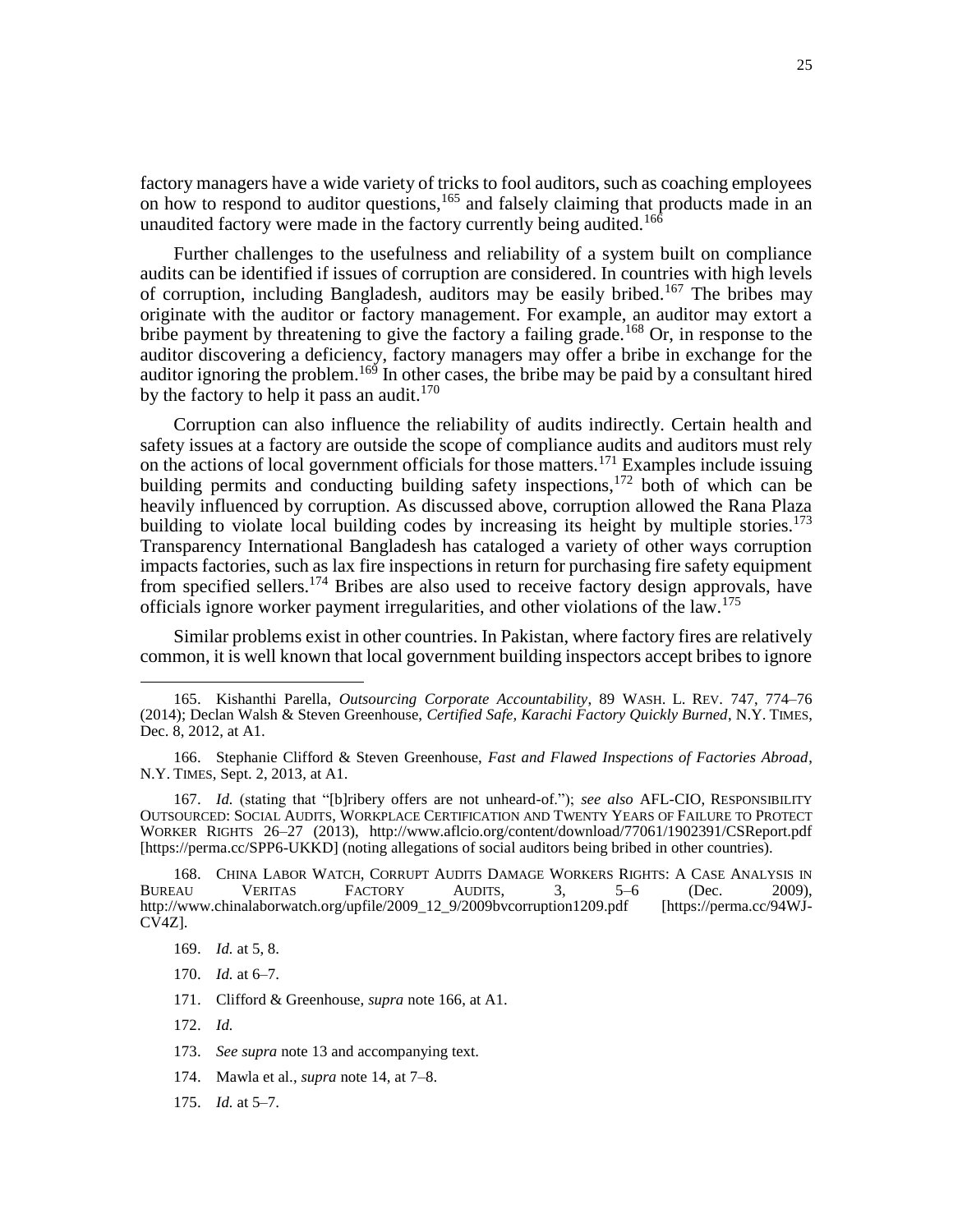factory managers have a wide variety of tricks to fool auditors, such as coaching employees on how to respond to auditor questions,[165] and falsely claiming that products made in an unaudited factory were made in the factory currently being audited.[166]

Further challenges to the usefulness and reliability of a system built on compliance audits can be identified if issues of corruption are considered. In countries with high levels of corruption, including Bangladesh, auditors may be easily bribed.[167] The bribes may originate with the auditor or factory management. For example, an auditor may extort a bribe payment by threatening to give the factory a failing grade.[168] Or, in response to the auditor discovering a deficiency, factory managers may offer a bribe in exchange for the auditor ignoring the problem.[169] In other cases, the bribe may be paid by a consultant hired by the factory to help it pass an audit.[170]

Corruption can also influence the reliability of audits indirectly. Certain health and safety issues at a factory are outside the scope of compliance audits and auditors must rely on the actions of local government officials for those matters.[171] Examples include issuing building permits and conducting building safety inspections,[172] both of which can be heavily influenced by corruption. As discussed above, corruption allowed the Rana Plaza building to violate local building codes by increasing its height by multiple stories.[173] Transparency International Bangladesh has cataloged a variety of other ways corruption impacts factories, such as lax fire inspections in return for purchasing fire safety equipment from specified sellers.[174] Bribes are also used to receive factory design approvals, have officials ignore worker payment irregularities, and other violations of the law.[175]

Similar problems exist in other countries. In Pakistan, where factory fires are relatively common, it is well known that local government building inspectors accept bribes to ignore

---

165. Kishanthi Parella, *Outsourcing Corporate Accountability*, 89 WASH. L. REV. 747, 774–76 (2014); Declan Walsh & Steven Greenhouse, *Certified Safe, Karachi Factory Quickly Burned*, N.Y. TIMES, Dec. 8, 2012, at A1.

166. Stephanie Clifford & Steven Greenhouse, *Fast and Flawed Inspections of Factories Abroad*, N.Y. TIMES, Sept. 2, 2013, at A1.

167. *Id.* (stating that "[b]ribery offers are not unheard-of."); *see also* AFL-CIO, RESPONSIBILITY OUTSOURCED: SOCIAL AUDITS, WORKPLACE CERTIFICATION AND TWENTY YEARS OF FAILURE TO PROTECT WORKER RIGHTS 26–27 (2013), http://www.aflcio.org/content/download/77061/1902391/CSReport.pdf [https://perma.cc/SPP6-UKKD] (noting allegations of social auditors being bribed in other countries).

168. CHINA LABOR WATCH, CORRUPT AUDITS DAMAGE WORKERS RIGHTS: A CASE ANALYSIS IN BUREAU VERITAS FACTORY AUDITS, 3, 5–6 (Dec. 2009), http://www.chinalaborwatch.org/upfile/2009_12_9/2009bvcorruption1209.pdf [https://perma.cc/94WJ-CV4Z].

169. *Id.* at 5, 8.

170. *Id.* at 6–7.

171. Clifford & Greenhouse, *supra* note 166, at A1.

172. *Id.*

173. *See supra* note 13 and accompanying text.

174. Mawla et al., *supra* note 14, at 7–8.

175. *Id.* at 5–7.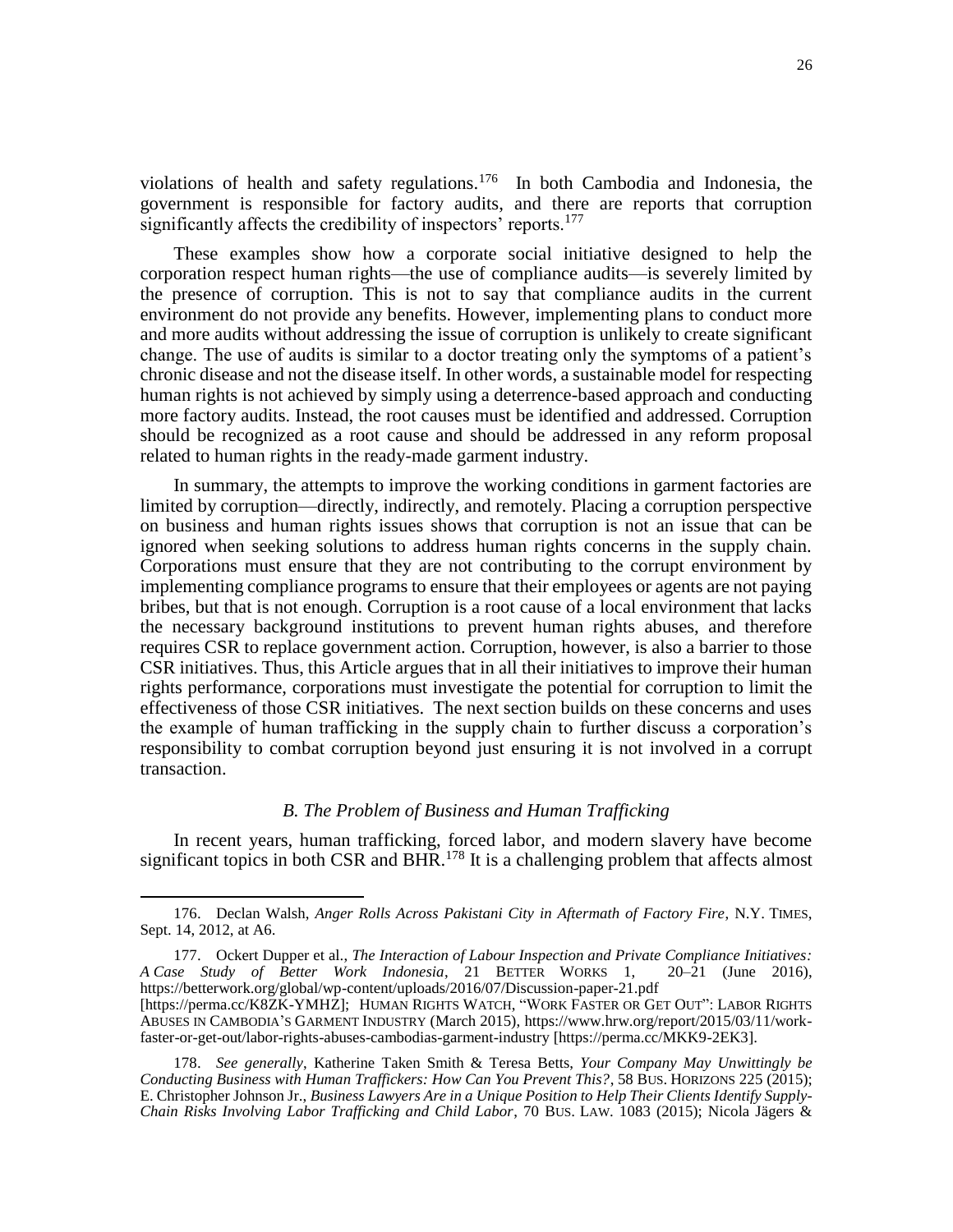violations of health and safety regulations.[176] In both Cambodia and Indonesia, the government is responsible for factory audits, and there are reports that corruption significantly affects the credibility of inspectors' reports.[177]

These examples show how a corporate social initiative designed to help the corporation respect human rights—the use of compliance audits—is severely limited by the presence of corruption. This is not to say that compliance audits in the current environment do not provide any benefits. However, implementing plans to conduct more and more audits without addressing the issue of corruption is unlikely to create significant change. The use of audits is similar to a doctor treating only the symptoms of a patient's chronic disease and not the disease itself. In other words, a sustainable model for respecting human rights is not achieved by simply using a deterrence-based approach and conducting more factory audits. Instead, the root causes must be identified and addressed. Corruption should be recognized as a root cause and should be addressed in any reform proposal related to human rights in the ready-made garment industry.

In summary, the attempts to improve the working conditions in garment factories are limited by corruption—directly, indirectly, and remotely. Placing a corruption perspective on business and human rights issues shows that corruption is not an issue that can be ignored when seeking solutions to address human rights concerns in the supply chain. Corporations must ensure that they are not contributing to the corrupt environment by implementing compliance programs to ensure that their employees or agents are not paying bribes, but that is not enough. Corruption is a root cause of a local environment that lacks the necessary background institutions to prevent human rights abuses, and therefore requires CSR to replace government action. Corruption, however, is also a barrier to those CSR initiatives. Thus, this Article argues that in all their initiatives to improve their human rights performance, corporations must investigate the potential for corruption to limit the effectiveness of those CSR initiatives. The next section builds on these concerns and uses the example of human trafficking in the supply chain to further discuss a corporation's responsibility to combat corruption beyond just ensuring it is not involved in a corrupt transaction.

### *B. The Problem of Business and Human Trafficking*

In recent years, human trafficking, forced labor, and modern slavery have become significant topics in both CSR and BHR.[178] It is a challenging problem that affects almost

---

176. Declan Walsh, *Anger Rolls Across Pakistani City in Aftermath of Factory Fire*, N.Y. TIMES, Sept. 14, 2012, at A6.

177. Ockert Dupper et al., *The Interaction of Labour Inspection and Private Compliance Initiatives: A Case Study of Better Work Indonesia*, 21 BETTER WORKS 1, 20–21 (June 2016), https://betterwork.org/global/wp-content/uploads/2016/07/Discussion-paper-21.pdf [https://perma.cc/K8ZK-YMHZ]; HUMAN RIGHTS WATCH, "WORK FASTER OR GET OUT": LABOR RIGHTS ABUSES IN CAMBODIA'S GARMENT INDUSTRY (March 2015), https://www.hrw.org/report/2015/03/11/work-faster-or-get-out/labor-rights-abuses-cambodias-garment-industry [https://perma.cc/MKK9-2EK3].

178. *See generally*, Katherine Taken Smith & Teresa Betts, *Your Company May Unwittingly be Conducting Business with Human Traffickers: How Can You Prevent This?*, 58 BUS. HORIZONS 225 (2015); E. Christopher Johnson Jr., *Business Lawyers Are in a Unique Position to Help Their Clients Identify Supply-Chain Risks Involving Labor Trafficking and Child Labor*, 70 BUS. LAW. 1083 (2015); Nicola Jägers &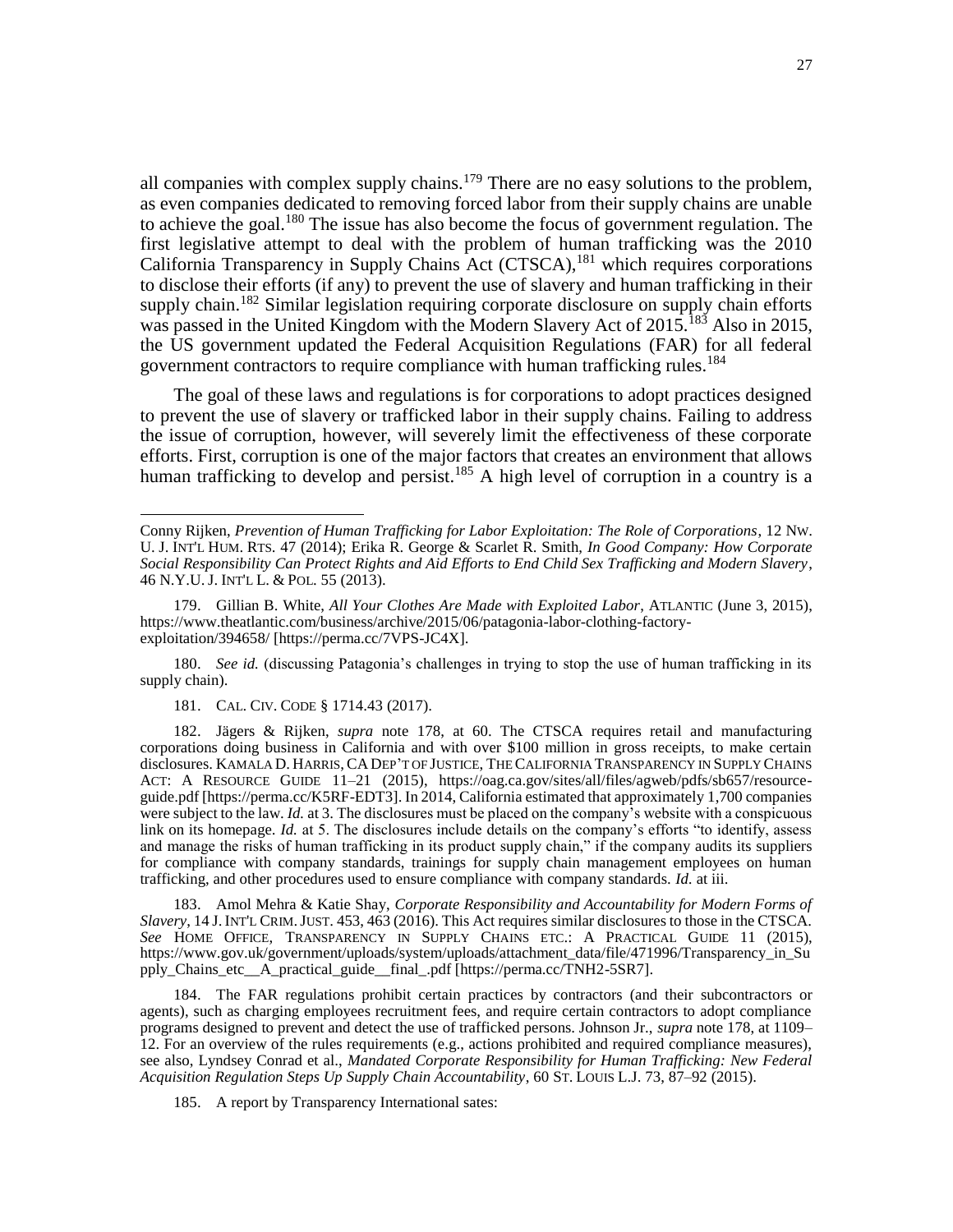all companies with complex supply chains.[179] There are no easy solutions to the problem, as even companies dedicated to removing forced labor from their supply chains are unable to achieve the goal.[180] The issue has also become the focus of government regulation. The first legislative attempt to deal with the problem of human trafficking was the 2010 California Transparency in Supply Chains Act (CTSCA),[181] which requires corporations to disclose their efforts (if any) to prevent the use of slavery and human trafficking in their supply chain.[182] Similar legislation requiring corporate disclosure on supply chain efforts was passed in the United Kingdom with the Modern Slavery Act of 2015.[183] Also in 2015, the US government updated the Federal Acquisition Regulations (FAR) for all federal government contractors to require compliance with human trafficking rules.[184]

The goal of these laws and regulations is for corporations to adopt practices designed to prevent the use of slavery or trafficked labor in their supply chains. Failing to address the issue of corruption, however, will severely limit the effectiveness of these corporate efforts. First, corruption is one of the major factors that creates an environment that allows human trafficking to develop and persist.[185] A high level of corruption in a country is a

---

Conny Rijken, *Prevention of Human Trafficking for Labor Exploitation: The Role of Corporations*, 12 NW. U. J. INT'L HUM. RTS. 47 (2014); Erika R. George & Scarlet R. Smith, *In Good Company: How Corporate Social Responsibility Can Protect Rights and Aid Efforts to End Child Sex Trafficking and Modern Slavery*, 46 N.Y.U. J. INT'L L. & POL. 55 (2013).

179. Gillian B. White, *All Your Clothes Are Made with Exploited Labor*, ATLANTIC (June 3, 2015), https://www.theatlantic.com/business/archive/2015/06/patagonia-labor-clothing-factory-exploitation/394658/ [https://perma.cc/7VPS-JC4X].

180. *See id.* (discussing Patagonia's challenges in trying to stop the use of human trafficking in its supply chain).

181. CAL. CIV. CODE § 1714.43 (2017).

182. Jägers & Rijken, *supra* note 178, at 60. The CTSCA requires retail and manufacturing corporations doing business in California and with over $100 million in gross receipts, to make certain disclosures. KAMALA D. HARRIS, CA DEP'T OF JUSTICE, THE CALIFORNIA TRANSPARENCY IN SUPPLY CHAINS ACT: A RESOURCE GUIDE 11–21 (2015), https://oag.ca.gov/sites/all/files/agweb/pdfs/sb657/resource-guide.pdf [https://perma.cc/K5RF-EDT3]. In 2014, California estimated that approximately 1,700 companies were subject to the law. *Id.* at 3. The disclosures must be placed on the company's website with a conspicuous link on its homepage. *Id.* at 5. The disclosures include details on the company's efforts "to identify, assess and manage the risks of human trafficking in its product supply chain," if the company audits its suppliers for compliance with company standards, trainings for supply chain management employees on human trafficking, and other procedures used to ensure compliance with company standards. *Id.* at iii.

183. Amol Mehra & Katie Shay, *Corporate Responsibility and Accountability for Modern Forms of Slavery*, 14 J. INT'L CRIM. JUST. 453, 463 (2016). This Act requires similar disclosures to those in the CTSCA. *See* HOME OFFICE, TRANSPARENCY IN SUPPLY CHAINS ETC.: A PRACTICAL GUIDE 11 (2015), https://www.gov.uk/government/uploads/system/uploads/attachment_data/file/471996/Transparency_in_Supply_Chains_etc__A_practical_guide__final_.pdf [https://perma.cc/TNH2-5SR7].

184. The FAR regulations prohibit certain practices by contractors (and their subcontractors or agents), such as charging employees recruitment fees, and require certain contractors to adopt compliance programs designed to prevent and detect the use of trafficked persons. Johnson Jr., *supra* note 178, at 1109–12. For an overview of the rules requirements (e.g., actions prohibited and required compliance measures), see also, Lyndsey Conrad et al., *Mandated Corporate Responsibility for Human Trafficking: New Federal Acquisition Regulation Steps Up Supply Chain Accountability*, 60 ST. LOUIS L.J. 73, 87–92 (2015).

185. A report by Transparency International sates: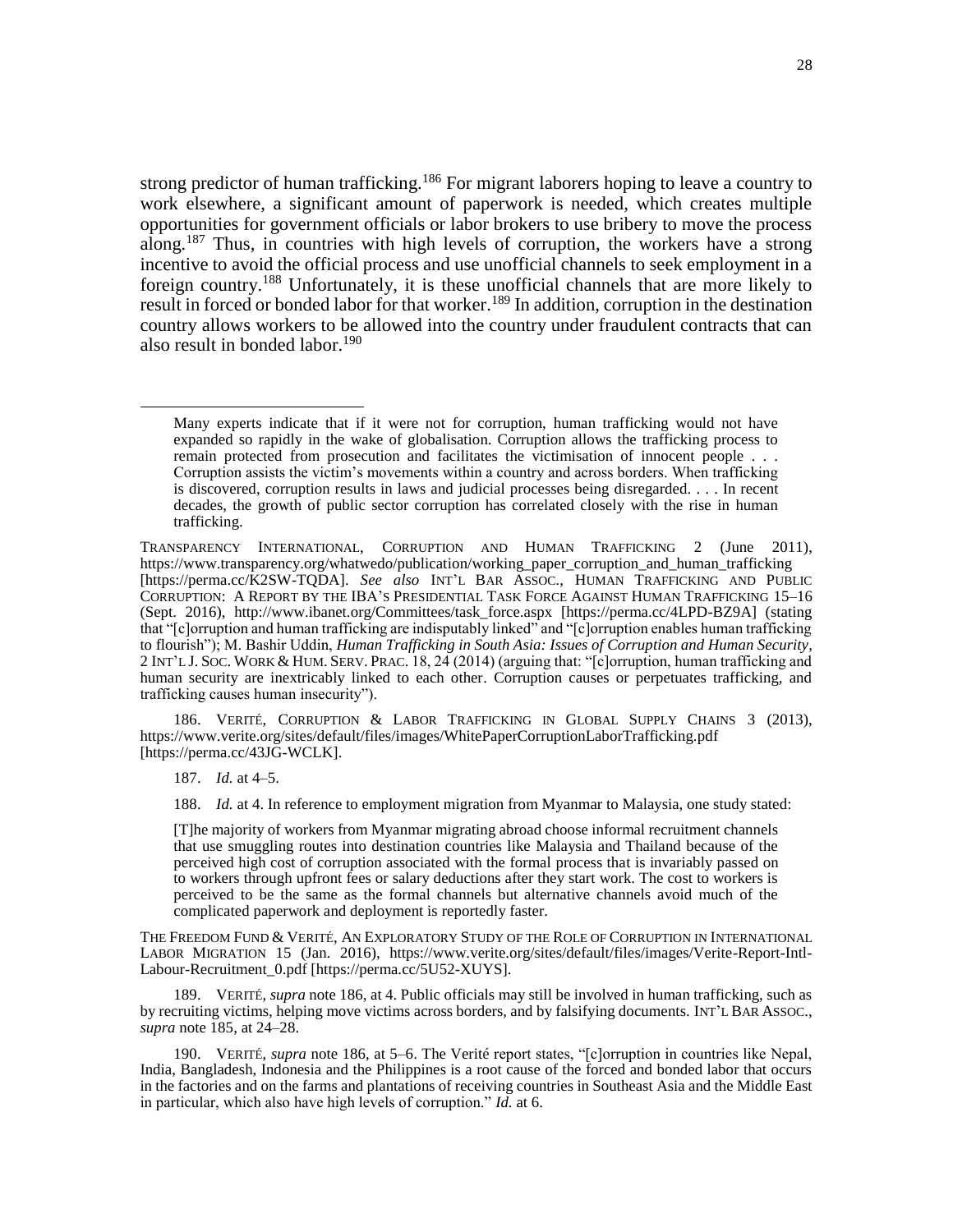strong predictor of human trafficking.[186] For migrant laborers hoping to leave a country to work elsewhere, a significant amount of paperwork is needed, which creates multiple opportunities for government officials or labor brokers to use bribery to move the process along.[187] Thus, in countries with high levels of corruption, the workers have a strong incentive to avoid the official process and use unofficial channels to seek employment in a foreign country.[188] Unfortunately, it is these unofficial channels that are more likely to result in forced or bonded labor for that worker.[189] In addition, corruption in the destination country allows workers to be allowed into the country under fraudulent contracts that can also result in bonded labor.[190]

---

> Many experts indicate that if it were not for corruption, human trafficking would not have expanded so rapidly in the wake of globalisation. Corruption allows the trafficking process to remain protected from prosecution and facilitates the victimisation of innocent people . . . Corruption assists the victim's movements within a country and across borders. When trafficking is discovered, corruption results in laws and judicial processes being disregarded. . . . In recent decades, the growth of public sector corruption has correlated closely with the rise in human trafficking.

TRANSPARENCY INTERNATIONAL, CORRUPTION AND HUMAN TRAFFICKING 2 (June 2011), https://www.transparency.org/whatwedo/publication/working_paper_corruption_and_human_trafficking [https://perma.cc/K2SW-TQDA]. *See also* INT'L BAR ASSOC., HUMAN TRAFFICKING AND PUBLIC CORRUPTION: A REPORT BY THE IBA'S PRESIDENTIAL TASK FORCE AGAINST HUMAN TRAFFICKING 15–16 (Sept. 2016), http://www.ibanet.org/Committees/task_force.aspx [https://perma.cc/4LPD-BZ9A] (stating that "[c]orruption and human trafficking are indisputably linked" and "[c]orruption enables human trafficking to flourish"); M. Bashir Uddin, *Human Trafficking in South Asia: Issues of Corruption and Human Security*, 2 INT'L J. SOC. WORK & HUM. SERV. PRAC. 18, 24 (2014) (arguing that: "[c]orruption, human trafficking and human security are inextricably linked to each other. Corruption causes or perpetuates trafficking, and trafficking causes human insecurity").

186. VERITÉ, CORRUPTION & LABOR TRAFFICKING IN GLOBAL SUPPLY CHAINS 3 (2013), https://www.verite.org/sites/default/files/images/WhitePaperCorruptionLaborTrafficking.pdf [https://perma.cc/43JG-WCLK].

187. *Id.* at 4–5.

188. *Id.* at 4. In reference to employment migration from Myanmar to Malaysia, one study stated:

> [T]he majority of workers from Myanmar migrating abroad choose informal recruitment channels that use smuggling routes into destination countries like Malaysia and Thailand because of the perceived high cost of corruption associated with the formal process that is invariably passed on to workers through upfront fees or salary deductions after they start work. The cost to workers is perceived to be the same as the formal channels but alternative channels avoid much of the complicated paperwork and deployment is reportedly faster.

THE FREEDOM FUND & VERITÉ, AN EXPLORATORY STUDY OF THE ROLE OF CORRUPTION IN INTERNATIONAL LABOR MIGRATION 15 (Jan. 2016), https://www.verite.org/sites/default/files/images/Verite-Report-Intl-Labour-Recruitment_0.pdf [https://perma.cc/5U52-XUYS].

189. VERITÉ, *supra* note 186, at 4. Public officials may still be involved in human trafficking, such as by recruiting victims, helping move victims across borders, and by falsifying documents. INT'L BAR ASSOC., *supra* note 185, at 24–28.

190. VERITÉ, *supra* note 186, at 5–6. The Verité report states, "[c]orruption in countries like Nepal, India, Bangladesh, Indonesia and the Philippines is a root cause of the forced and bonded labor that occurs in the factories and on the farms and plantations of receiving countries in Southeast Asia and the Middle East in particular, which also have high levels of corruption." *Id.* at 6.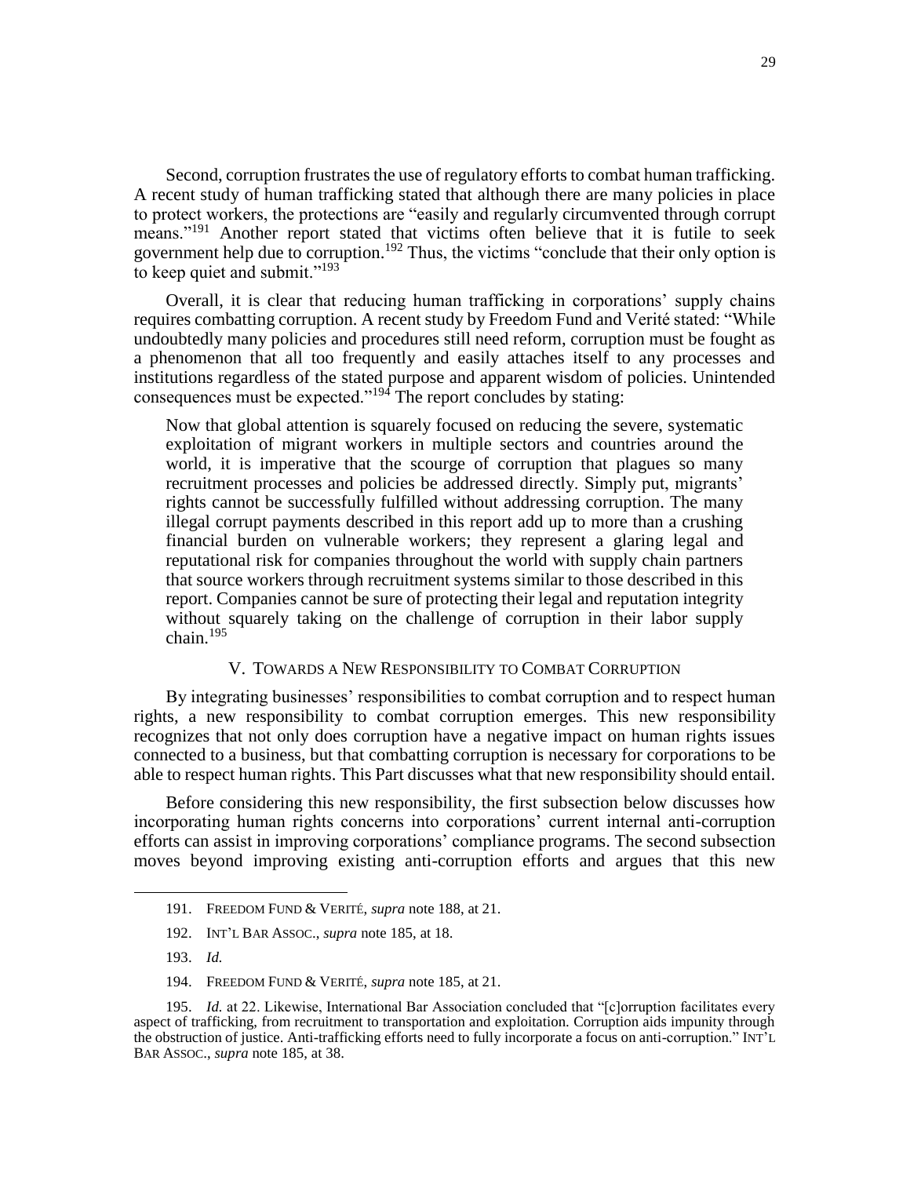Second, corruption frustrates the use of regulatory efforts to combat human trafficking. A recent study of human trafficking stated that although there are many policies in place to protect workers, the protections are "easily and regularly circumvented through corrupt means."[191] Another report stated that victims often believe that it is futile to seek government help due to corruption.[192] Thus, the victims "conclude that their only option is to keep quiet and submit."[193]

Overall, it is clear that reducing human trafficking in corporations' supply chains requires combatting corruption. A recent study by Freedom Fund and Verité stated: "While undoubtedly many policies and procedures still need reform, corruption must be fought as a phenomenon that all too frequently and easily attaches itself to any processes and institutions regardless of the stated purpose and apparent wisdom of policies. Unintended consequences must be expected."[194] The report concludes by stating:

> Now that global attention is squarely focused on reducing the severe, systematic exploitation of migrant workers in multiple sectors and countries around the world, it is imperative that the scourge of corruption that plagues so many recruitment processes and policies be addressed directly. Simply put, migrants' rights cannot be successfully fulfilled without addressing corruption. The many illegal corrupt payments described in this report add up to more than a crushing financial burden on vulnerable workers; they represent a glaring legal and reputational risk for companies throughout the world with supply chain partners that source workers through recruitment systems similar to those described in this report. Companies cannot be sure of protecting their legal and reputation integrity without squarely taking on the challenge of corruption in their labor supply chain.[195]

## V. Towards a New Responsibility to Combat Corruption

By integrating businesses' responsibilities to combat corruption and to respect human rights, a new responsibility to combat corruption emerges. This new responsibility recognizes that not only does corruption have a negative impact on human rights issues connected to a business, but that combatting corruption is necessary for corporations to be able to respect human rights. This Part discusses what that new responsibility should entail.

Before considering this new responsibility, the first subsection below discusses how incorporating human rights concerns into corporations' current internal anti-corruption efforts can assist in improving corporations' compliance programs. The second subsection moves beyond improving existing anti-corruption efforts and argues that this new

---

191. Freedom Fund & Verité, *supra* note 188, at 21.

192. Int'l Bar Assoc., *supra* note 185, at 18.

193. *Id.*

194. Freedom Fund & Verité, *supra* note 185, at 21.

195. *Id.* at 22. Likewise, International Bar Association concluded that "[c]orruption facilitates every aspect of trafficking, from recruitment to transportation and exploitation. Corruption aids impunity through the obstruction of justice. Anti-trafficking efforts need to fully incorporate a focus on anti-corruption." Int'l Bar Assoc., *supra* note 185, at 38.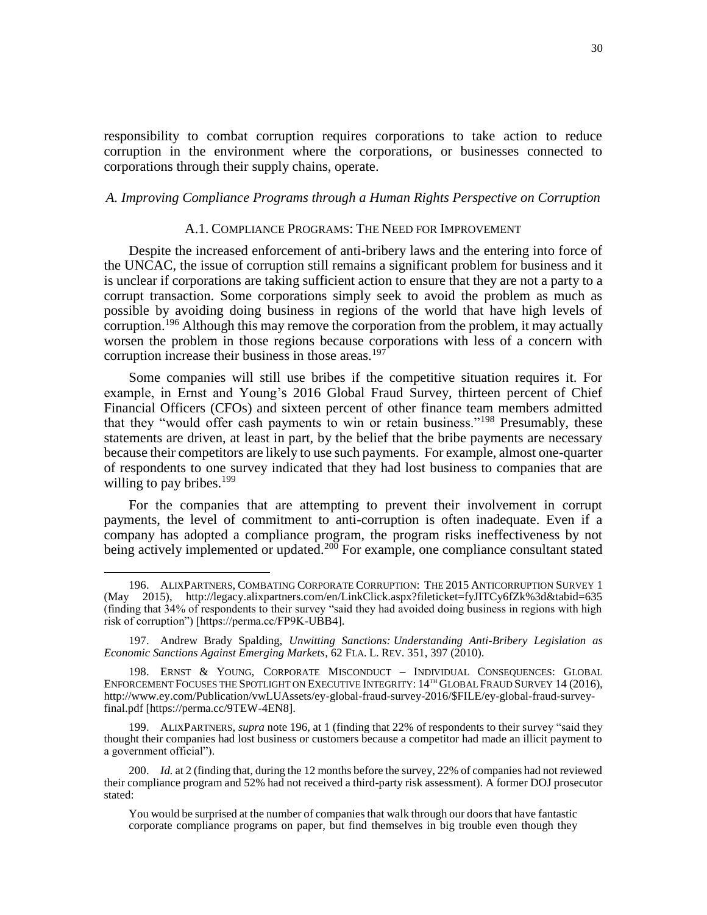responsibility to combat corruption requires corporations to take action to reduce corruption in the environment where the corporations, or businesses connected to corporations through their supply chains, operate.

### *A. Improving Compliance Programs through a Human Rights Perspective on Corruption*

#### A.1. Compliance Programs: The Need for Improvement

Despite the increased enforcement of anti-bribery laws and the entering into force of the UNCAC, the issue of corruption still remains a significant problem for business and it is unclear if corporations are taking sufficient action to ensure that they are not a party to a corrupt transaction. Some corporations simply seek to avoid the problem as much as possible by avoiding doing business in regions of the world that have high levels of corruption.[196] Although this may remove the corporation from the problem, it may actually worsen the problem in those regions because corporations with less of a concern with corruption increase their business in those areas.[197]

Some companies will still use bribes if the competitive situation requires it. For example, in Ernst and Young's 2016 Global Fraud Survey, thirteen percent of Chief Financial Officers (CFOs) and sixteen percent of other finance team members admitted that they "would offer cash payments to win or retain business."[198] Presumably, these statements are driven, at least in part, by the belief that the bribe payments are necessary because their competitors are likely to use such payments. For example, almost one-quarter of respondents to one survey indicated that they had lost business to companies that are willing to pay bribes.[199]

For the companies that are attempting to prevent their involvement in corrupt payments, the level of commitment to anti-corruption is often inadequate. Even if a company has adopted a compliance program, the program risks ineffectiveness by not being actively implemented or updated.[200] For example, one compliance consultant stated

---

196. AlixPartners, Combating Corporate Corruption: The 2015 Anticorruption Survey 1 (May 2015), http://legacy.alixpartners.com/en/LinkClick.aspx?fileticket=fyJITCy6fZk%3d&tabid=635 (finding that 34% of respondents to their survey "said they had avoided doing business in regions with high risk of corruption") [https://perma.cc/FP9K-UBB4].

197. Andrew Brady Spalding, *Unwitting Sanctions: Understanding Anti-Bribery Legislation as Economic Sanctions Against Emerging Markets*, 62 Fla. L. Rev. 351, 397 (2010).

198. Ernst & Young, Corporate Misconduct – Individual Consequences: Global Enforcement Focuses the Spotlight on Executive Integrity: 14th Global Fraud Survey 14 (2016), http://www.ey.com/Publication/vwLUAssets/ey-global-fraud-survey-2016/$FILE/ey-global-fraud-survey-final.pdf [https://perma.cc/9TEW-4EN8].

199. AlixPartners, *supra* note 196, at 1 (finding that 22% of respondents to their survey "said they thought their companies had lost business or customers because a competitor had made an illicit payment to a government official").

200. *Id.* at 2 (finding that, during the 12 months before the survey, 22% of companies had not reviewed their compliance program and 52% had not received a third-party risk assessment). A former DOJ prosecutor stated:

> You would be surprised at the number of companies that walk through our doors that have fantastic corporate compliance programs on paper, but find themselves in big trouble even though they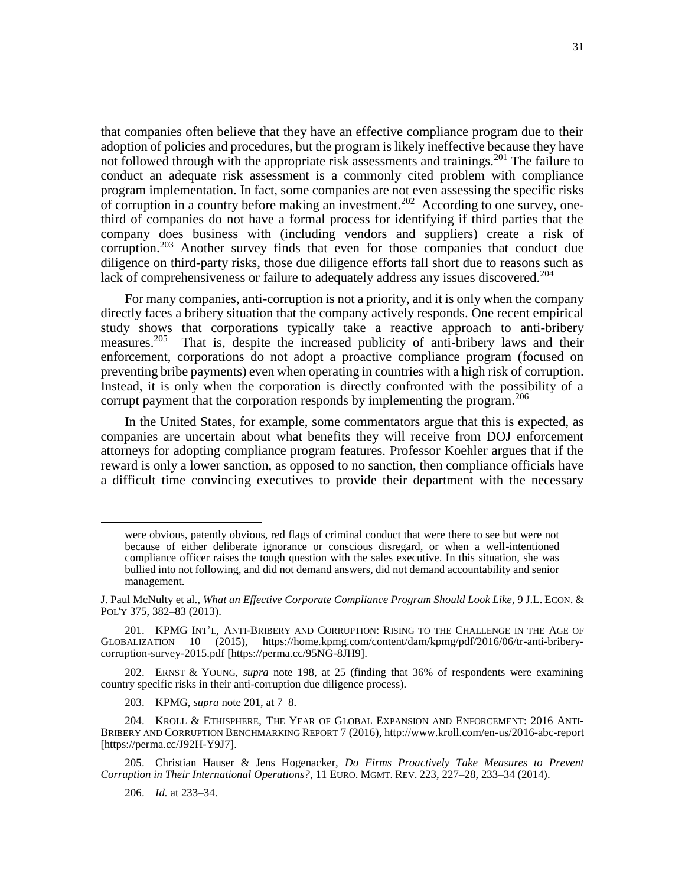that companies often believe that they have an effective compliance program due to their adoption of policies and procedures, but the program is likely ineffective because they have not followed through with the appropriate risk assessments and trainings.[201] The failure to conduct an adequate risk assessment is a commonly cited problem with compliance program implementation. In fact, some companies are not even assessing the specific risks of corruption in a country before making an investment.[202] According to one survey, one-third of companies do not have a formal process for identifying if third parties that the company does business with (including vendors and suppliers) create a risk of corruption.[203] Another survey finds that even for those companies that conduct due diligence on third-party risks, those due diligence efforts fall short due to reasons such as lack of comprehensiveness or failure to adequately address any issues discovered.[204]

For many companies, anti-corruption is not a priority, and it is only when the company directly faces a bribery situation that the company actively responds. One recent empirical study shows that corporations typically take a reactive approach to anti-bribery measures.[205] That is, despite the increased publicity of anti-bribery laws and their enforcement, corporations do not adopt a proactive compliance program (focused on preventing bribe payments) even when operating in countries with a high risk of corruption. Instead, it is only when the corporation is directly confronted with the possibility of a corrupt payment that the corporation responds by implementing the program.[206]

In the United States, for example, some commentators argue that this is expected, as companies are uncertain about what benefits they will receive from DOJ enforcement attorneys for adopting compliance program features. Professor Koehler argues that if the reward is only a lower sanction, as opposed to no sanction, then compliance officials have a difficult time convincing executives to provide their department with the necessary

---

> were obvious, patently obvious, red flags of criminal conduct that were there to see but were not because of either deliberate ignorance or conscious disregard, or when a well-intentioned compliance officer raises the tough question with the sales executive. In this situation, she was bullied into not following, and did not demand answers, did not demand accountability and senior management.

J. Paul McNulty et al., *What an Effective Corporate Compliance Program Should Look Like*, 9 J.L. ECON. & POL'Y 375, 382–83 (2013).

201. KPMG INT'L, ANTI-BRIBERY AND CORRUPTION: RISING TO THE CHALLENGE IN THE AGE OF GLOBALIZATION 10 (2015), https://home.kpmg.com/content/dam/kpmg/pdf/2016/06/tr-anti-bribery-corruption-survey-2015.pdf [https://perma.cc/95NG-8JH9].

202. ERNST & YOUNG, *supra* note 198, at 25 (finding that 36% of respondents were examining country specific risks in their anti-corruption due diligence process).

203. KPMG, *supra* note 201, at 7–8.

204. KROLL & ETHISPHERE, THE YEAR OF GLOBAL EXPANSION AND ENFORCEMENT: 2016 ANTI-BRIBERY AND CORRUPTION BENCHMARKING REPORT 7 (2016), http://www.kroll.com/en-us/2016-abc-report [https://perma.cc/J92H-Y9J7].

205. Christian Hauser & Jens Hogenacker, *Do Firms Proactively Take Measures to Prevent Corruption in Their International Operations?*, 11 EURO. MGMT. REV. 223, 227–28, 233–34 (2014).

206. *Id.* at 233–34.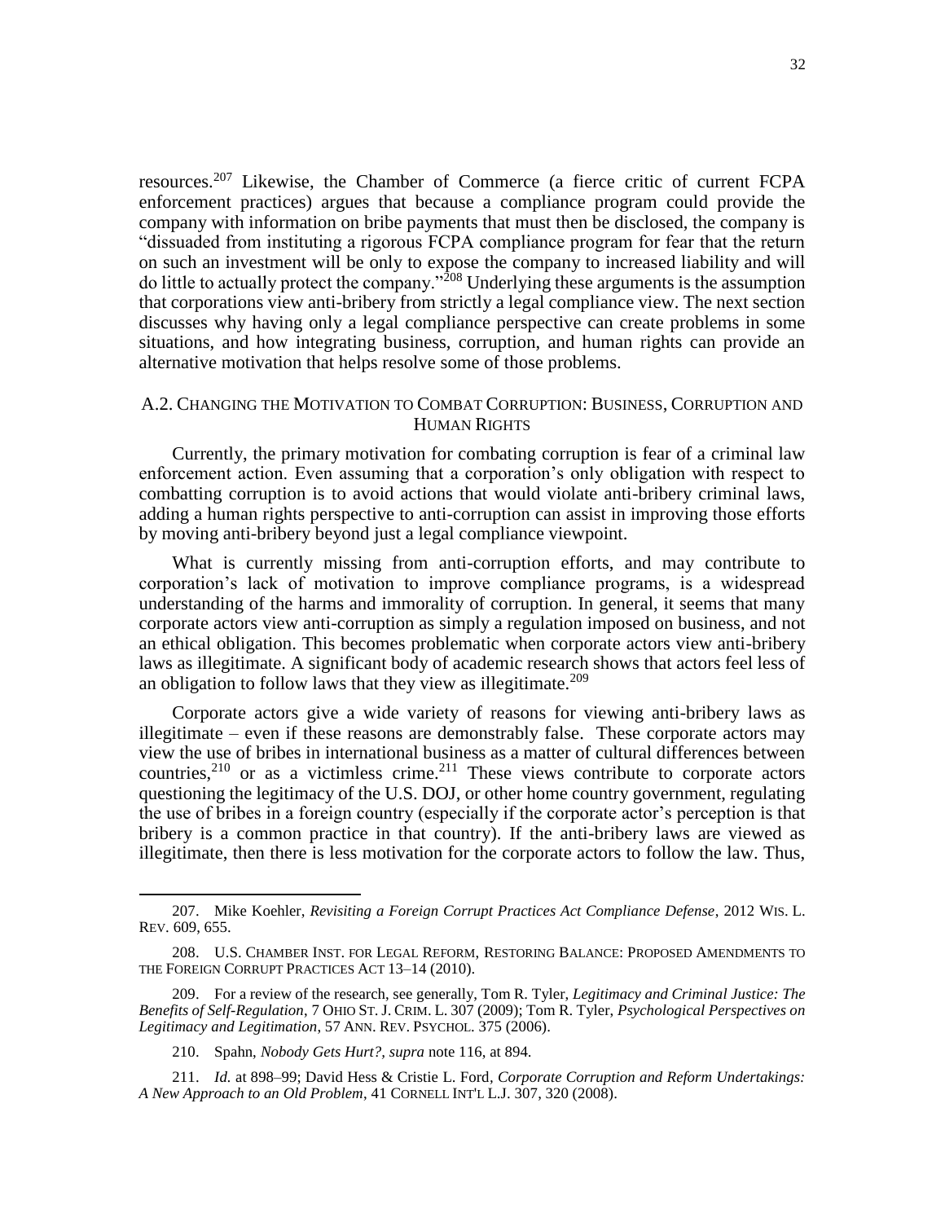resources.[207] Likewise, the Chamber of Commerce (a fierce critic of current FCPA enforcement practices) argues that because a compliance program could provide the company with information on bribe payments that must then be disclosed, the company is "dissuaded from instituting a rigorous FCPA compliance program for fear that the return on such an investment will be only to expose the company to increased liability and will do little to actually protect the company."[208] Underlying these arguments is the assumption that corporations view anti-bribery from strictly a legal compliance view. The next section discusses why having only a legal compliance perspective can create problems in some situations, and how integrating business, corruption, and human rights can provide an alternative motivation that helps resolve some of those problems.

### A.2. Changing the Motivation to Combat Corruption: Business, Corruption and Human Rights

Currently, the primary motivation for combating corruption is fear of a criminal law enforcement action. Even assuming that a corporation's only obligation with respect to combatting corruption is to avoid actions that would violate anti-bribery criminal laws, adding a human rights perspective to anti-corruption can assist in improving those efforts by moving anti-bribery beyond just a legal compliance viewpoint.

What is currently missing from anti-corruption efforts, and may contribute to corporation's lack of motivation to improve compliance programs, is a widespread understanding of the harms and immorality of corruption. In general, it seems that many corporate actors view anti-corruption as simply a regulation imposed on business, and not an ethical obligation. This becomes problematic when corporate actors view anti-bribery laws as illegitimate. A significant body of academic research shows that actors feel less of an obligation to follow laws that they view as illegitimate.[209]

Corporate actors give a wide variety of reasons for viewing anti-bribery laws as illegitimate – even if these reasons are demonstrably false. These corporate actors may view the use of bribes in international business as a matter of cultural differences between countries,[210] or as a victimless crime.[211] These views contribute to corporate actors questioning the legitimacy of the U.S. DOJ, or other home country government, regulating the use of bribes in a foreign country (especially if the corporate actor's perception is that bribery is a common practice in that country). If the anti-bribery laws are viewed as illegitimate, then there is less motivation for the corporate actors to follow the law. Thus,

---

207. Mike Koehler, *Revisiting a Foreign Corrupt Practices Act Compliance Defense*, 2012 WIS. L. REV. 609, 655.

208. U.S. CHAMBER INST. FOR LEGAL REFORM, RESTORING BALANCE: PROPOSED AMENDMENTS TO THE FOREIGN CORRUPT PRACTICES ACT 13–14 (2010).

209. For a review of the research, see generally, Tom R. Tyler, *Legitimacy and Criminal Justice: The Benefits of Self-Regulation*, 7 OHIO ST. J. CRIM. L. 307 (2009); Tom R. Tyler, *Psychological Perspectives on Legitimacy and Legitimation*, 57 ANN. REV. PSYCHOL. 375 (2006).

210. Spahn, *Nobody Gets Hurt?*, *supra* note 116, at 894.

211. *Id.* at 898–99; David Hess & Cristie L. Ford, *Corporate Corruption and Reform Undertakings: A New Approach to an Old Problem*, 41 CORNELL INT'L L.J. 307, 320 (2008).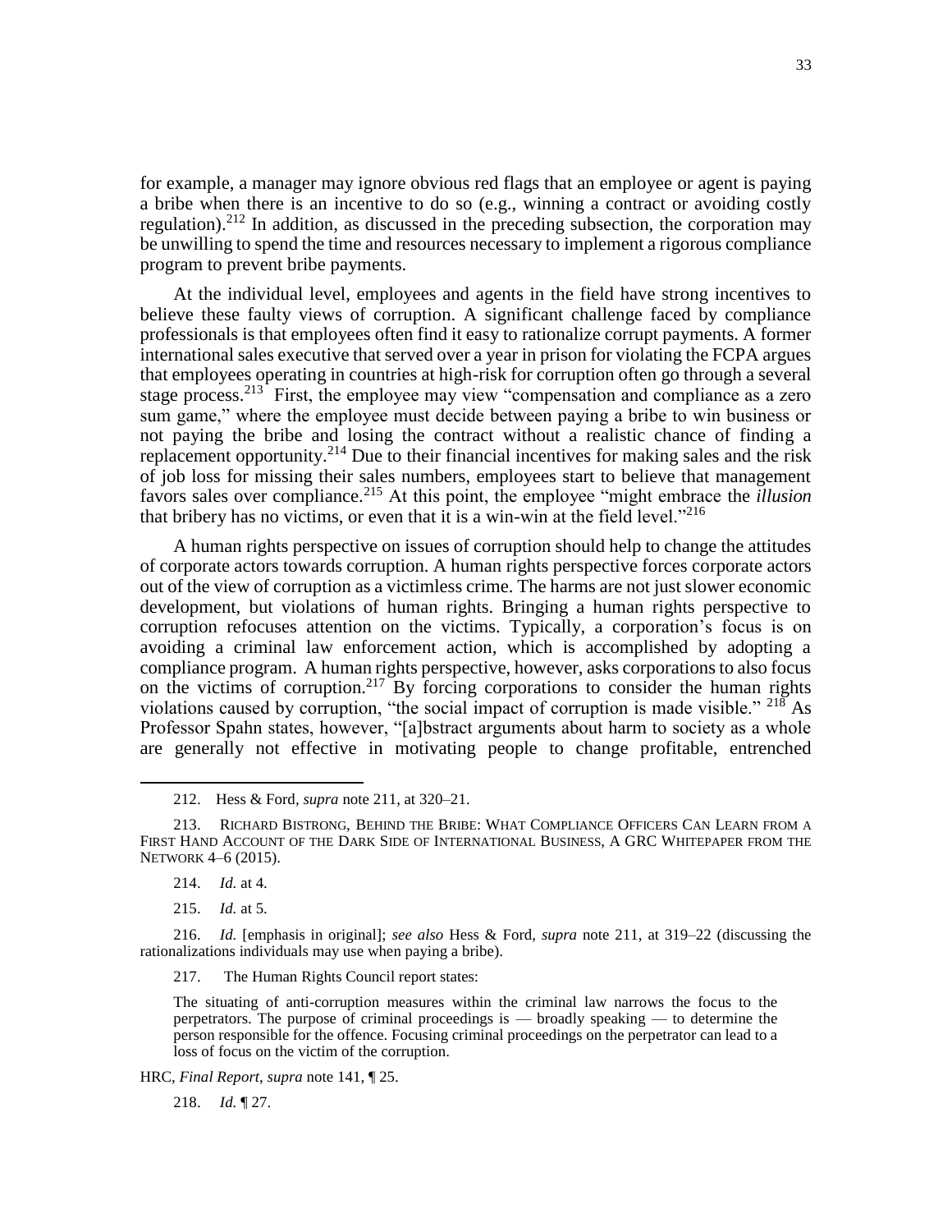for example, a manager may ignore obvious red flags that an employee or agent is paying a bribe when there is an incentive to do so (e.g., winning a contract or avoiding costly regulation).[212] In addition, as discussed in the preceding subsection, the corporation may be unwilling to spend the time and resources necessary to implement a rigorous compliance program to prevent bribe payments.

At the individual level, employees and agents in the field have strong incentives to believe these faulty views of corruption. A significant challenge faced by compliance professionals is that employees often find it easy to rationalize corrupt payments. A former international sales executive that served over a year in prison for violating the FCPA argues that employees operating in countries at high-risk for corruption often go through a several stage process.[213] First, the employee may view "compensation and compliance as a zero sum game," where the employee must decide between paying a bribe to win business or not paying the bribe and losing the contract without a realistic chance of finding a replacement opportunity.[214] Due to their financial incentives for making sales and the risk of job loss for missing their sales numbers, employees start to believe that management favors sales over compliance.[215] At this point, the employee "might embrace the *illusion* that bribery has no victims, or even that it is a win-win at the field level."[216]

A human rights perspective on issues of corruption should help to change the attitudes of corporate actors towards corruption. A human rights perspective forces corporate actors out of the view of corruption as a victimless crime. The harms are not just slower economic development, but violations of human rights. Bringing a human rights perspective to corruption refocuses attention on the victims. Typically, a corporation's focus is on avoiding a criminal law enforcement action, which is accomplished by adopting a compliance program. A human rights perspective, however, asks corporations to also focus on the victims of corruption.[217] By forcing corporations to consider the human rights violations caused by corruption, "the social impact of corruption is made visible." [218] As Professor Spahn states, however, "[a]bstract arguments about harm to society as a whole are generally not effective in motivating people to change profitable, entrenched

---

212. Hess & Ford, *supra* note 211, at 320–21.

213. RICHARD BISTRONG, BEHIND THE BRIBE: WHAT COMPLIANCE OFFICERS CAN LEARN FROM A FIRST HAND ACCOUNT OF THE DARK SIDE OF INTERNATIONAL BUSINESS, A GRC WHITEPAPER FROM THE NETWORK 4–6 (2015).

214. *Id.* at 4.

215. *Id.* at 5.

216. *Id.* [emphasis in original]; *see also* Hess & Ford, *supra* note 211, at 319–22 (discussing the rationalizations individuals may use when paying a bribe).

217. The Human Rights Council report states:

> The situating of anti-corruption measures within the criminal law narrows the focus to the perpetrators. The purpose of criminal proceedings is — broadly speaking — to determine the person responsible for the offence. Focusing criminal proceedings on the perpetrator can lead to a loss of focus on the victim of the corruption.

HRC, *Final Report*, *supra* note 141, ¶ 25.

218. *Id.* ¶ 27.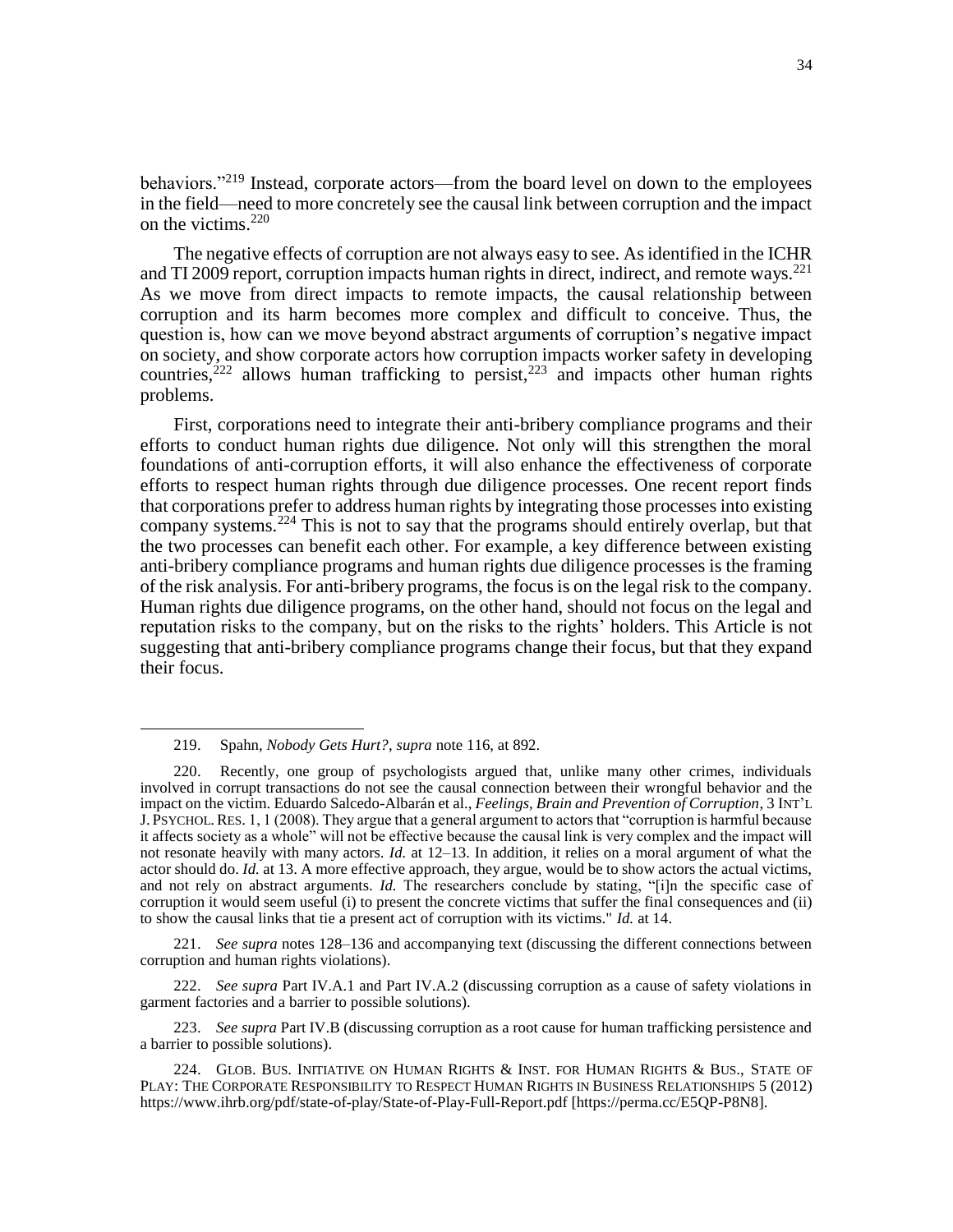behaviors."[219] Instead, corporate actors—from the board level on down to the employees in the field—need to more concretely see the causal link between corruption and the impact on the victims.[220]

The negative effects of corruption are not always easy to see. As identified in the ICHR and TI 2009 report, corruption impacts human rights in direct, indirect, and remote ways.[221] As we move from direct impacts to remote impacts, the causal relationship between corruption and its harm becomes more complex and difficult to conceive. Thus, the question is, how can we move beyond abstract arguments of corruption's negative impact on society, and show corporate actors how corruption impacts worker safety in developing countries,[222] allows human trafficking to persist,[223] and impacts other human rights problems.

First, corporations need to integrate their anti-bribery compliance programs and their efforts to conduct human rights due diligence. Not only will this strengthen the moral foundations of anti-corruption efforts, it will also enhance the effectiveness of corporate efforts to respect human rights through due diligence processes. One recent report finds that corporations prefer to address human rights by integrating those processes into existing company systems.[224] This is not to say that the programs should entirely overlap, but that the two processes can benefit each other. For example, a key difference between existing anti-bribery compliance programs and human rights due diligence processes is the framing of the risk analysis. For anti-bribery programs, the focus is on the legal risk to the company. Human rights due diligence programs, on the other hand, should not focus on the legal and reputation risks to the company, but on the risks to the rights' holders. This Article is not suggesting that anti-bribery compliance programs change their focus, but that they expand their focus.

---

219. Spahn, *Nobody Gets Hurt?*, *supra* note 116, at 892.

220. Recently, one group of psychologists argued that, unlike many other crimes, individuals involved in corrupt transactions do not see the causal connection between their wrongful behavior and the impact on the victim. Eduardo Salcedo-Albarán et al., *Feelings, Brain and Prevention of Corruption*, 3 INT'L J. PSYCHOL. RES. 1, 1 (2008). They argue that a general argument to actors that "corruption is harmful because it affects society as a whole" will not be effective because the causal link is very complex and the impact will not resonate heavily with many actors. *Id.* at 12–13. In addition, it relies on a moral argument of what the actor should do. *Id.* at 13. A more effective approach, they argue, would be to show actors the actual victims, and not rely on abstract arguments. *Id.* The researchers conclude by stating, "[i]n the specific case of corruption it would seem useful (i) to present the concrete victims that suffer the final consequences and (ii) to show the causal links that tie a present act of corruption with its victims." *Id.* at 14.

221. *See supra* notes 128–136 and accompanying text (discussing the different connections between corruption and human rights violations).

222. *See supra* Part IV.A.1 and Part IV.A.2 (discussing corruption as a cause of safety violations in garment factories and a barrier to possible solutions).

223. *See supra* Part IV.B (discussing corruption as a root cause for human trafficking persistence and a barrier to possible solutions).

224. GLOB. BUS. INITIATIVE ON HUMAN RIGHTS & INST. FOR HUMAN RIGHTS & BUS., STATE OF PLAY: THE CORPORATE RESPONSIBILITY TO RESPECT HUMAN RIGHTS IN BUSINESS RELATIONSHIPS 5 (2012) https://www.ihrb.org/pdf/state-of-play/State-of-Play-Full-Report.pdf [https://perma.cc/E5QP-P8N8].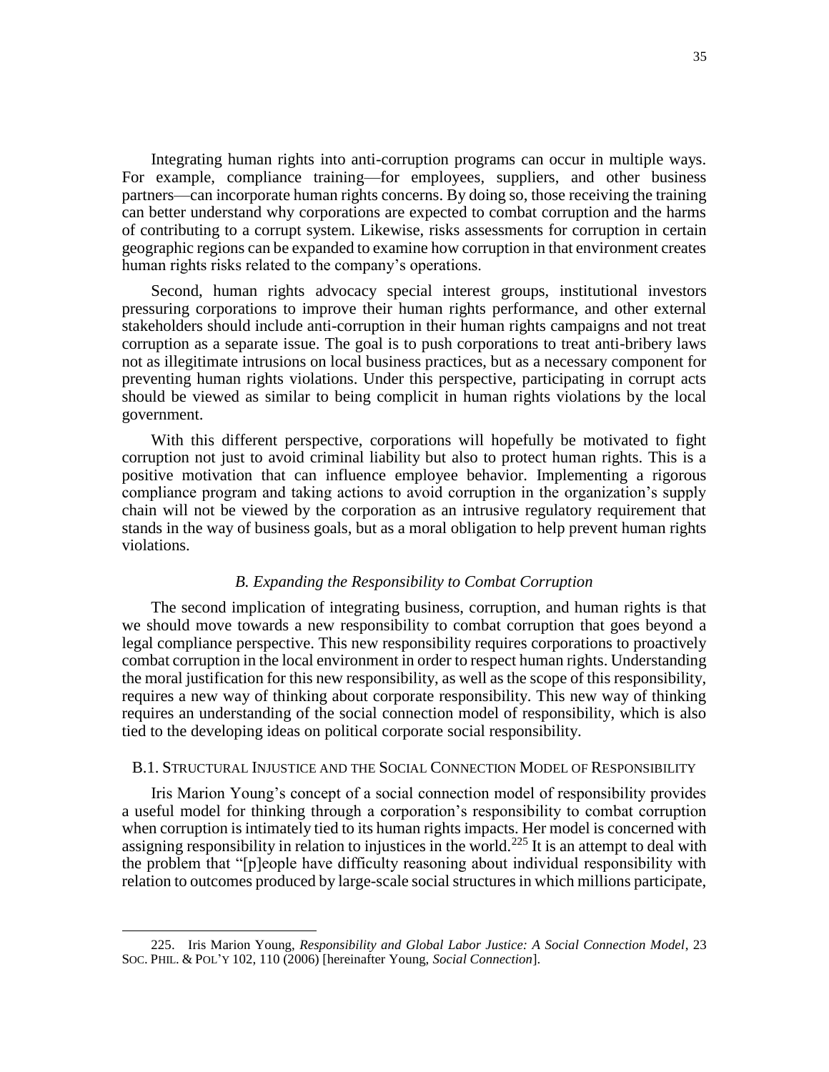Integrating human rights into anti-corruption programs can occur in multiple ways. For example, compliance training—for employees, suppliers, and other business partners—can incorporate human rights concerns. By doing so, those receiving the training can better understand why corporations are expected to combat corruption and the harms of contributing to a corrupt system. Likewise, risks assessments for corruption in certain geographic regions can be expanded to examine how corruption in that environment creates human rights risks related to the company's operations.

Second, human rights advocacy special interest groups, institutional investors pressuring corporations to improve their human rights performance, and other external stakeholders should include anti-corruption in their human rights campaigns and not treat corruption as a separate issue. The goal is to push corporations to treat anti-bribery laws not as illegitimate intrusions on local business practices, but as a necessary component for preventing human rights violations. Under this perspective, participating in corrupt acts should be viewed as similar to being complicit in human rights violations by the local government.

With this different perspective, corporations will hopefully be motivated to fight corruption not just to avoid criminal liability but also to protect human rights. This is a positive motivation that can influence employee behavior. Implementing a rigorous compliance program and taking actions to avoid corruption in the organization's supply chain will not be viewed by the corporation as an intrusive regulatory requirement that stands in the way of business goals, but as a moral obligation to help prevent human rights violations.

### *B. Expanding the Responsibility to Combat Corruption*

The second implication of integrating business, corruption, and human rights is that we should move towards a new responsibility to combat corruption that goes beyond a legal compliance perspective. This new responsibility requires corporations to proactively combat corruption in the local environment in order to respect human rights. Understanding the moral justification for this new responsibility, as well as the scope of this responsibility, requires a new way of thinking about corporate responsibility. This new way of thinking requires an understanding of the social connection model of responsibility, which is also tied to the developing ideas on political corporate social responsibility.

#### B.1. STRUCTURAL INJUSTICE AND THE SOCIAL CONNECTION MODEL OF RESPONSIBILITY

Iris Marion Young's concept of a social connection model of responsibility provides a useful model for thinking through a corporation's responsibility to combat corruption when corruption is intimately tied to its human rights impacts. Her model is concerned with assigning responsibility in relation to injustices in the world.[225] It is an attempt to deal with the problem that "[p]eople have difficulty reasoning about individual responsibility with relation to outcomes produced by large-scale social structures in which millions participate,

225. Iris Marion Young, *Responsibility and Global Labor Justice: A Social Connection Model*, 23 SOC. PHIL. & POL'Y 102, 110 (2006) [hereinafter Young, *Social Connection*].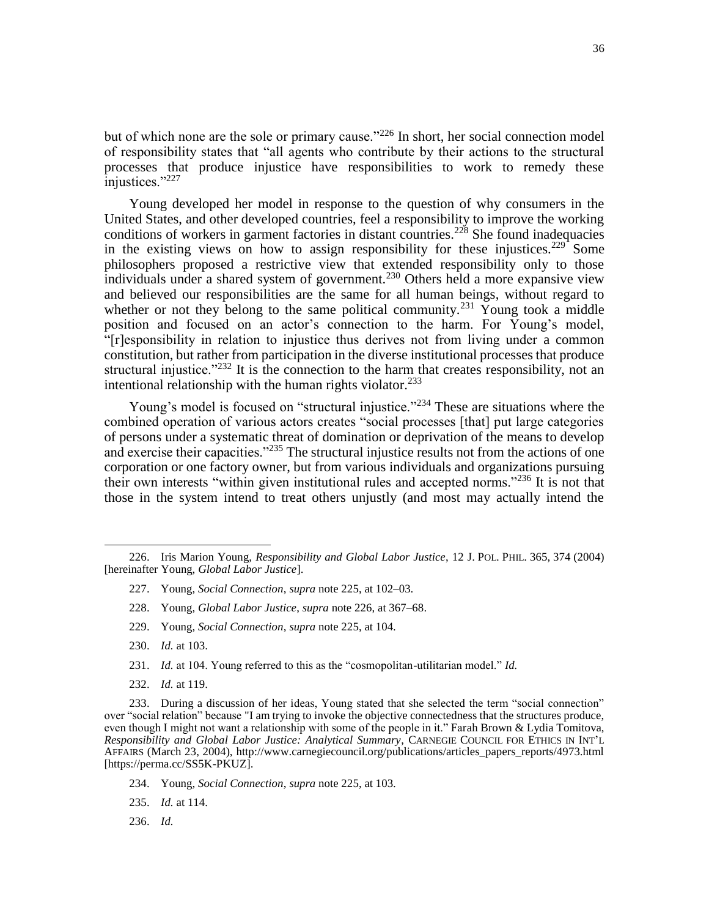but of which none are the sole or primary cause."[226] In short, her social connection model of responsibility states that "all agents who contribute by their actions to the structural processes that produce injustice have responsibilities to work to remedy these injustices."[227]

Young developed her model in response to the question of why consumers in the United States, and other developed countries, feel a responsibility to improve the working conditions of workers in garment factories in distant countries.[228] She found inadequacies in the existing views on how to assign responsibility for these injustices.[229] Some philosophers proposed a restrictive view that extended responsibility only to those individuals under a shared system of government.[230] Others held a more expansive view and believed our responsibilities are the same for all human beings, without regard to whether or not they belong to the same political community.[231] Young took a middle position and focused on an actor's connection to the harm. For Young's model, "[r]esponsibility in relation to injustice thus derives not from living under a common constitution, but rather from participation in the diverse institutional processes that produce structural injustice."[232] It is the connection to the harm that creates responsibility, not an intentional relationship with the human rights violator.[233]

Young's model is focused on "structural injustice."[234] These are situations where the combined operation of various actors creates "social processes [that] put large categories of persons under a systematic threat of domination or deprivation of the means to develop and exercise their capacities."[235] The structural injustice results not from the actions of one corporation or one factory owner, but from various individuals and organizations pursuing their own interests "within given institutional rules and accepted norms."[236] It is not that those in the system intend to treat others unjustly (and most may actually intend the

---

226. Iris Marion Young, *Responsibility and Global Labor Justice*, 12 J. POL. PHIL. 365, 374 (2004) [hereinafter Young, *Global Labor Justice*].

227. Young, *Social Connection*, *supra* note 225, at 102–03.

228. Young, *Global Labor Justice*, *supra* note 226, at 367–68.

229. Young, *Social Connection*, *supra* note 225, at 104.

230. *Id.* at 103.

231. *Id.* at 104. Young referred to this as the "cosmopolitan-utilitarian model." *Id.*

232. *Id.* at 119.

233. During a discussion of her ideas, Young stated that she selected the term "social connection" over "social relation" because "I am trying to invoke the objective connectedness that the structures produce, even though I might not want a relationship with some of the people in it." Farah Brown & Lydia Tomitova, *Responsibility and Global Labor Justice: Analytical Summary*, CARNEGIE COUNCIL FOR ETHICS IN INT'L AFFAIRS (March 23, 2004), http://www.carnegiecouncil.org/publications/articles_papers_reports/4973.html [https://perma.cc/SS5K-PKUZ].

234. Young, *Social Connection*, *supra* note 225, at 103.

235. *Id.* at 114.

236. *Id.*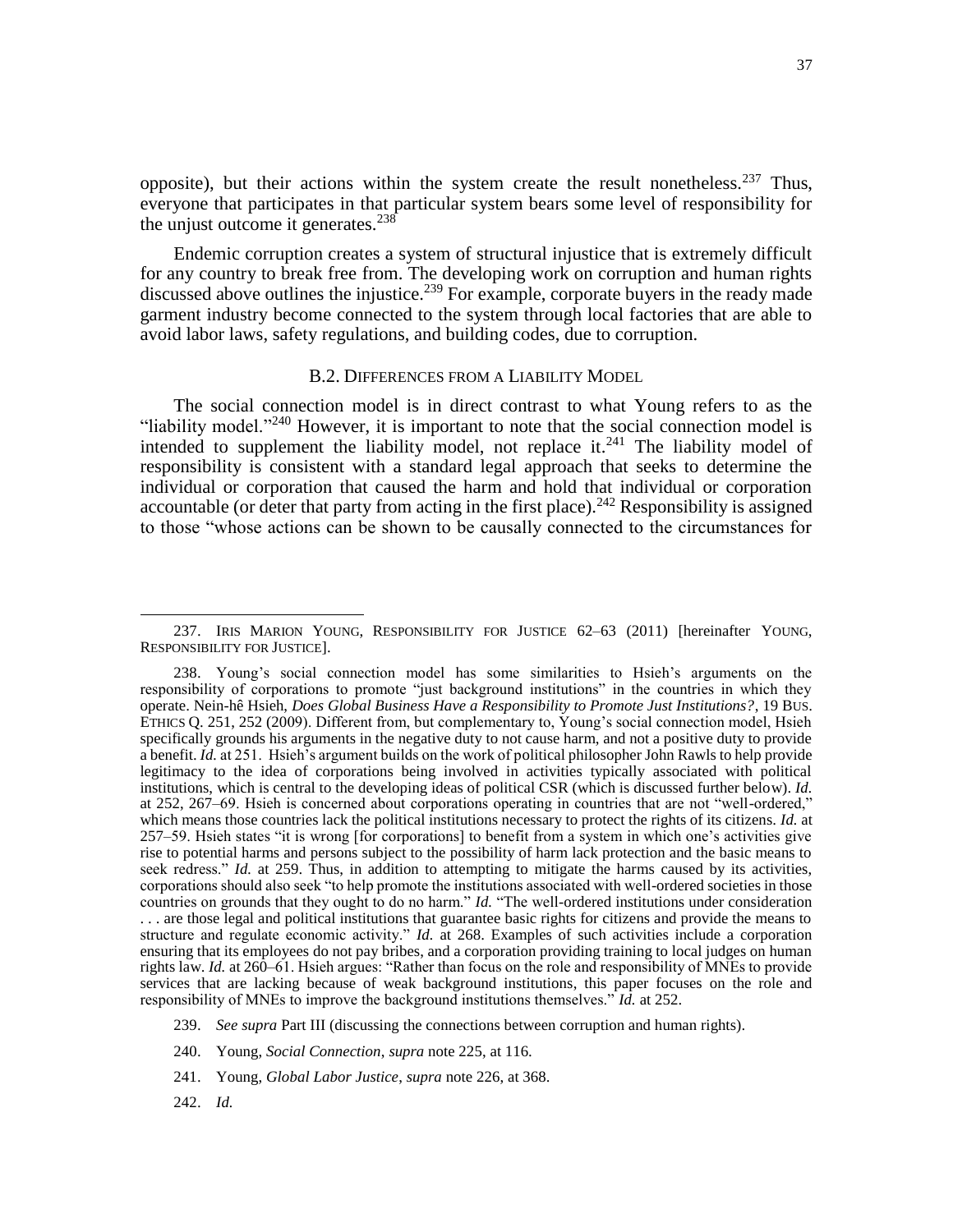opposite), but their actions within the system create the result nonetheless.[237] Thus, everyone that participates in that particular system bears some level of responsibility for the unjust outcome it generates.[238]

Endemic corruption creates a system of structural injustice that is extremely difficult for any country to break free from. The developing work on corruption and human rights discussed above outlines the injustice.[239] For example, corporate buyers in the ready made garment industry become connected to the system through local factories that are able to avoid labor laws, safety regulations, and building codes, due to corruption.

### B.2. Differences from a Liability Model

The social connection model is in direct contrast to what Young refers to as the "liability model."[240] However, it is important to note that the social connection model is intended to supplement the liability model, not replace it.[241] The liability model of responsibility is consistent with a standard legal approach that seeks to determine the individual or corporation that caused the harm and hold that individual or corporation accountable (or deter that party from acting in the first place).[242] Responsibility is assigned to those "whose actions can be shown to be causally connected to the circumstances for

---

237. Iris Marion Young, Responsibility for Justice 62–63 (2011) [hereinafter Young, Responsibility for Justice].

238. Young's social connection model has some similarities to Hsieh's arguments on the responsibility of corporations to promote "just background institutions" in the countries in which they operate. Nein-hê Hsieh, *Does Global Business Have a Responsibility to Promote Just Institutions?*, 19 Bus. Ethics Q. 251, 252 (2009). Different from, but complementary to, Young's social connection model, Hsieh specifically grounds his arguments in the negative duty to not cause harm, and not a positive duty to provide a benefit. *Id.* at 251. Hsieh's argument builds on the work of political philosopher John Rawls to help provide legitimacy to the idea of corporations being involved in activities typically associated with political institutions, which is central to the developing ideas of political CSR (which is discussed further below). *Id.* at 252, 267–69. Hsieh is concerned about corporations operating in countries that are not "well-ordered," which means those countries lack the political institutions necessary to protect the rights of its citizens. *Id.* at 257–59. Hsieh states "it is wrong [for corporations] to benefit from a system in which one's activities give rise to potential harms and persons subject to the possibility of harm lack protection and the basic means to seek redress." *Id.* at 259. Thus, in addition to attempting to mitigate the harms caused by its activities, corporations should also seek "to help promote the institutions associated with well-ordered societies in those countries on grounds that they ought to do no harm." *Id.* "The well-ordered institutions under consideration . . . are those legal and political institutions that guarantee basic rights for citizens and provide the means to structure and regulate economic activity." *Id.* at 268. Examples of such activities include a corporation ensuring that its employees do not pay bribes, and a corporation providing training to local judges on human rights law. *Id.* at 260–61. Hsieh argues: "Rather than focus on the role and responsibility of MNEs to provide services that are lacking because of weak background institutions, this paper focuses on the role and responsibility of MNEs to improve the background institutions themselves." *Id.* at 252.

239. *See supra* Part III (discussing the connections between corruption and human rights).

240. Young, *Social Connection*, *supra* note 225, at 116.

241. Young, *Global Labor Justice*, *supra* note 226, at 368.

242. *Id.*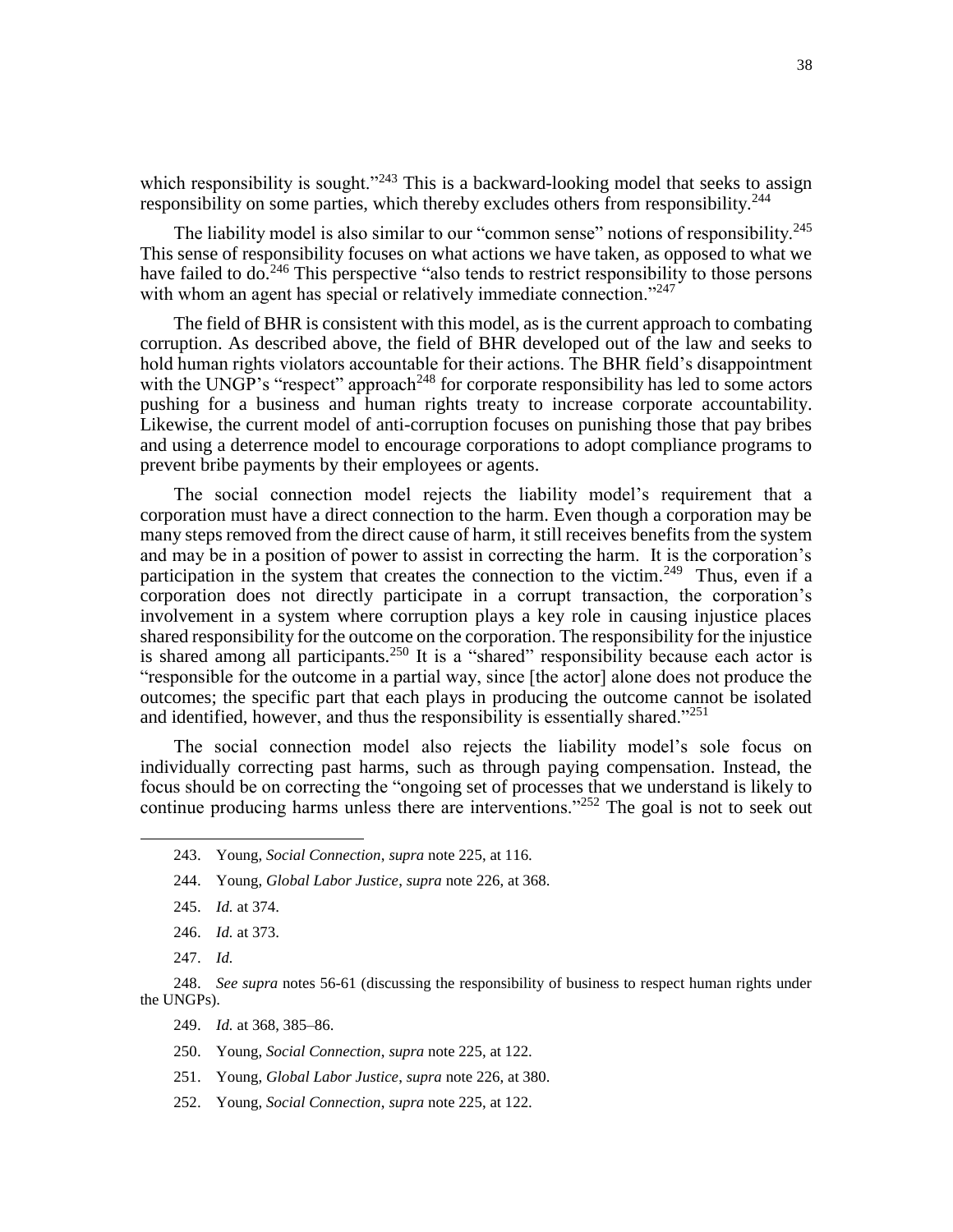which responsibility is sought."[243] This is a backward-looking model that seeks to assign responsibility on some parties, which thereby excludes others from responsibility.[244]

The liability model is also similar to our "common sense" notions of responsibility.[245] This sense of responsibility focuses on what actions we have taken, as opposed to what we have failed to do.[246] This perspective "also tends to restrict responsibility to those persons with whom an agent has special or relatively immediate connection."[247]

The field of BHR is consistent with this model, as is the current approach to combating corruption. As described above, the field of BHR developed out of the law and seeks to hold human rights violators accountable for their actions. The BHR field's disappointment with the UNGP's "respect" approach[248] for corporate responsibility has led to some actors pushing for a business and human rights treaty to increase corporate accountability. Likewise, the current model of anti-corruption focuses on punishing those that pay bribes and using a deterrence model to encourage corporations to adopt compliance programs to prevent bribe payments by their employees or agents.

The social connection model rejects the liability model's requirement that a corporation must have a direct connection to the harm. Even though a corporation may be many steps removed from the direct cause of harm, it still receives benefits from the system and may be in a position of power to assist in correcting the harm. It is the corporation's participation in the system that creates the connection to the victim.[249] Thus, even if a corporation does not directly participate in a corrupt transaction, the corporation's involvement in a system where corruption plays a key role in causing injustice places shared responsibility for the outcome on the corporation. The responsibility for the injustice is shared among all participants.[250] It is a "shared" responsibility because each actor is "responsible for the outcome in a partial way, since [the actor] alone does not produce the outcomes; the specific part that each plays in producing the outcome cannot be isolated and identified, however, and thus the responsibility is essentially shared."[251]

The social connection model also rejects the liability model's sole focus on individually correcting past harms, such as through paying compensation. Instead, the focus should be on correcting the "ongoing set of processes that we understand is likely to continue producing harms unless there are interventions."[252] The goal is not to seek out

---

243. Young, *Social Connection*, *supra* note 225, at 116.

244. Young, *Global Labor Justice*, *supra* note 226, at 368.

245. *Id.* at 374.

246. *Id.* at 373.

247. *Id.*

248. *See supra* notes 56-61 (discussing the responsibility of business to respect human rights under the UNGPs).

249. *Id.* at 368, 385–86.

250. Young, *Social Connection*, *supra* note 225, at 122.

251. Young, *Global Labor Justice*, *supra* note 226, at 380.

252. Young, *Social Connection*, *supra* note 225, at 122.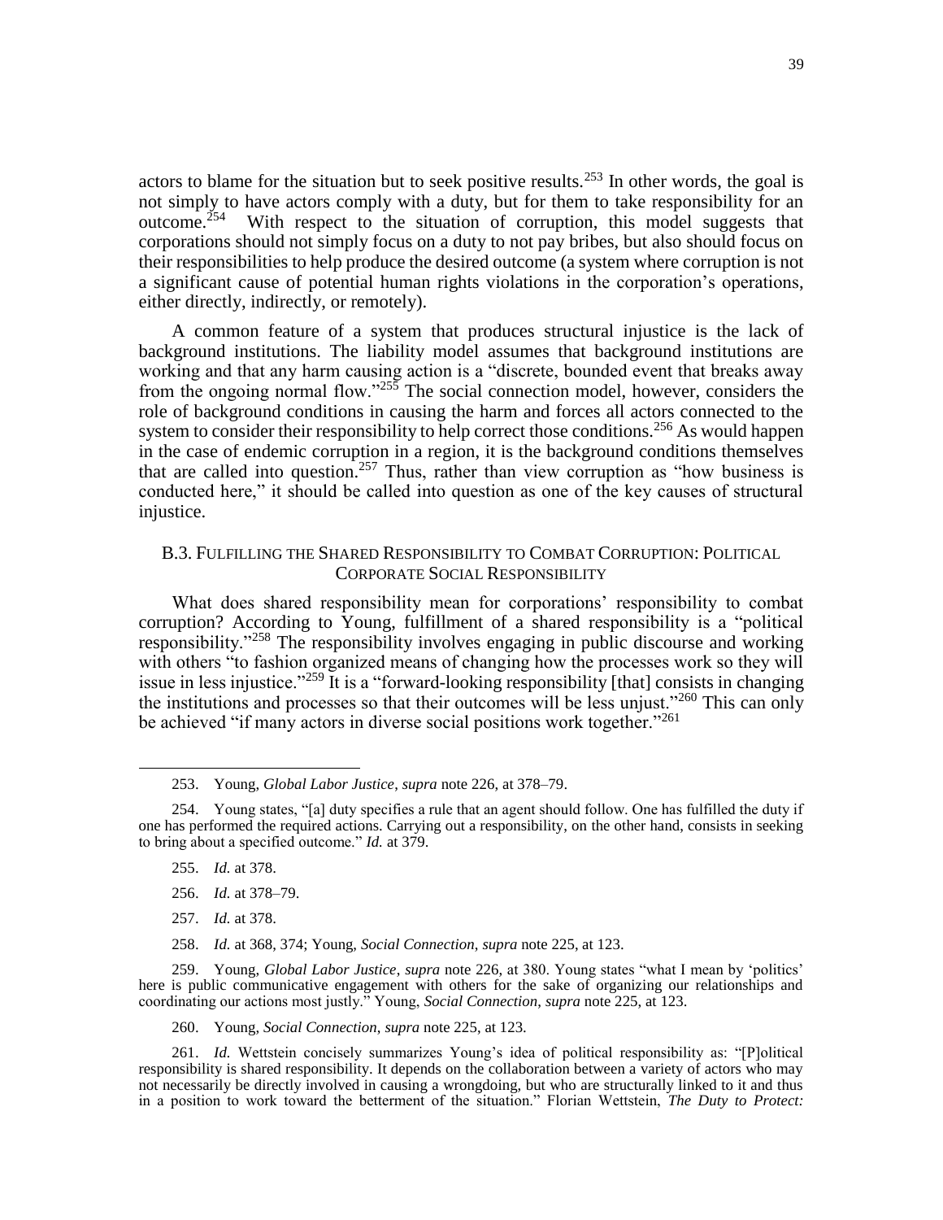actors to blame for the situation but to seek positive results.[253] In other words, the goal is not simply to have actors comply with a duty, but for them to take responsibility for an outcome.[254] With respect to the situation of corruption, this model suggests that corporations should not simply focus on a duty to not pay bribes, but also should focus on their responsibilities to help produce the desired outcome (a system where corruption is not a significant cause of potential human rights violations in the corporation's operations, either directly, indirectly, or remotely).

A common feature of a system that produces structural injustice is the lack of background institutions. The liability model assumes that background institutions are working and that any harm causing action is a "discrete, bounded event that breaks away from the ongoing normal flow."[255] The social connection model, however, considers the role of background conditions in causing the harm and forces all actors connected to the system to consider their responsibility to help correct those conditions.[256] As would happen in the case of endemic corruption in a region, it is the background conditions themselves that are called into question.[257] Thus, rather than view corruption as "how business is conducted here," it should be called into question as one of the key causes of structural injustice.

### B.3. Fulfilling the Shared Responsibility to Combat Corruption: Political Corporate Social Responsibility

What does shared responsibility mean for corporations' responsibility to combat corruption? According to Young, fulfillment of a shared responsibility is a "political responsibility."[258] The responsibility involves engaging in public discourse and working with others "to fashion organized means of changing how the processes work so they will issue in less injustice."[259] It is a "forward-looking responsibility [that] consists in changing the institutions and processes so that their outcomes will be less unjust."[260] This can only be achieved "if many actors in diverse social positions work together."[261]

---

253. Young, *Global Labor Justice*, *supra* note 226, at 378–79.

254. Young states, "[a] duty specifies a rule that an agent should follow. One has fulfilled the duty if one has performed the required actions. Carrying out a responsibility, on the other hand, consists in seeking to bring about a specified outcome." *Id.* at 379.

255. *Id.* at 378.

256. *Id.* at 378–79.

257. *Id.* at 378.

258. *Id.* at 368, 374; Young, *Social Connection*, *supra* note 225, at 123.

259. Young, *Global Labor Justice*, *supra* note 226, at 380. Young states "what I mean by 'politics' here is public communicative engagement with others for the sake of organizing our relationships and coordinating our actions most justly." Young, *Social Connection*, *supra* note 225, at 123.

260. Young, *Social Connection*, *supra* note 225, at 123.

261. *Id.* Wettstein concisely summarizes Young's idea of political responsibility as: "[P]olitical responsibility is shared responsibility. It depends on the collaboration between a variety of actors who may not necessarily be directly involved in causing a wrongdoing, but who are structurally linked to it and thus in a position to work toward the betterment of the situation." Florian Wettstein, *The Duty to Protect:*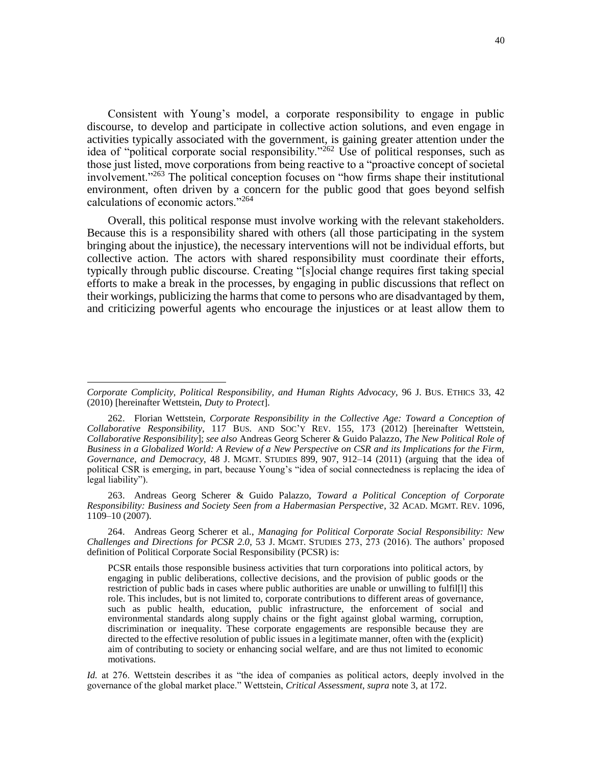Consistent with Young's model, a corporate responsibility to engage in public discourse, to develop and participate in collective action solutions, and even engage in activities typically associated with the government, is gaining greater attention under the idea of "political corporate social responsibility."[262] Use of political responses, such as those just listed, move corporations from being reactive to a "proactive concept of societal involvement."[263] The political conception focuses on "how firms shape their institutional environment, often driven by a concern for the public good that goes beyond selfish calculations of economic actors."[264]

Overall, this political response must involve working with the relevant stakeholders. Because this is a responsibility shared with others (all those participating in the system bringing about the injustice), the necessary interventions will not be individual efforts, but collective action. The actors with shared responsibility must coordinate their efforts, typically through public discourse. Creating "[s]ocial change requires first taking special efforts to make a break in the processes, by engaging in public discussions that reflect on their workings, publicizing the harms that come to persons who are disadvantaged by them, and criticizing powerful agents who encourage the injustices or at least allow them to

---

*Corporate Complicity, Political Responsibility, and Human Rights Advocacy*, 96 J. BUS. ETHICS 33, 42 (2010) [hereinafter Wettstein, *Duty to Protect*].

262. Florian Wettstein, *Corporate Responsibility in the Collective Age: Toward a Conception of Collaborative Responsibility*, 117 BUS. AND SOC'Y REV. 155, 173 (2012) [hereinafter Wettstein, *Collaborative Responsibility*]; *see also* Andreas Georg Scherer & Guido Palazzo, *The New Political Role of Business in a Globalized World: A Review of a New Perspective on CSR and its Implications for the Firm, Governance, and Democracy*, 48 J. MGMT. STUDIES 899, 907, 912–14 (2011) (arguing that the idea of political CSR is emerging, in part, because Young's "idea of social connectedness is replacing the idea of legal liability").

263. Andreas Georg Scherer & Guido Palazzo, *Toward a Political Conception of Corporate Responsibility: Business and Society Seen from a Habermasian Perspective*, 32 ACAD. MGMT. REV. 1096, 1109–10 (2007).

264. Andreas Georg Scherer et al., *Managing for Political Corporate Social Responsibility: New Challenges and Directions for PCSR 2.0*, 53 J. MGMT. STUDIES 273, 273 (2016). The authors' proposed definition of Political Corporate Social Responsibility (PCSR) is:

> PCSR entails those responsible business activities that turn corporations into political actors, by engaging in public deliberations, collective decisions, and the provision of public goods or the restriction of public bads in cases where public authorities are unable or unwilling to fulfil[l] this role. This includes, but is not limited to, corporate contributions to different areas of governance, such as public health, education, public infrastructure, the enforcement of social and environmental standards along supply chains or the fight against global warming, corruption, discrimination or inequality. These corporate engagements are responsible because they are directed to the effective resolution of public issues in a legitimate manner, often with the (explicit) aim of contributing to society or enhancing social welfare, and are thus not limited to economic motivations.

*Id.* at 276. Wettstein describes it as "the idea of companies as political actors, deeply involved in the governance of the global market place." Wettstein, *Critical Assessment*, *supra* note 3, at 172.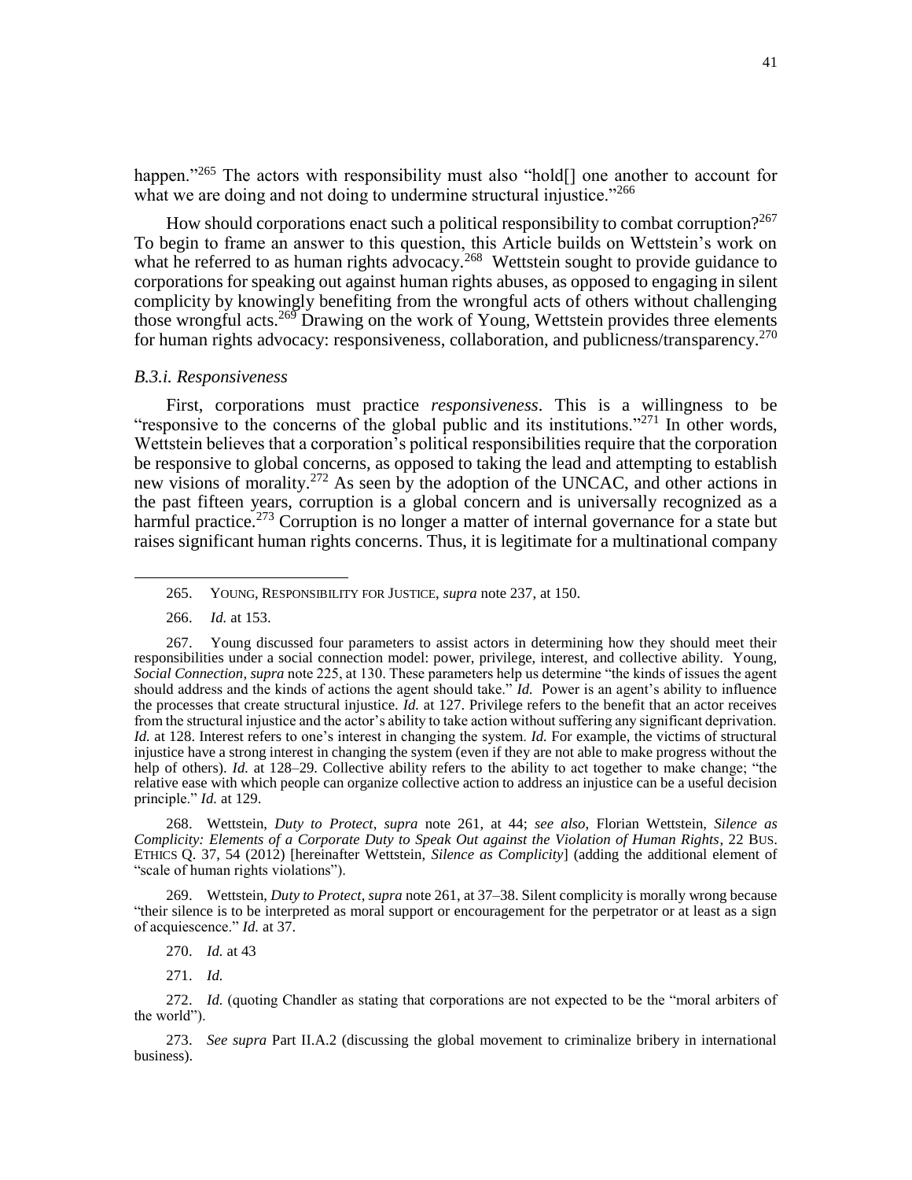happen."[265] The actors with responsibility must also "hold[] one another to account for what we are doing and not doing to undermine structural injustice."[266]

How should corporations enact such a political responsibility to combat corruption?[267] To begin to frame an answer to this question, this Article builds on Wettstein's work on what he referred to as human rights advocacy.[268] Wettstein sought to provide guidance to corporations for speaking out against human rights abuses, as opposed to engaging in silent complicity by knowingly benefiting from the wrongful acts of others without challenging those wrongful acts.[269] Drawing on the work of Young, Wettstein provides three elements for human rights advocacy: responsiveness, collaboration, and publicness/transparency.[270]

### *B.3.i. Responsiveness*

First, corporations must practice *responsiveness*. This is a willingness to be "responsive to the concerns of the global public and its institutions."[271] In other words, Wettstein believes that a corporation's political responsibilities require that the corporation be responsive to global concerns, as opposed to taking the lead and attempting to establish new visions of morality.[272] As seen by the adoption of the UNCAC, and other actions in the past fifteen years, corruption is a global concern and is universally recognized as a harmful practice.[273] Corruption is no longer a matter of internal governance for a state but raises significant human rights concerns. Thus, it is legitimate for a multinational company

---

265. YOUNG, RESPONSIBILITY FOR JUSTICE, *supra* note 237, at 150.

266. *Id.* at 153.

267. Young discussed four parameters to assist actors in determining how they should meet their responsibilities under a social connection model: power, privilege, interest, and collective ability. Young, *Social Connection*, *supra* note 225, at 130. These parameters help us determine "the kinds of issues the agent should address and the kinds of actions the agent should take." *Id.* Power is an agent's ability to influence the processes that create structural injustice. *Id.* at 127. Privilege refers to the benefit that an actor receives from the structural injustice and the actor's ability to take action without suffering any significant deprivation. *Id.* at 128. Interest refers to one's interest in changing the system. *Id.* For example, the victims of structural injustice have a strong interest in changing the system (even if they are not able to make progress without the help of others). *Id.* at 128–29. Collective ability refers to the ability to act together to make change; "the relative ease with which people can organize collective action to address an injustice can be a useful decision principle." *Id.* at 129.

268. Wettstein, *Duty to Protect*, *supra* note 261, at 44; *see also*, Florian Wettstein, *Silence as Complicity: Elements of a Corporate Duty to Speak Out against the Violation of Human Rights*, 22 BUS. ETHICS Q. 37, 54 (2012) [hereinafter Wettstein, *Silence as Complicity*] (adding the additional element of "scale of human rights violations").

269. Wettstein, *Duty to Protect*, *supra* note 261, at 37–38. Silent complicity is morally wrong because "their silence is to be interpreted as moral support or encouragement for the perpetrator or at least as a sign of acquiescence." *Id.* at 37.

270. *Id.* at 43

271. *Id.*

272. *Id.* (quoting Chandler as stating that corporations are not expected to be the "moral arbiters of the world").

273. *See supra* Part II.A.2 (discussing the global movement to criminalize bribery in international business).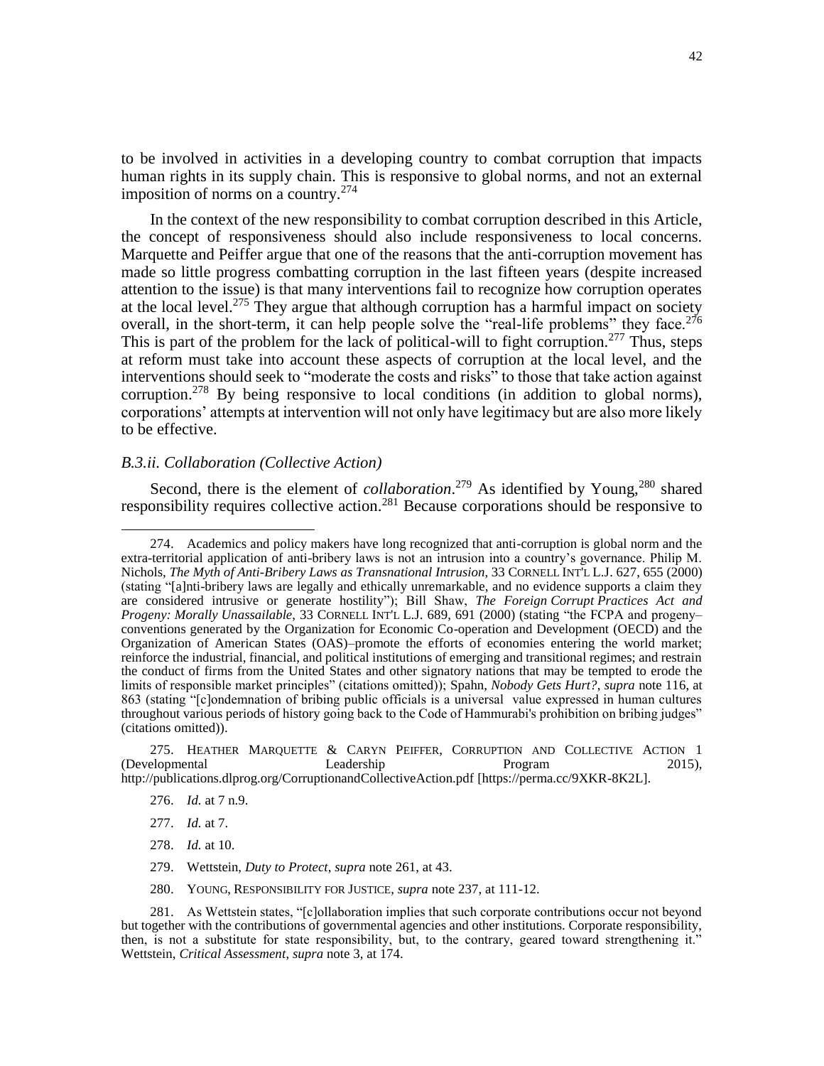to be involved in activities in a developing country to combat corruption that impacts human rights in its supply chain. This is responsive to global norms, and not an external imposition of norms on a country.[274]

In the context of the new responsibility to combat corruption described in this Article, the concept of responsiveness should also include responsiveness to local concerns. Marquette and Peiffer argue that one of the reasons that the anti-corruption movement has made so little progress combatting corruption in the last fifteen years (despite increased attention to the issue) is that many interventions fail to recognize how corruption operates at the local level.[275] They argue that although corruption has a harmful impact on society overall, in the short-term, it can help people solve the "real-life problems" they face.[276] This is part of the problem for the lack of political-will to fight corruption.[277] Thus, steps at reform must take into account these aspects of corruption at the local level, and the interventions should seek to "moderate the costs and risks" to those that take action against corruption.[278] By being responsive to local conditions (in addition to global norms), corporations' attempts at intervention will not only have legitimacy but are also more likely to be effective.

### *B.3.ii. Collaboration (Collective Action)*

Second, there is the element of *collaboration*.[279] As identified by Young,[280] shared responsibility requires collective action.[281] Because corporations should be responsive to

---

274. Academics and policy makers have long recognized that anti-corruption is global norm and the extra-territorial application of anti-bribery laws is not an intrusion into a country's governance. Philip M. Nichols, *The Myth of Anti-Bribery Laws as Transnational Intrusion*, 33 CORNELL INT'L L.J. 627, 655 (2000) (stating "[a]nti-bribery laws are legally and ethically unremarkable, and no evidence supports a claim they are considered intrusive or generate hostility"); Bill Shaw, *The Foreign Corrupt Practices Act and Progeny: Morally Unassailable*, 33 CORNELL INT'L L.J. 689, 691 (2000) (stating "the FCPA and progeny–conventions generated by the Organization for Economic Co-operation and Development (OECD) and the Organization of American States (OAS)–promote the efforts of economies entering the world market; reinforce the industrial, financial, and political institutions of emerging and transitional regimes; and restrain the conduct of firms from the United States and other signatory nations that may be tempted to erode the limits of responsible market principles" (citations omitted)); Spahn, *Nobody Gets Hurt?*, *supra* note 116, at 863 (stating "[c]ondemnation of bribing public officials is a universal value expressed in human cultures throughout various periods of history going back to the Code of Hammurabi's prohibition on bribing judges" (citations omitted)).

275. HEATHER MARQUETTE & CARYN PEIFFER, CORRUPTION AND COLLECTIVE ACTION 1 (Developmental Leadership Program 2015), http://publications.dlprog.org/CorruptionandCollectiveAction.pdf [https://perma.cc/9XKR-8K2L].

276. *Id.* at 7 n.9.

277. *Id.* at 7.

278. *Id.* at 10.

279. Wettstein, *Duty to Protect*, *supra* note 261, at 43.

280. YOUNG, RESPONSIBILITY FOR JUSTICE, *supra* note 237, at 111-12.

281. As Wettstein states, "[c]ollaboration implies that such corporate contributions occur not beyond but together with the contributions of governmental agencies and other institutions. Corporate responsibility, then, is not a substitute for state responsibility, but, to the contrary, geared toward strengthening it." Wettstein, *Critical Assessment*, *supra* note 3, at 174.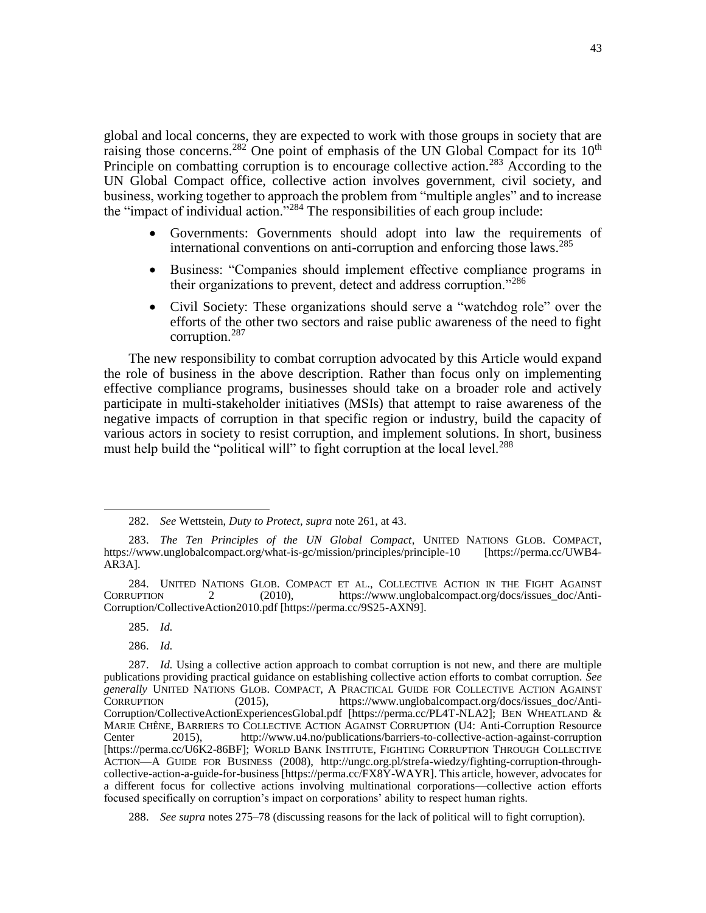global and local concerns, they are expected to work with those groups in society that are raising those concerns.[282] One point of emphasis of the UN Global Compact for its 10th Principle on combatting corruption is to encourage collective action.[283] According to the UN Global Compact office, collective action involves government, civil society, and business, working together to approach the problem from "multiple angles" and to increase the "impact of individual action."[284] The responsibilities of each group include:

- Governments: Governments should adopt into law the requirements of international conventions on anti-corruption and enforcing those laws.[285]
- Business: "Companies should implement effective compliance programs in their organizations to prevent, detect and address corruption."[286]
- Civil Society: These organizations should serve a "watchdog role" over the efforts of the other two sectors and raise public awareness of the need to fight corruption.[287]

The new responsibility to combat corruption advocated by this Article would expand the role of business in the above description. Rather than focus only on implementing effective compliance programs, businesses should take on a broader role and actively participate in multi-stakeholder initiatives (MSIs) that attempt to raise awareness of the negative impacts of corruption in that specific region or industry, build the capacity of various actors in society to resist corruption, and implement solutions. In short, business must help build the "political will" to fight corruption at the local level.[288]

---

282. *See* Wettstein, *Duty to Protect*, *supra* note 261, at 43.

283. *The Ten Principles of the UN Global Compact*, UNITED NATIONS GLOB. COMPACT, https://www.unglobalcompact.org/what-is-gc/mission/principles/principle-10 [https://perma.cc/UWB4-AR3A].

284. UNITED NATIONS GLOB. COMPACT ET AL., COLLECTIVE ACTION IN THE FIGHT AGAINST CORRUPTION 2 (2010), https://www.unglobalcompact.org/docs/issues_doc/Anti-Corruption/CollectiveAction2010.pdf [https://perma.cc/9S25-AXN9].

285. *Id.*

286. *Id.*

287. *Id.* Using a collective action approach to combat corruption is not new, and there are multiple publications providing practical guidance on establishing collective action efforts to combat corruption. *See generally* UNITED NATIONS GLOB. COMPACT, A PRACTICAL GUIDE FOR COLLECTIVE ACTION AGAINST CORRUPTION (2015), https://www.unglobalcompact.org/docs/issues_doc/Anti-Corruption/CollectiveActionExperiencesGlobal.pdf [https://perma.cc/PL4T-NLA2]; BEN WHEATLAND & MARIE CHÊNE, BARRIERS TO COLLECTIVE ACTION AGAINST CORRUPTION (U4: Anti-Corruption Resource Center 2015), http://www.u4.no/publications/barriers-to-collective-action-against-corruption [https://perma.cc/U6K2-86BF]; WORLD BANK INSTITUTE, FIGHTING CORRUPTION THROUGH COLLECTIVE ACTION—A GUIDE FOR BUSINESS (2008), http://ungc.org.pl/strefa-wiedzy/fighting-corruption-through-collective-action-a-guide-for-business [https://perma.cc/FX8Y-WAYR]. This article, however, advocates for a different focus for collective actions involving multinational corporations—collective action efforts focused specifically on corruption's impact on corporations' ability to respect human rights.

288. *See supra* notes 275–78 (discussing reasons for the lack of political will to fight corruption).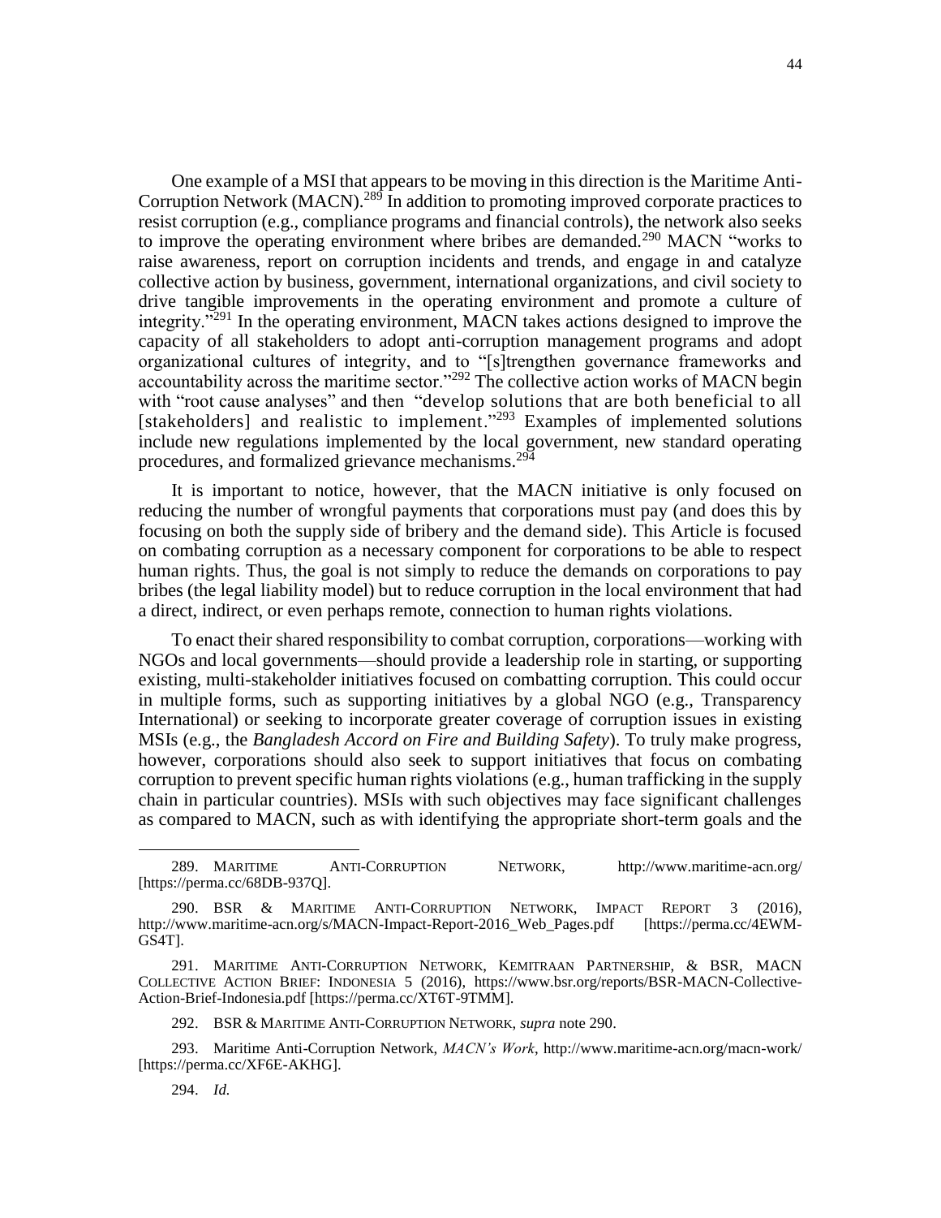One example of a MSI that appears to be moving in this direction is the Maritime Anti-Corruption Network (MACN).[289] In addition to promoting improved corporate practices to resist corruption (e.g., compliance programs and financial controls), the network also seeks to improve the operating environment where bribes are demanded.[290] MACN "works to raise awareness, report on corruption incidents and trends, and engage in and catalyze collective action by business, government, international organizations, and civil society to drive tangible improvements in the operating environment and promote a culture of integrity."[291] In the operating environment, MACN takes actions designed to improve the capacity of all stakeholders to adopt anti-corruption management programs and adopt organizational cultures of integrity, and to "[s]trengthen governance frameworks and accountability across the maritime sector."[292] The collective action works of MACN begin with "root cause analyses" and then "develop solutions that are both beneficial to all [stakeholders] and realistic to implement."[293] Examples of implemented solutions include new regulations implemented by the local government, new standard operating procedures, and formalized grievance mechanisms.[294]

It is important to notice, however, that the MACN initiative is only focused on reducing the number of wrongful payments that corporations must pay (and does this by focusing on both the supply side of bribery and the demand side). This Article is focused on combating corruption as a necessary component for corporations to be able to respect human rights. Thus, the goal is not simply to reduce the demands on corporations to pay bribes (the legal liability model) but to reduce corruption in the local environment that had a direct, indirect, or even perhaps remote, connection to human rights violations.

To enact their shared responsibility to combat corruption, corporations—working with NGOs and local governments—should provide a leadership role in starting, or supporting existing, multi-stakeholder initiatives focused on combatting corruption. This could occur in multiple forms, such as supporting initiatives by a global NGO (e.g., Transparency International) or seeking to incorporate greater coverage of corruption issues in existing MSIs (e.g., the *Bangladesh Accord on Fire and Building Safety*). To truly make progress, however, corporations should also seek to support initiatives that focus on combating corruption to prevent specific human rights violations (e.g., human trafficking in the supply chain in particular countries). MSIs with such objectives may face significant challenges as compared to MACN, such as with identifying the appropriate short-term goals and the

---

289. MARITIME ANTI-CORRUPTION NETWORK, http://www.maritime-acn.org/ [https://perma.cc/68DB-937Q].

290. BSR & MARITIME ANTI-CORRUPTION NETWORK, IMPACT REPORT 3 (2016), http://www.maritime-acn.org/s/MACN-Impact-Report-2016_Web_Pages.pdf [https://perma.cc/4EWM-GS4T].

291. MARITIME ANTI-CORRUPTION NETWORK, KEMITRAAN PARTNERSHIP, & BSR, MACN COLLECTIVE ACTION BRIEF: INDONESIA 5 (2016), https://www.bsr.org/reports/BSR-MACN-Collective-Action-Brief-Indonesia.pdf [https://perma.cc/XT6T-9TMM].

292. BSR & MARITIME ANTI-CORRUPTION NETWORK, *supra* note 290.

293. Maritime Anti-Corruption Network, *MACN's Work*, http://www.maritime-acn.org/macn-work/ [https://perma.cc/XF6E-AKHG].

294. *Id.*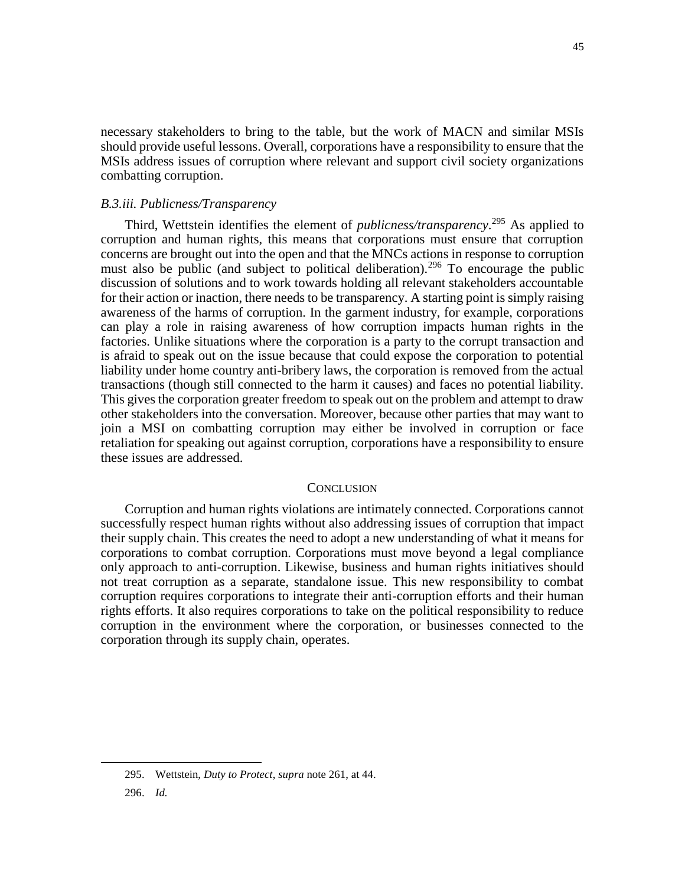necessary stakeholders to bring to the table, but the work of MACN and similar MSIs should provide useful lessons. Overall, corporations have a responsibility to ensure that the MSIs address issues of corruption where relevant and support civil society organizations combatting corruption.

### *B.3.iii. Publicness/Transparency*

Third, Wettstein identifies the element of *publicness/transparency*.[295] As applied to corruption and human rights, this means that corporations must ensure that corruption concerns are brought out into the open and that the MNCs actions in response to corruption must also be public (and subject to political deliberation).[296] To encourage the public discussion of solutions and to work towards holding all relevant stakeholders accountable for their action or inaction, there needs to be transparency. A starting point is simply raising awareness of the harms of corruption. In the garment industry, for example, corporations can play a role in raising awareness of how corruption impacts human rights in the factories. Unlike situations where the corporation is a party to the corrupt transaction and is afraid to speak out on the issue because that could expose the corporation to potential liability under home country anti-bribery laws, the corporation is removed from the actual transactions (though still connected to the harm it causes) and faces no potential liability. This gives the corporation greater freedom to speak out on the problem and attempt to draw other stakeholders into the conversation. Moreover, because other parties that may want to join a MSI on combatting corruption may either be involved in corruption or face retaliation for speaking out against corruption, corporations have a responsibility to ensure these issues are addressed.

## CONCLUSION

Corruption and human rights violations are intimately connected. Corporations cannot successfully respect human rights without also addressing issues of corruption that impact their supply chain. This creates the need to adopt a new understanding of what it means for corporations to combat corruption. Corporations must move beyond a legal compliance only approach to anti-corruption. Likewise, business and human rights initiatives should not treat corruption as a separate, standalone issue. This new responsibility to combat corruption requires corporations to integrate their anti-corruption efforts and their human rights efforts. It also requires corporations to take on the political responsibility to reduce corruption in the environment where the corporation, or businesses connected to the corporation through its supply chain, operates.

---

295. Wettstein, *Duty to Protect*, *supra* note 261, at 44.

296. *Id.*